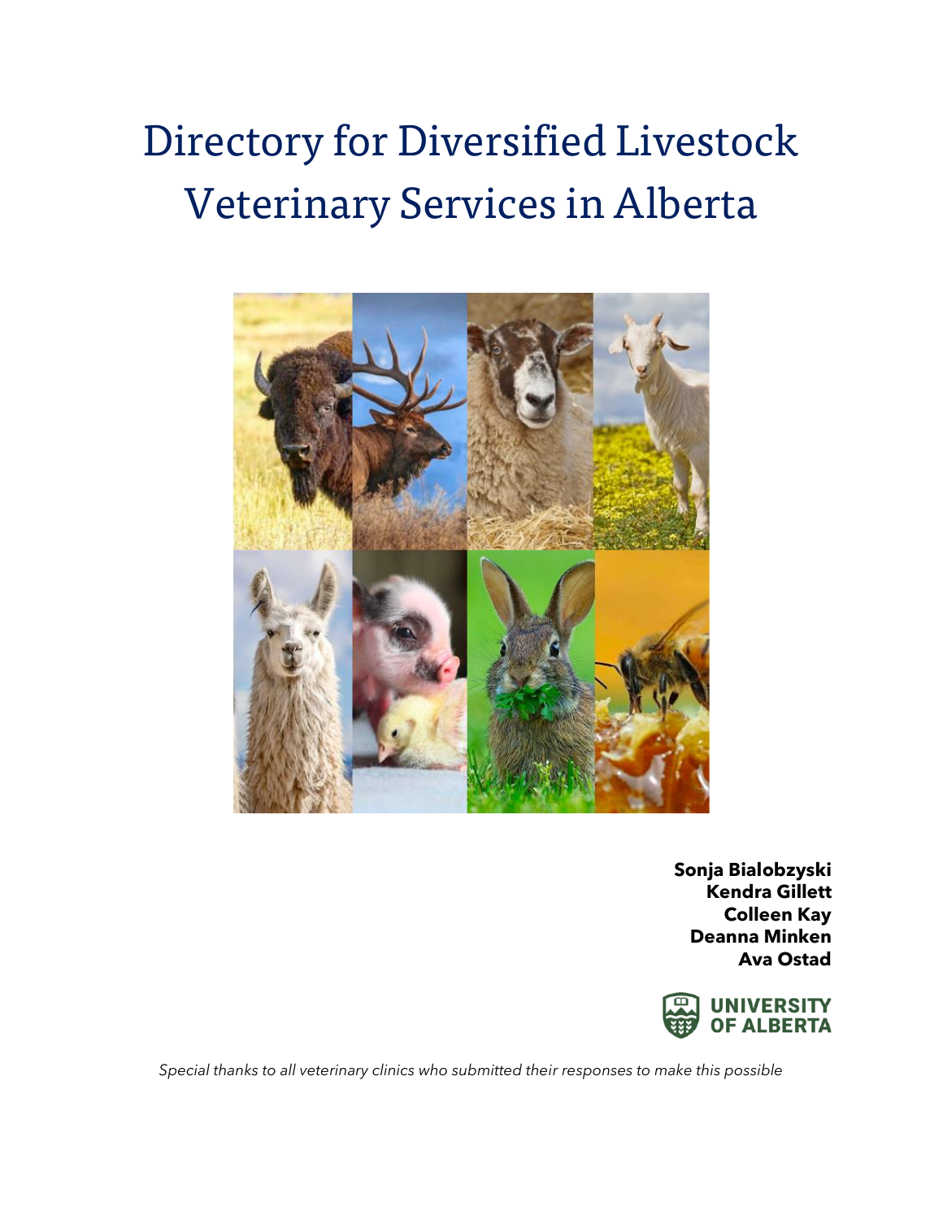# Directory for Diversified Livestock Veterinary Services in Alberta

**Sonja Bialobzyski**
**Kendra Gillett**
**Colleen Kay**
**Deanna Minken**
**Ava Ostad**

UNIVERSITY OF ALBERTA

*Special thanks to all veterinary clinics who submitted their responses to make this possible*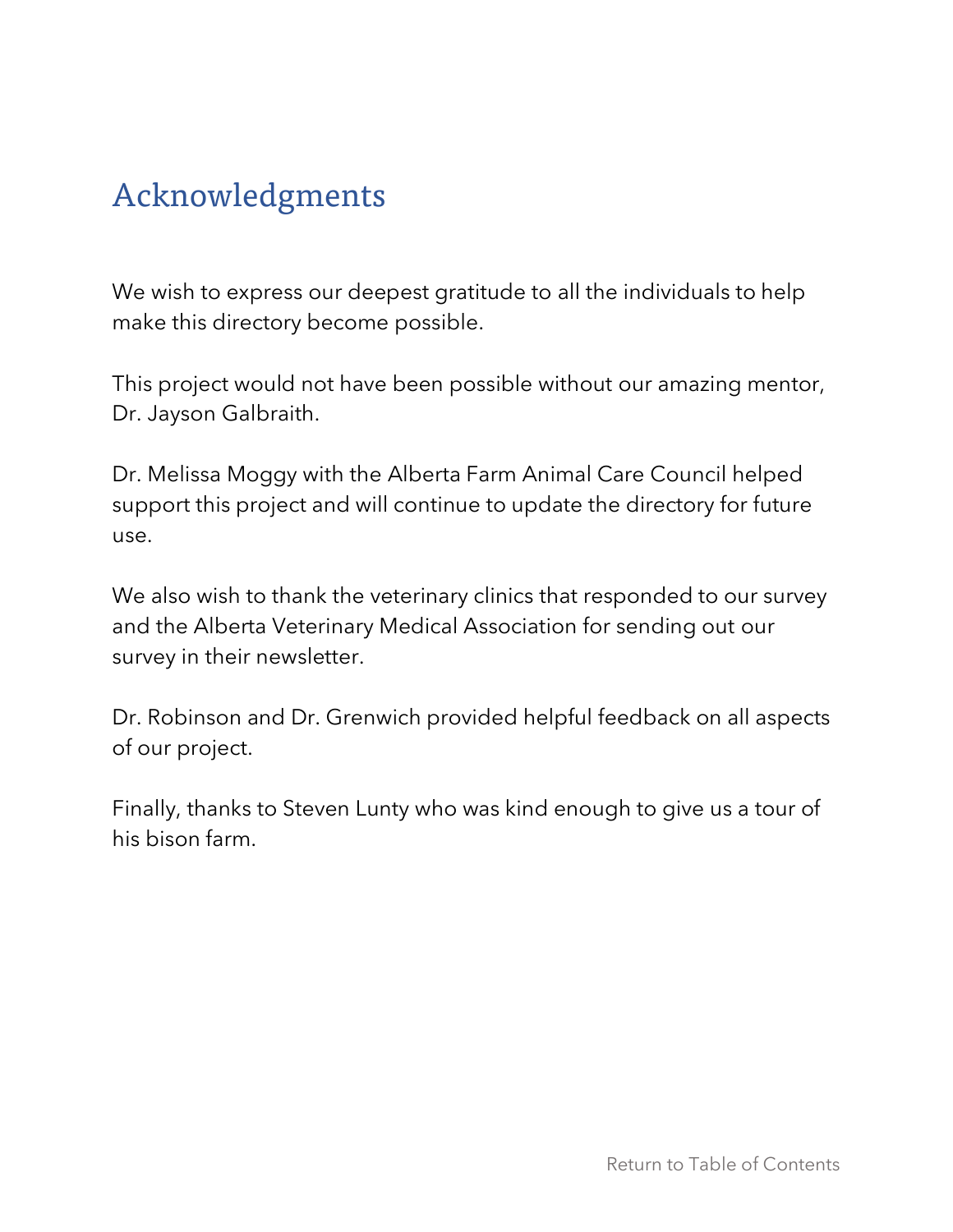# Acknowledgments

We wish to express our deepest gratitude to all the individuals to help make this directory become possible.

This project would not have been possible without our amazing mentor, Dr. Jayson Galbraith.

Dr. Melissa Moggy with the Alberta Farm Animal Care Council helped support this project and will continue to update the directory for future use.

We also wish to thank the veterinary clinics that responded to our survey and the Alberta Veterinary Medical Association for sending out our survey in their newsletter.

Dr. Robinson and Dr. Grenwich provided helpful feedback on all aspects of our project.

Finally, thanks to Steven Lunty who was kind enough to give us a tour of his bison farm.

Return to Table of Contents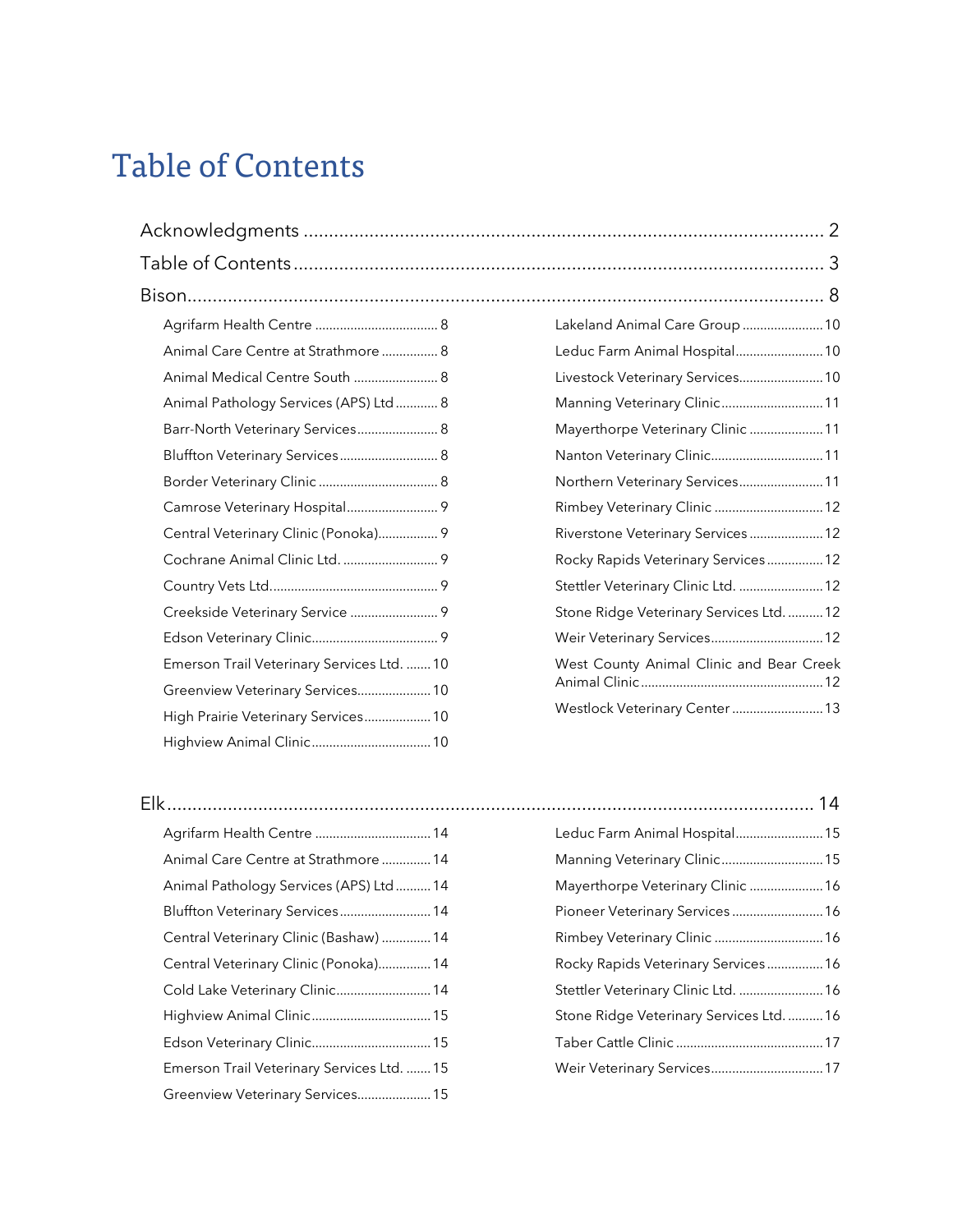# Table of Contents

Acknowledgments ........................................................................................................ 2

Table of Contents ......................................................................................................... 3

Bison .............................................................................................................................. 8

- Agrifarm Health Centre .................................. 8
- Animal Care Centre at Strathmore ................ 8
- Animal Medical Centre South ........................ 8
- Animal Pathology Services (APS) Ltd ............ 8
- Barr-North Veterinary Services ....................... 8
- Bluffton Veterinary Services ............................ 8
- Border Veterinary Clinic .................................. 8
- Camrose Veterinary Hospital .......................... 9
- Central Veterinary Clinic (Ponoka) ................. 9
- Cochrane Animal Clinic Ltd. ........................... 9
- Country Vets Ltd. ............................................... 9
- Creekside Veterinary Service ......................... 9
- Edson Veterinary Clinic .................................... 9
- Emerson Trail Veterinary Services Ltd. ....... 10
- Greenview Veterinary Services ..................... 10
- High Prairie Veterinary Services ................... 10
- Highview Animal Clinic .................................. 10
- Lakeland Animal Care Group ....................... 10
- Leduc Farm Animal Hospital ......................... 10
- Livestock Veterinary Services ........................ 10
- Manning Veterinary Clinic ............................. 11
- Mayerthorpe Veterinary Clinic ..................... 11
- Nanton Veterinary Clinic ................................ 11
- Northern Veterinary Services ........................ 11
- Rimbey Veterinary Clinic ............................... 12
- Riverstone Veterinary Services ..................... 12
- Rocky Rapids Veterinary Services ................ 12
- Stettler Veterinary Clinic Ltd. ........................ 12
- Stone Ridge Veterinary Services Ltd. .......... 12
- Weir Veterinary Services ................................ 12
- West County Animal Clinic and Bear Creek Animal Clinic .................................................... 12
- Westlock Veterinary Center .......................... 13

Elk ................................................................................................................................. 14

- Agrifarm Health Centre ................................. 14
- Animal Care Centre at Strathmore .............. 14
- Animal Pathology Services (APS) Ltd .......... 14
- Bluffton Veterinary Services .......................... 14
- Central Veterinary Clinic (Bashaw) .............. 14
- Central Veterinary Clinic (Ponoka) ............... 14
- Cold Lake Veterinary Clinic ........................... 14
- Highview Animal Clinic .................................. 15
- Edson Veterinary Clinic .................................. 15
- Emerson Trail Veterinary Services Ltd. ....... 15
- Greenview Veterinary Services ..................... 15
- Leduc Farm Animal Hospital ......................... 15
- Manning Veterinary Clinic ............................. 15
- Mayerthorpe Veterinary Clinic ..................... 16
- Pioneer Veterinary Services .......................... 16
- Rimbey Veterinary Clinic ............................... 16
- Rocky Rapids Veterinary Services ................ 16
- Stettler Veterinary Clinic Ltd. ........................ 16
- Stone Ridge Veterinary Services Ltd. .......... 16
- Taber Cattle Clinic .......................................... 17
- Weir Veterinary Services ................................ 17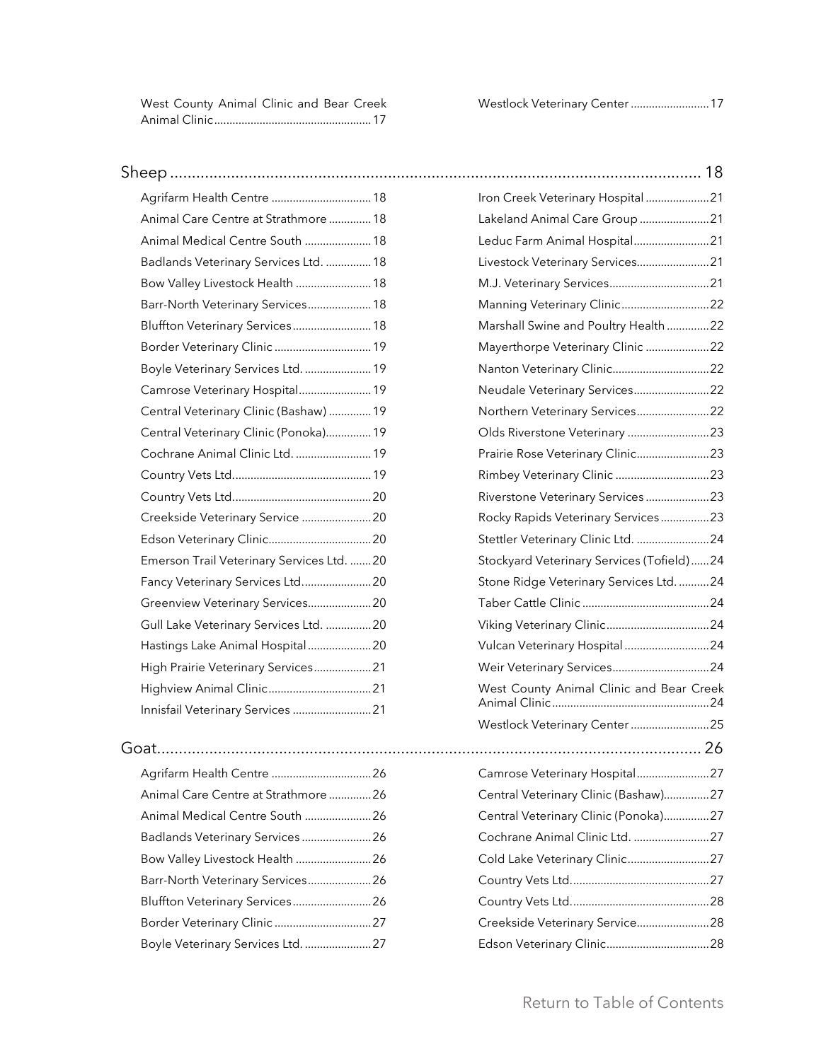West County Animal Clinic and Bear Creek Animal Clinic.....17

Westlock Veterinary Center.....17

## Sheep.....18

Agrifarm Health Centre.....18

Animal Care Centre at Strathmore.....18

Animal Medical Centre South.....18

Badlands Veterinary Services Ltd......18

Bow Valley Livestock Health.....18

Barr-North Veterinary Services.....18

Bluffton Veterinary Services.....18

Border Veterinary Clinic.....19

Boyle Veterinary Services Ltd......19

Camrose Veterinary Hospital.....19

Central Veterinary Clinic (Bashaw).....19

Central Veterinary Clinic (Ponoka).....19

Cochrane Animal Clinic Ltd......19

Country Vets Ltd......19

Country Vets Ltd......20

Creekside Veterinary Service.....20

Edson Veterinary Clinic.....20

Emerson Trail Veterinary Services Ltd......20

Fancy Veterinary Services Ltd......20

Greenview Veterinary Services.....20

Gull Lake Veterinary Services Ltd......20

Hastings Lake Animal Hospital.....20

High Prairie Veterinary Services.....21

Highview Animal Clinic.....21

Innisfail Veterinary Services.....21

Iron Creek Veterinary Hospital.....21

Lakeland Animal Care Group.....21

Leduc Farm Animal Hospital.....21

Livestock Veterinary Services.....21

M.J. Veterinary Services.....21

Manning Veterinary Clinic.....22

Marshall Swine and Poultry Health.....22

Mayerthorpe Veterinary Clinic.....22

Nanton Veterinary Clinic.....22

Neudale Veterinary Services.....22

Northern Veterinary Services.....22

Olds Riverstone Veterinary.....23

Prairie Rose Veterinary Clinic.....23

Rimbey Veterinary Clinic.....23

Riverstone Veterinary Services.....23

Rocky Rapids Veterinary Services.....23

Stettler Veterinary Clinic Ltd......24

Stockyard Veterinary Services (Tofield).....24

Stone Ridge Veterinary Services Ltd......24

Taber Cattle Clinic.....24

Viking Veterinary Clinic.....24

Vulcan Veterinary Hospital.....24

Weir Veterinary Services.....24

West County Animal Clinic and Bear Creek Animal Clinic.....24

Westlock Veterinary Center.....25

## Goat.....26

Agrifarm Health Centre.....26

Animal Care Centre at Strathmore.....26

Animal Medical Centre South.....26

Badlands Veterinary Services.....26

Bow Valley Livestock Health.....26

Barr-North Veterinary Services.....26

Bluffton Veterinary Services.....26

Border Veterinary Clinic.....27

Boyle Veterinary Services Ltd......27

Camrose Veterinary Hospital.....27

Central Veterinary Clinic (Bashaw).....27

Central Veterinary Clinic (Ponoka).....27

Cochrane Animal Clinic Ltd......27

Cold Lake Veterinary Clinic.....27

Country Vets Ltd......27

Country Vets Ltd......28

Creekside Veterinary Service.....28

Edson Veterinary Clinic.....28

Return to Table of Contents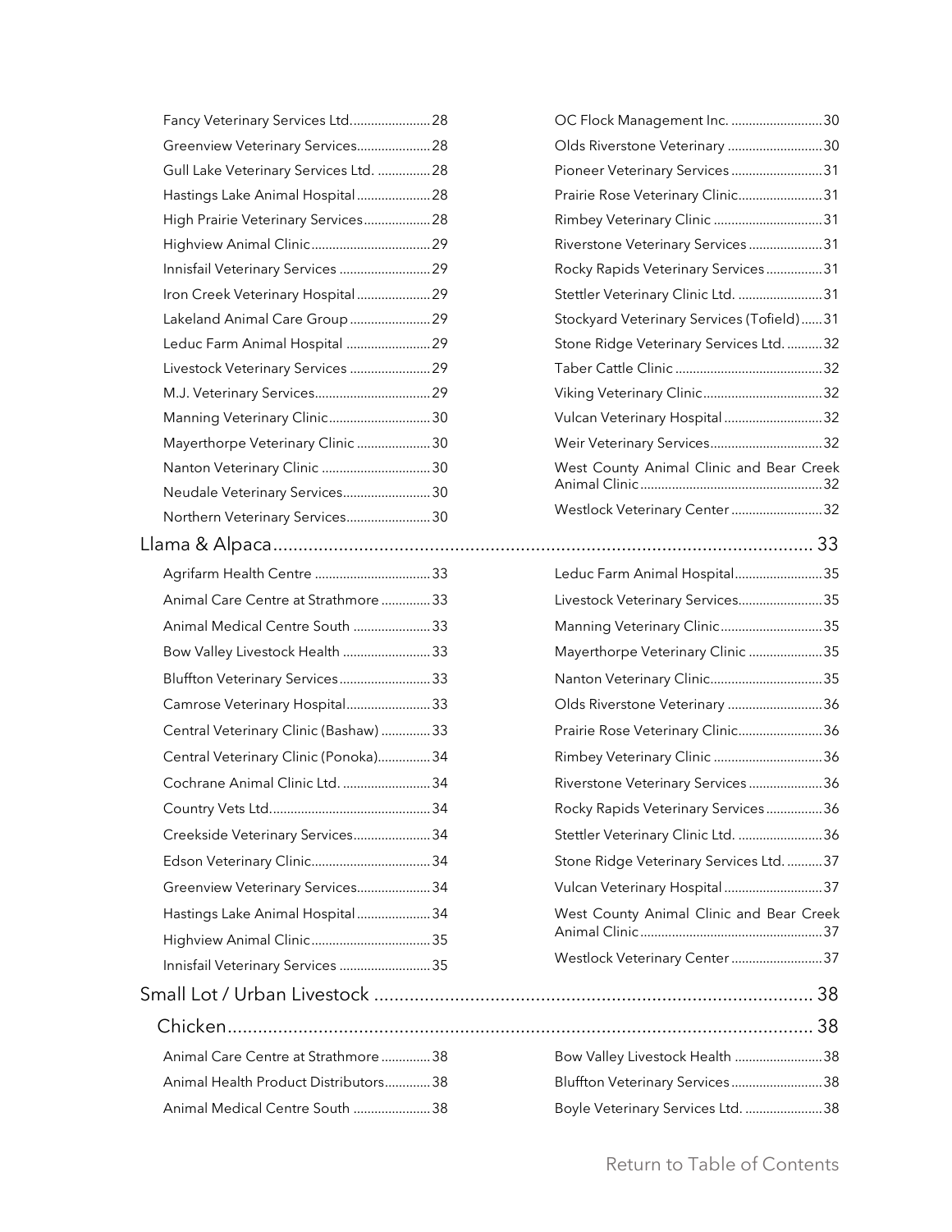- Fancy Veterinary Services Ltd....................... 28
- Greenview Veterinary Services..................... 28
- Gull Lake Veterinary Services Ltd. ............... 28
- Hastings Lake Animal Hospital..................... 28
- High Prairie Veterinary Services................... 28
- Highview Animal Clinic.................................. 29
- Innisfail Veterinary Services .......................... 29
- Iron Creek Veterinary Hospital..................... 29
- Lakeland Animal Care Group ....................... 29
- Leduc Farm Animal Hospital ........................ 29
- Livestock Veterinary Services ....................... 29
- M.J. Veterinary Services................................. 29
- Manning Veterinary Clinic............................. 30
- Mayerthorpe Veterinary Clinic ..................... 30
- Nanton Veterinary Clinic ............................... 30
- Neudale Veterinary Services......................... 30
- Northern Veterinary Services........................ 30
- OC Flock Management Inc. .......................... 30
- Olds Riverstone Veterinary ........................... 30
- Pioneer Veterinary Services .......................... 31
- Prairie Rose Veterinary Clinic........................ 31
- Rimbey Veterinary Clinic ............................... 31
- Riverstone Veterinary Services ..................... 31
- Rocky Rapids Veterinary Services ................ 31
- Stettler Veterinary Clinic Ltd. ........................ 31
- Stockyard Veterinary Services (Tofield)...... 31
- Stone Ridge Veterinary Services Ltd. .......... 32
- Taber Cattle Clinic .......................................... 32
- Viking Veterinary Clinic.................................. 32
- Vulcan Veterinary Hospital ............................ 32
- Weir Veterinary Services................................ 32
- West County Animal Clinic and Bear Creek Animal Clinic.................................................... 32
- Westlock Veterinary Center .......................... 32

## Llama & Alpaca........................................................................................................ 33

- Agrifarm Health Centre ................................. 33
- Animal Care Centre at Strathmore .............. 33
- Animal Medical Centre South ...................... 33
- Bow Valley Livestock Health ......................... 33
- Bluffton Veterinary Services .......................... 33
- Camrose Veterinary Hospital........................ 33
- Central Veterinary Clinic (Bashaw) .............. 33
- Central Veterinary Clinic (Ponoka)............... 34
- Cochrane Animal Clinic Ltd. ......................... 34
- Country Vets Ltd.............................................. 34
- Creekside Veterinary Services...................... 34
- Edson Veterinary Clinic.................................. 34
- Greenview Veterinary Services..................... 34
- Hastings Lake Animal Hospital..................... 34
- Highview Animal Clinic.................................. 35
- Innisfail Veterinary Services .......................... 35
- Leduc Farm Animal Hospital......................... 35
- Livestock Veterinary Services........................ 35
- Manning Veterinary Clinic............................. 35
- Mayerthorpe Veterinary Clinic ..................... 35
- Nanton Veterinary Clinic................................ 35
- Olds Riverstone Veterinary ........................... 36
- Prairie Rose Veterinary Clinic........................ 36
- Rimbey Veterinary Clinic ............................... 36
- Riverstone Veterinary Services ..................... 36
- Rocky Rapids Veterinary Services ................ 36
- Stettler Veterinary Clinic Ltd. ........................ 36
- Stone Ridge Veterinary Services Ltd. .......... 37
- Vulcan Veterinary Hospital ............................ 37
- West County Animal Clinic and Bear Creek Animal Clinic.................................................... 37
- Westlock Veterinary Center .......................... 37

## Small Lot / Urban Livestock ...................................................................................... 38

### Chicken.................................................................................................................. 38

- Animal Care Centre at Strathmore .............. 38
- Animal Health Product Distributors............. 38
- Animal Medical Centre South ...................... 38
- Bow Valley Livestock Health ......................... 38
- Bluffton Veterinary Services .......................... 38
- Boyle Veterinary Services Ltd. ...................... 38

Return to Table of Contents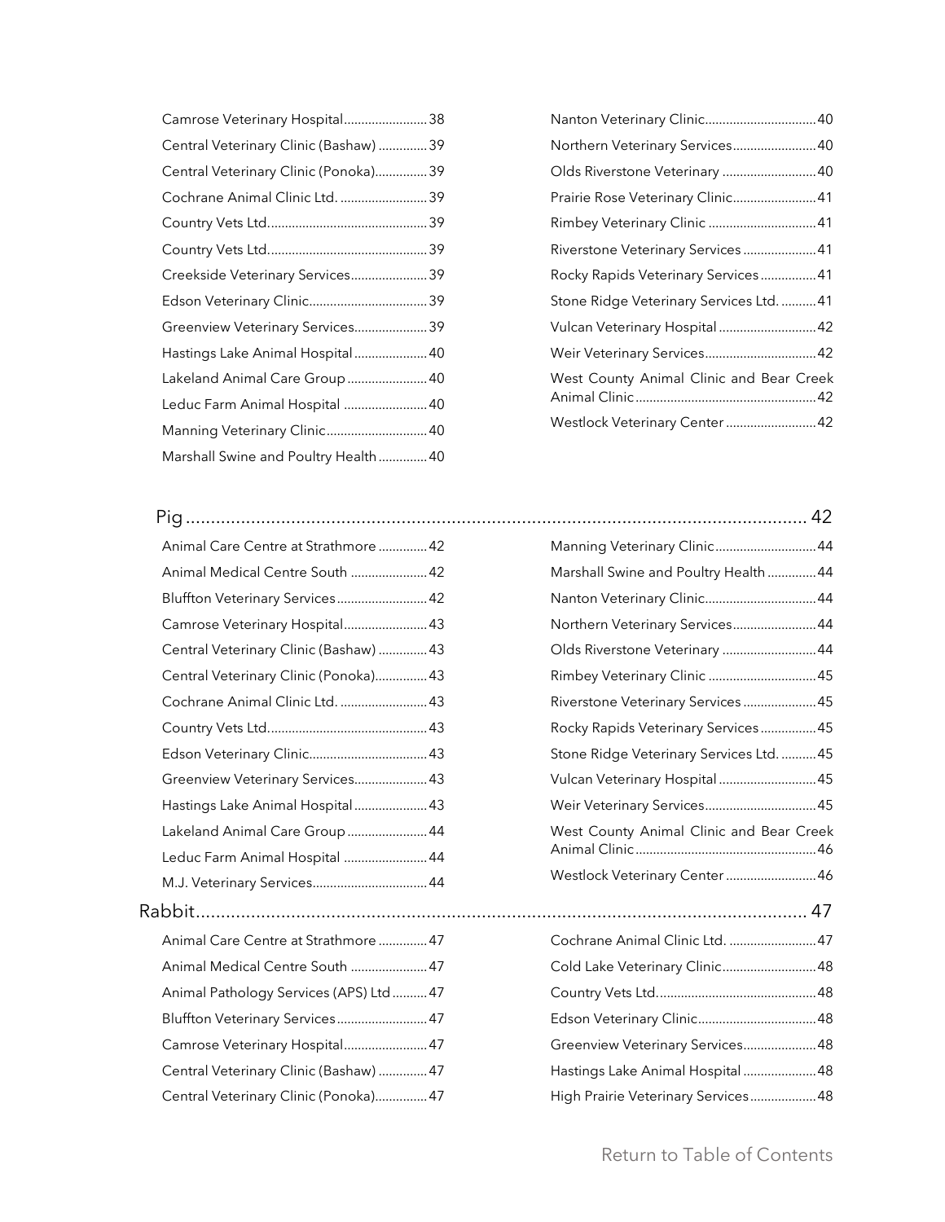- Camrose Veterinary Hospital........................38
- Central Veterinary Clinic (Bashaw) ..............39
- Central Veterinary Clinic (Ponoka)...............39
- Cochrane Animal Clinic Ltd. .........................39
- Country Vets Ltd.............................................39
- Country Vets Ltd.............................................39
- Creekside Veterinary Services......................39
- Edson Veterinary Clinic..................................39
- Greenview Veterinary Services.....................39
- Hastings Lake Animal Hospital .....................40
- Lakeland Animal Care Group .......................40
- Leduc Farm Animal Hospital ........................40
- Manning Veterinary Clinic.............................40
- Marshall Swine and Poultry Health ..............40
- Nanton Veterinary Clinic................................40
- Northern Veterinary Services........................40
- Olds Riverstone Veterinary ...........................40
- Prairie Rose Veterinary Clinic........................41
- Rimbey Veterinary Clinic ...............................41
- Riverstone Veterinary Services .....................41
- Rocky Rapids Veterinary Services ................41
- Stone Ridge Veterinary Services Ltd. ..........41
- Vulcan Veterinary Hospital ............................42
- Weir Veterinary Services................................42
- West County Animal Clinic and Bear Creek Animal Clinic...................................................42
- Westlock Veterinary Center ..........................42

## Pig ........................................................................................................... 42

- Animal Care Centre at Strathmore ..............42
- Animal Medical Centre South ......................42
- Bluffton Veterinary Services..........................42
- Camrose Veterinary Hospital........................43
- Central Veterinary Clinic (Bashaw) ..............43
- Central Veterinary Clinic (Ponoka)...............43
- Cochrane Animal Clinic Ltd. .........................43
- Country Vets Ltd.............................................43
- Edson Veterinary Clinic..................................43
- Greenview Veterinary Services.....................43
- Hastings Lake Animal Hospital .....................43
- Lakeland Animal Care Group .......................44
- Leduc Farm Animal Hospital ........................44
- M.J. Veterinary Services.................................44
- Manning Veterinary Clinic.............................44
- Marshall Swine and Poultry Health ..............44
- Nanton Veterinary Clinic................................44
- Northern Veterinary Services........................44
- Olds Riverstone Veterinary ...........................44
- Rimbey Veterinary Clinic ...............................45
- Riverstone Veterinary Services .....................45
- Rocky Rapids Veterinary Services ................45
- Stone Ridge Veterinary Services Ltd. ..........45
- Vulcan Veterinary Hospital ............................45
- Weir Veterinary Services................................45
- West County Animal Clinic and Bear Creek Animal Clinic...................................................46
- Westlock Veterinary Center ..........................46

## Rabbit......................................................................................................... 47

- Animal Care Centre at Strathmore ..............47
- Animal Medical Centre South ......................47
- Animal Pathology Services (APS) Ltd ..........47
- Bluffton Veterinary Services..........................47
- Camrose Veterinary Hospital........................47
- Central Veterinary Clinic (Bashaw) ..............47
- Central Veterinary Clinic (Ponoka)...............47
- Cochrane Animal Clinic Ltd. .........................47
- Cold Lake Veterinary Clinic...........................48
- Country Vets Ltd.............................................48
- Edson Veterinary Clinic..................................48
- Greenview Veterinary Services.....................48
- Hastings Lake Animal Hospital .....................48
- High Prairie Veterinary Services...................48

Return to Table of Contents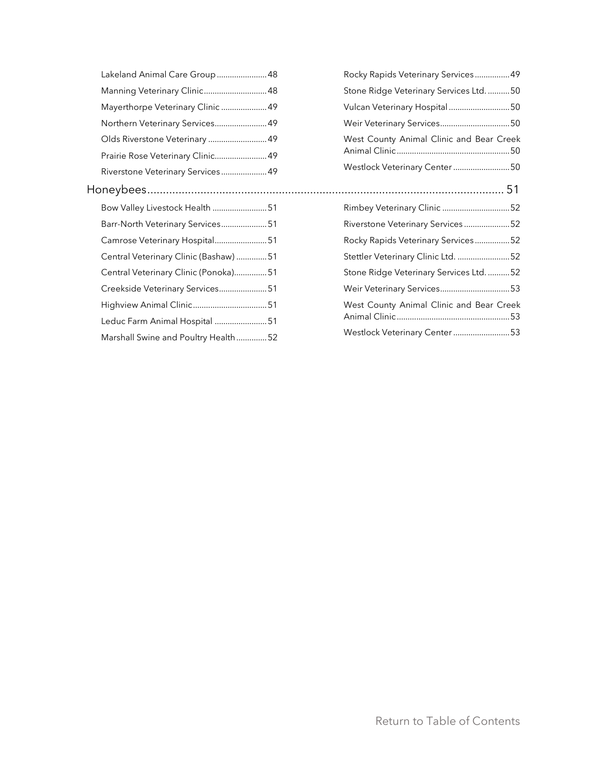- Lakeland Animal Care Group ....................... 48
- Manning Veterinary Clinic ............................ 48
- Mayerthorpe Veterinary Clinic ..................... 49
- Northern Veterinary Services........................ 49
- Olds Riverstone Veterinary ........................... 49
- Prairie Rose Veterinary Clinic........................ 49
- Riverstone Veterinary Services ..................... 49
- Rocky Rapids Veterinary Services ................ 49
- Stone Ridge Veterinary Services Ltd. .......... 50
- Vulcan Veterinary Hospital ............................ 50
- Weir Veterinary Services................................ 50
- West County Animal Clinic and Bear Creek Animal Clinic .................................................... 50
- Westlock Veterinary Center .......................... 50

Honeybees.................................................................................................................. 51

- Bow Valley Livestock Health ......................... 51
- Barr-North Veterinary Services..................... 51
- Camrose Veterinary Hospital........................ 51
- Central Veterinary Clinic (Bashaw) .............. 51
- Central Veterinary Clinic (Ponoka)............... 51
- Creekside Veterinary Services...................... 51
- Highview Animal Clinic.................................. 51
- Leduc Farm Animal Hospital ........................ 51
- Marshall Swine and Poultry Health .............. 52
- Rimbey Veterinary Clinic ............................... 52
- Riverstone Veterinary Services ..................... 52
- Rocky Rapids Veterinary Services ................ 52
- Stettler Veterinary Clinic Ltd. ........................ 52
- Stone Ridge Veterinary Services Ltd. .......... 52
- Weir Veterinary Services................................ 53
- West County Animal Clinic and Bear Creek Animal Clinic .................................................... 53
- Westlock Veterinary Center .......................... 53

Return to Table of Contents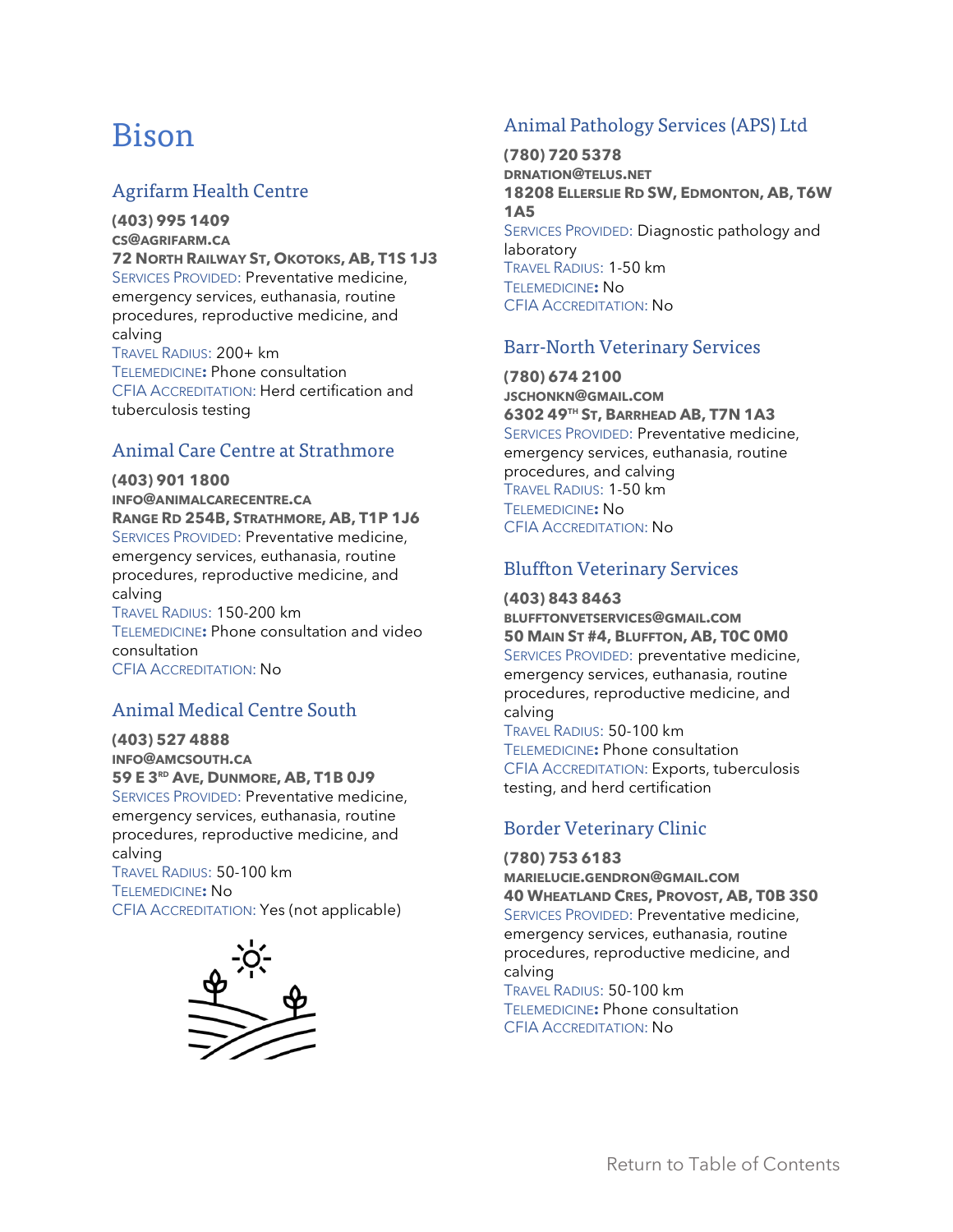# Bison

## Agrifarm Health Centre

**(403) 995 1409**
**CS@AGRIFARM.CA**
**72 NORTH RAILWAY ST, OKOTOKS, AB, T1S 1J3**
SERVICES PROVIDED: Preventative medicine, emergency services, euthanasia, routine procedures, reproductive medicine, and calving
TRAVEL RADIUS: 200+ km
TELEMEDICINE: Phone consultation
CFIA ACCREDITATION: Herd certification and tuberculosis testing

## Animal Care Centre at Strathmore

**(403) 901 1800**
**INFO@ANIMALCARECENTRE.CA**
**RANGE RD 254B, STRATHMORE, AB, T1P 1J6**
SERVICES PROVIDED: Preventative medicine, emergency services, euthanasia, routine procedures, reproductive medicine, and calving
TRAVEL RADIUS: 150-200 km
TELEMEDICINE: Phone consultation and video consultation
CFIA ACCREDITATION: No

## Animal Medical Centre South

**(403) 527 4888**
**INFO@AMCSOUTH.CA**
**59 E 3RD AVE, DUNMORE, AB, T1B 0J9**
SERVICES PROVIDED: Preventative medicine, emergency services, euthanasia, routine procedures, reproductive medicine, and calving
TRAVEL RADIUS: 50-100 km
TELEMEDICINE: No
CFIA ACCREDITATION: Yes (not applicable)

## Animal Pathology Services (APS) Ltd

**(780) 720 5378**
**DRNATION@TELUS.NET**
**18208 ELLERSLIE RD SW, EDMONTON, AB, T6W 1A5**
SERVICES PROVIDED: Diagnostic pathology and laboratory
TRAVEL RADIUS: 1-50 km
TELEMEDICINE: No
CFIA ACCREDITATION: No

## Barr-North Veterinary Services

**(780) 674 2100**
**JSCHONKN@GMAIL.COM**
**6302 49TH ST, BARRHEAD AB, T7N 1A3**
SERVICES PROVIDED: Preventative medicine, emergency services, euthanasia, routine procedures, and calving
TRAVEL RADIUS: 1-50 km
TELEMEDICINE: No
CFIA ACCREDITATION: No

## Bluffton Veterinary Services

**(403) 843 8463**
**BLUFFTONVETSERVICES@GMAIL.COM**
**50 MAIN ST #4, BLUFFTON, AB, T0C 0M0**
SERVICES PROVIDED: preventative medicine, emergency services, euthanasia, routine procedures, reproductive medicine, and calving
TRAVEL RADIUS: 50-100 km
TELEMEDICINE: Phone consultation
CFIA ACCREDITATION: Exports, tuberculosis testing, and herd certification

## Border Veterinary Clinic

**(780) 753 6183**
**MARIELUCIE.GENDRON@GMAIL.COM**
**40 WHEATLAND CRES, PROVOST, AB, T0B 3S0**
SERVICES PROVIDED: Preventative medicine, emergency services, euthanasia, routine procedures, reproductive medicine, and calving
TRAVEL RADIUS: 50-100 km
TELEMEDICINE: Phone consultation
CFIA ACCREDITATION: No

Return to Table of Contents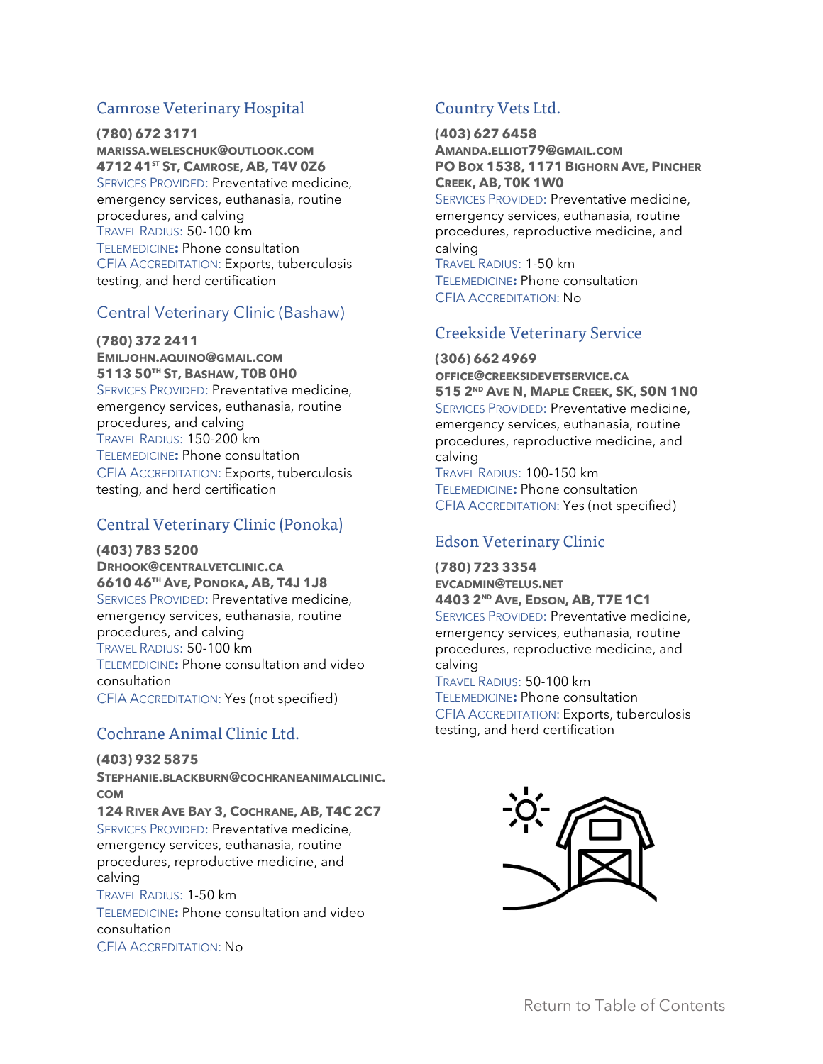## Camrose Veterinary Hospital

**(780) 672 3171**
**MARISSA.WELESCHUK@OUTLOOK.COM**
**4712 41ST ST, CAMROSE, AB, T4V 0Z6**
SERVICES PROVIDED: Preventative medicine, emergency services, euthanasia, routine procedures, and calving
TRAVEL RADIUS: 50-100 km
TELEMEDICINE: Phone consultation
CFIA ACCREDITATION: Exports, tuberculosis testing, and herd certification

## Central Veterinary Clinic (Bashaw)

**(780) 372 2411**
**EMILJOHN.AQUINO@GMAIL.COM**
**5113 50TH ST, BASHAW, T0B 0H0**
SERVICES PROVIDED: Preventative medicine, emergency services, euthanasia, routine procedures, and calving
TRAVEL RADIUS: 150-200 km
TELEMEDICINE: Phone consultation
CFIA ACCREDITATION: Exports, tuberculosis testing, and herd certification

## Central Veterinary Clinic (Ponoka)

**(403) 783 5200**
**DRHOOK@CENTRALVETCLINIC.CA**
**6610 46TH AVE, PONOKA, AB, T4J 1J8**
SERVICES PROVIDED: Preventative medicine, emergency services, euthanasia, routine procedures, and calving
TRAVEL RADIUS: 50-100 km
TELEMEDICINE: Phone consultation and video consultation
CFIA ACCREDITATION: Yes (not specified)

## Cochrane Animal Clinic Ltd.

**(403) 932 5875**
**STEPHANIE.BLACKBURN@COCHRANEANIMALCLINIC.COM**
**124 RIVER AVE BAY 3, COCHRANE, AB, T4C 2C7**
SERVICES PROVIDED: Preventative medicine, emergency services, euthanasia, routine procedures, reproductive medicine, and calving
TRAVEL RADIUS: 1-50 km
TELEMEDICINE: Phone consultation and video consultation
CFIA ACCREDITATION: No

## Country Vets Ltd.

**(403) 627 6458**
**AMANDA.ELLIOT79@GMAIL.COM**
**PO BOX 1538, 1171 BIGHORN AVE, PINCHER CREEK, AB, T0K 1W0**
SERVICES PROVIDED: Preventative medicine, emergency services, euthanasia, routine procedures, reproductive medicine, and calving
TRAVEL RADIUS: 1-50 km
TELEMEDICINE: Phone consultation
CFIA ACCREDITATION: No

## Creekside Veterinary Service

**(306) 662 4969**
**OFFICE@CREEKSIDEVETSERVICE.CA**
**515 2ND AVE N, MAPLE CREEK, SK, S0N 1N0**
SERVICES PROVIDED: Preventative medicine, emergency services, euthanasia, routine procedures, reproductive medicine, and calving
TRAVEL RADIUS: 100-150 km
TELEMEDICINE: Phone consultation
CFIA ACCREDITATION: Yes (not specified)

## Edson Veterinary Clinic

**(780) 723 3354**
**EVCADMIN@TELUS.NET**
**4403 2ND AVE, EDSON, AB, T7E 1C1**
SERVICES PROVIDED: Preventative medicine, emergency services, euthanasia, routine procedures, reproductive medicine, and calving
TRAVEL RADIUS: 50-100 km
TELEMEDICINE: Phone consultation
CFIA ACCREDITATION: Exports, tuberculosis testing, and herd certification

Return to Table of Contents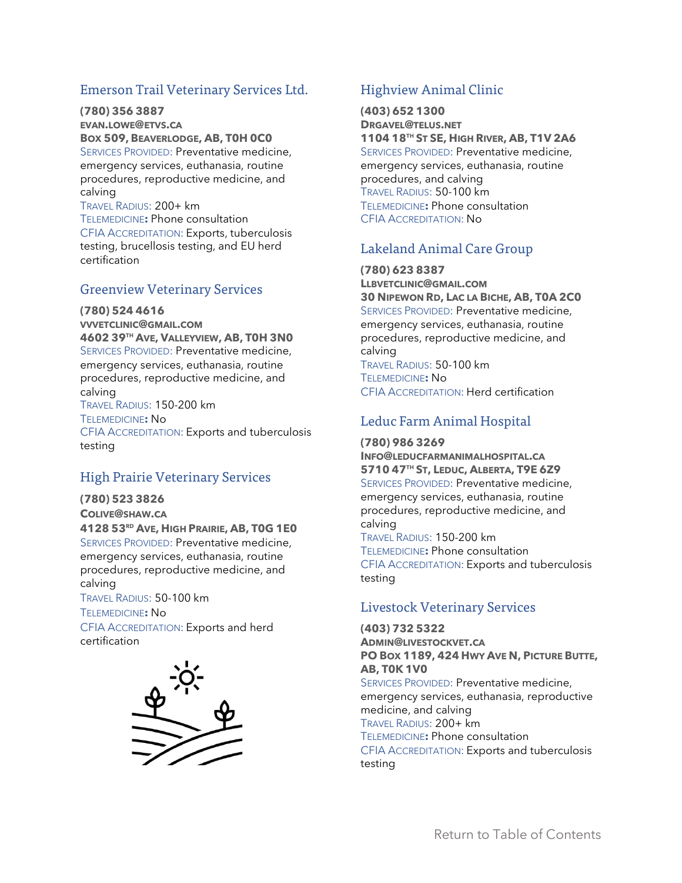## Emerson Trail Veterinary Services Ltd.

**(780) 356 3887**
**EVAN.LOWE@ETVS.CA**
**Box 509, Beaverlodge, AB, T0H 0C0**
SERVICES PROVIDED: Preventative medicine, emergency services, euthanasia, routine procedures, reproductive medicine, and calving
TRAVEL RADIUS: 200+ km
TELEMEDICINE: Phone consultation
CFIA ACCREDITATION: Exports, tuberculosis testing, brucellosis testing, and EU herd certification

## Greenview Veterinary Services

**(780) 524 4616**
**VVVETCLINIC@GMAIL.COM**
**4602 39TH Ave, Valleyview, AB, T0H 3N0**
SERVICES PROVIDED: Preventative medicine, emergency services, euthanasia, routine procedures, reproductive medicine, and calving
TRAVEL RADIUS: 150-200 km
TELEMEDICINE: No
CFIA ACCREDITATION: Exports and tuberculosis testing

## High Prairie Veterinary Services

**(780) 523 3826**
**COLIVE@SHAW.CA**
**4128 53RD Ave, High Prairie, AB, T0G 1E0**
SERVICES PROVIDED: Preventative medicine, emergency services, euthanasia, routine procedures, reproductive medicine, and calving
TRAVEL RADIUS: 50-100 km
TELEMEDICINE: No
CFIA ACCREDITATION: Exports and herd certification

## Highview Animal Clinic

**(403) 652 1300**
**DRGAVEL@TELUS.NET**
**1104 18TH St SE, High River, AB, T1V 2A6**
SERVICES PROVIDED: Preventative medicine, emergency services, euthanasia, routine procedures, and calving
TRAVEL RADIUS: 50-100 km
TELEMEDICINE: Phone consultation
CFIA ACCREDITATION: No

## Lakeland Animal Care Group

**(780) 623 8387**
**LLBVETCLINIC@GMAIL.COM**
**30 Nipewon Rd, Lac la Biche, AB, T0A 2C0**
SERVICES PROVIDED: Preventative medicine, emergency services, euthanasia, routine procedures, reproductive medicine, and calving
TRAVEL RADIUS: 50-100 km
TELEMEDICINE: No
CFIA ACCREDITATION: Herd certification

## Leduc Farm Animal Hospital

**(780) 986 3269**
**INFO@LEDUCFARMANIMALHOSPITAL.CA**
**5710 47TH St, Leduc, Alberta, T9E 6Z9**
SERVICES PROVIDED: Preventative medicine, emergency services, euthanasia, routine procedures, reproductive medicine, and calving
TRAVEL RADIUS: 150-200 km
TELEMEDICINE: Phone consultation
CFIA ACCREDITATION: Exports and tuberculosis testing

## Livestock Veterinary Services

**(403) 732 5322**
**ADMIN@LIVESTOCKVET.CA**
**PO Box 1189, 424 Hwy Ave N, Picture Butte, AB, T0K 1V0**
SERVICES PROVIDED: Preventative medicine, emergency services, euthanasia, reproductive medicine, and calving
TRAVEL RADIUS: 200+ km
TELEMEDICINE: Phone consultation
CFIA ACCREDITATION: Exports and tuberculosis testing

Return to Table of Contents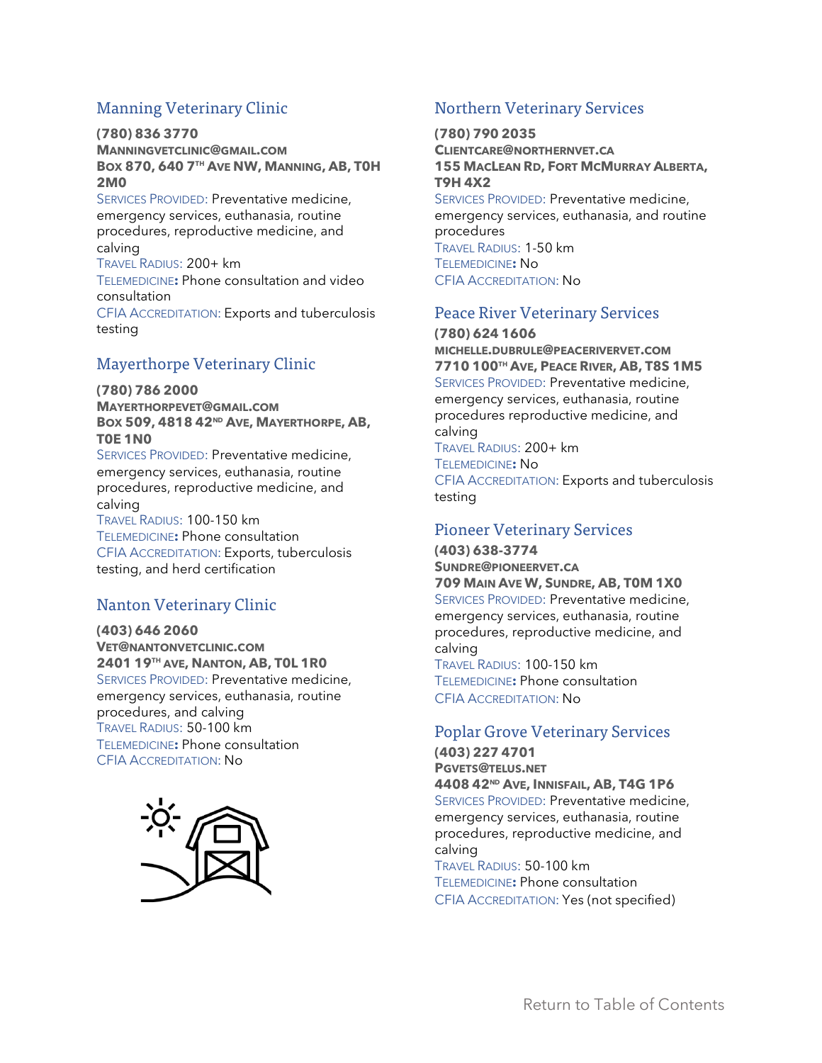## Manning Veterinary Clinic

**(780) 836 3770**
**MANNINGVETCLINIC@GMAIL.COM**
**BOX 870, 640 7TH AVE NW, MANNING, AB, T0H 2M0**
SERVICES PROVIDED: Preventative medicine, emergency services, euthanasia, routine procedures, reproductive medicine, and calving
TRAVEL RADIUS: 200+ km
TELEMEDICINE: Phone consultation and video consultation
CFIA ACCREDITATION: Exports and tuberculosis testing

## Mayerthorpe Veterinary Clinic

**(780) 786 2000**
**MAYERTHORPEVET@GMAIL.COM**
**BOX 509, 4818 42ND AVE, MAYERTHORPE, AB, T0E 1N0**
SERVICES PROVIDED: Preventative medicine, emergency services, euthanasia, routine procedures, reproductive medicine, and calving
TRAVEL RADIUS: 100-150 km
TELEMEDICINE: Phone consultation
CFIA ACCREDITATION: Exports, tuberculosis testing, and herd certification

## Nanton Veterinary Clinic

**(403) 646 2060**
**VET@NANTONVETCLINIC.COM**
**2401 19TH AVE, NANTON, AB, T0L 1R0**
SERVICES PROVIDED: Preventative medicine, emergency services, euthanasia, routine procedures, and calving
TRAVEL RADIUS: 50-100 km
TELEMEDICINE: Phone consultation
CFIA ACCREDITATION: No

## Northern Veterinary Services

**(780) 790 2035**
**CLIENTCARE@NORTHERNVET.CA**
**155 MACLEAN RD, FORT MCMURRAY ALBERTA, T9H 4X2**
SERVICES PROVIDED: Preventative medicine, emergency services, euthanasia, and routine procedures
TRAVEL RADIUS: 1-50 km
TELEMEDICINE: No
CFIA ACCREDITATION: No

## Peace River Veterinary Services

**(780) 624 1606**
**MICHELLE.DUBRULE@PEACERIVERVET.COM**
**7710 100TH AVE, PEACE RIVER, AB, T8S 1M5**
SERVICES PROVIDED: Preventative medicine, emergency services, euthanasia, routine procedures reproductive medicine, and calving
TRAVEL RADIUS: 200+ km
TELEMEDICINE: No
CFIA ACCREDITATION: Exports and tuberculosis testing

## Pioneer Veterinary Services

**(403) 638-3774**
**SUNDRE@PIONEERVET.CA**
**709 MAIN AVE W, SUNDRE, AB, T0M 1X0**
SERVICES PROVIDED: Preventative medicine, emergency services, euthanasia, routine procedures, reproductive medicine, and calving
TRAVEL RADIUS: 100-150 km
TELEMEDICINE: Phone consultation
CFIA ACCREDITATION: No

## Poplar Grove Veterinary Services

**(403) 227 4701**
**PGVETS@TELUS.NET**
**4408 42ND AVE, INNISFAIL, AB, T4G 1P6**
SERVICES PROVIDED: Preventative medicine, emergency services, euthanasia, routine procedures, reproductive medicine, and calving
TRAVEL RADIUS: 50-100 km
TELEMEDICINE: Phone consultation
CFIA ACCREDITATION: Yes (not specified)

Return to Table of Contents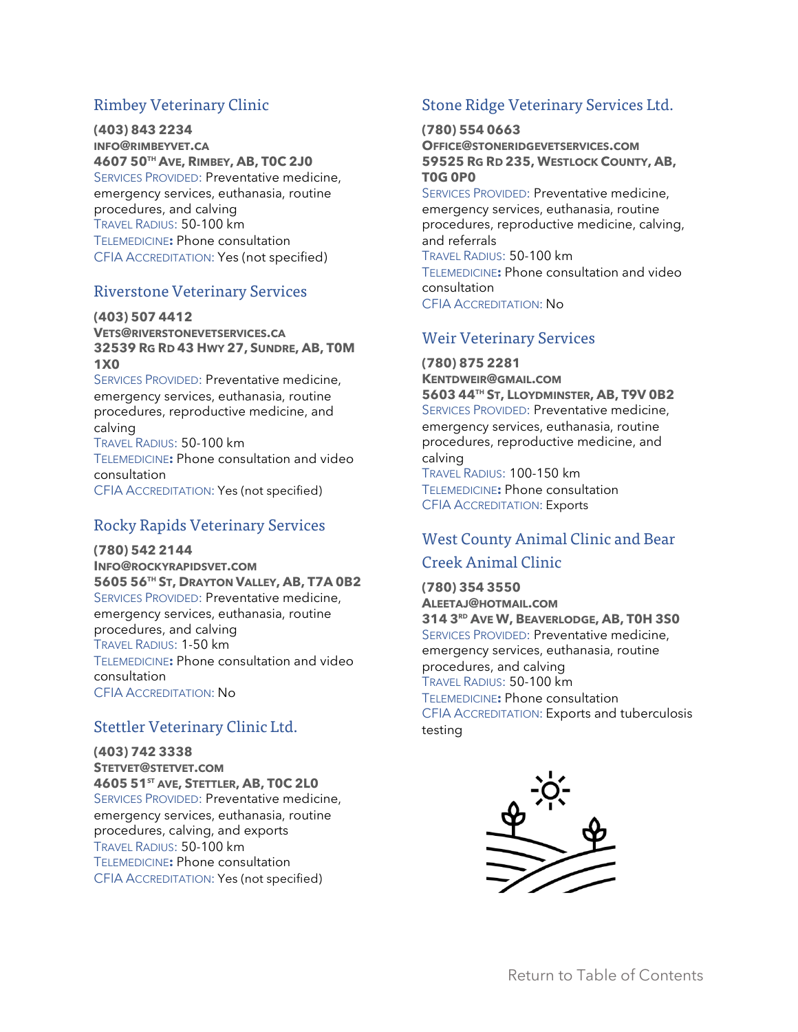## Rimbey Veterinary Clinic

**(403) 843 2234**
**INFO@RIMBEYVET.CA**
**4607 50TH AVE, RIMBEY, AB, T0C 2J0**
SERVICES PROVIDED: Preventative medicine, emergency services, euthanasia, routine procedures, and calving
TRAVEL RADIUS: 50-100 km
TELEMEDICINE**:** Phone consultation
CFIA ACCREDITATION: Yes (not specified)

## Riverstone Veterinary Services

**(403) 507 4412**
**VETS@RIVERSTONEVETSERVICES.CA**
**32539 RG RD 43 HWY 27, SUNDRE, AB, T0M 1X0**
SERVICES PROVIDED: Preventative medicine, emergency services, euthanasia, routine procedures, reproductive medicine, and calving
TRAVEL RADIUS: 50-100 km
TELEMEDICINE**:** Phone consultation and video consultation
CFIA ACCREDITATION: Yes (not specified)

## Rocky Rapids Veterinary Services

**(780) 542 2144**
**INFO@ROCKYRAPIDSVET.COM**
**5605 56TH ST, DRAYTON VALLEY, AB, T7A 0B2**
SERVICES PROVIDED: Preventative medicine, emergency services, euthanasia, routine procedures, and calving
TRAVEL RADIUS: 1-50 km
TELEMEDICINE**:** Phone consultation and video consultation
CFIA ACCREDITATION: No

## Stettler Veterinary Clinic Ltd.

**(403) 742 3338**
**STETVET@STETVET.COM**
**4605 51ST AVE, STETTLER, AB, T0C 2L0**
SERVICES PROVIDED: Preventative medicine, emergency services, euthanasia, routine procedures, calving, and exports
TRAVEL RADIUS: 50-100 km
TELEMEDICINE**:** Phone consultation
CFIA ACCREDITATION: Yes (not specified)

## Stone Ridge Veterinary Services Ltd.

**(780) 554 0663**
**OFFICE@STONERIDGEVETSERVICES.COM**
**59525 RG RD 235, WESTLOCK COUNTY, AB, T0G 0P0**
SERVICES PROVIDED: Preventative medicine, emergency services, euthanasia, routine procedures, reproductive medicine, calving, and referrals
TRAVEL RADIUS: 50-100 km
TELEMEDICINE**:** Phone consultation and video consultation
CFIA ACCREDITATION: No

## Weir Veterinary Services

**(780) 875 2281**
**KENTDWEIR@GMAIL.COM**
**5603 44TH ST, LLOYDMINSTER, AB, T9V 0B2**
SERVICES PROVIDED: Preventative medicine, emergency services, euthanasia, routine procedures, reproductive medicine, and calving
TRAVEL RADIUS: 100-150 km
TELEMEDICINE**:** Phone consultation
CFIA ACCREDITATION: Exports

## West County Animal Clinic and Bear Creek Animal Clinic

**(780) 354 3550**
**ALEETAJ@HOTMAIL.COM**
**314 3RD AVE W, BEAVERLODGE, AB, T0H 3S0**
SERVICES PROVIDED: Preventative medicine, emergency services, euthanasia, routine procedures, and calving
TRAVEL RADIUS: 50-100 km
TELEMEDICINE**:** Phone consultation
CFIA ACCREDITATION: Exports and tuberculosis testing

Return to Table of Contents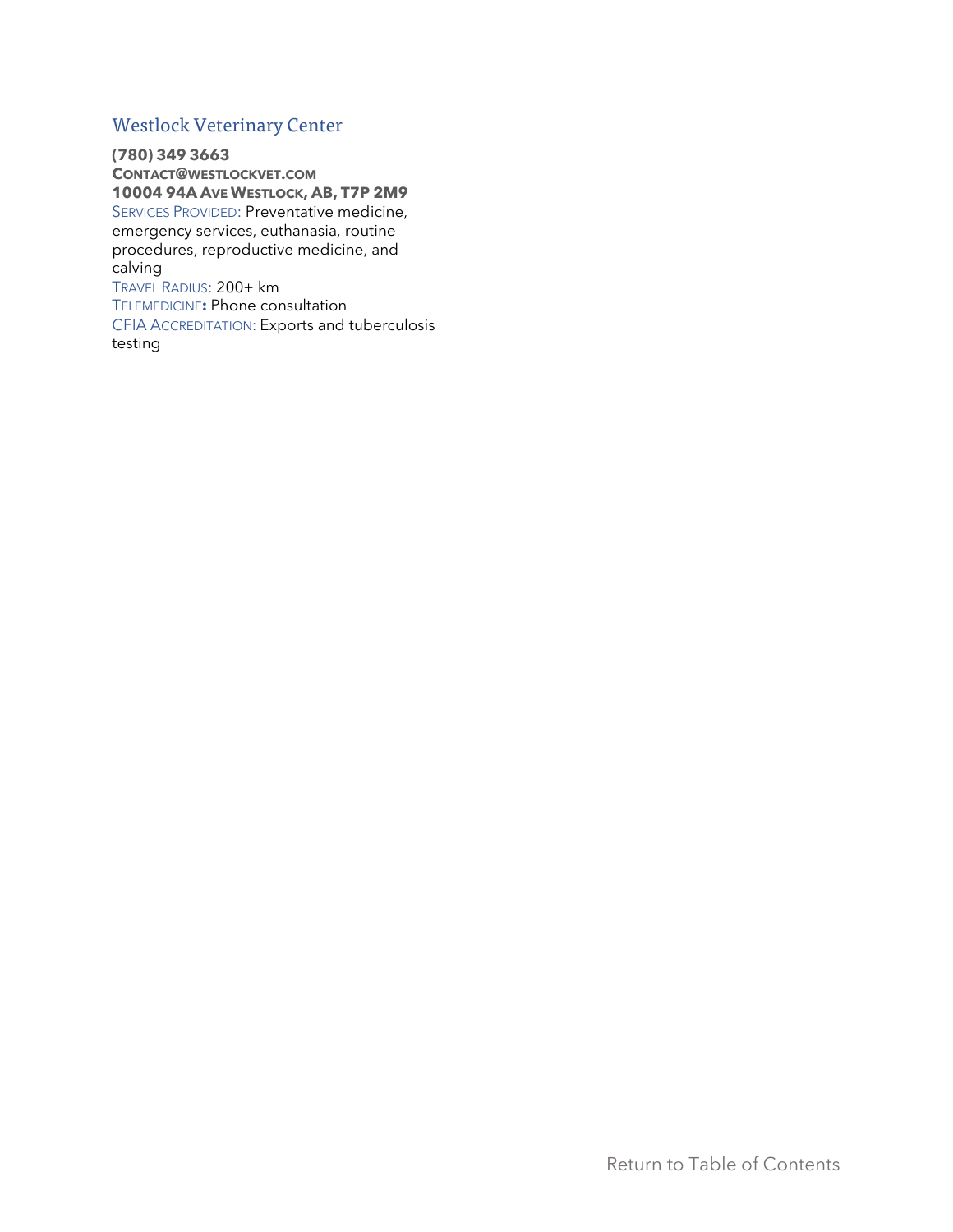## Westlock Veterinary Center

**(780) 349 3663**
**CONTACT@WESTLOCKVET.COM**
**10004 94A AVE WESTLOCK, AB, T7P 2M9**
SERVICES PROVIDED: Preventative medicine, emergency services, euthanasia, routine procedures, reproductive medicine, and calving
TRAVEL RADIUS: 200+ km
TELEMEDICINE**:** Phone consultation
CFIA ACCREDITATION: Exports and tuberculosis testing

Return to Table of Contents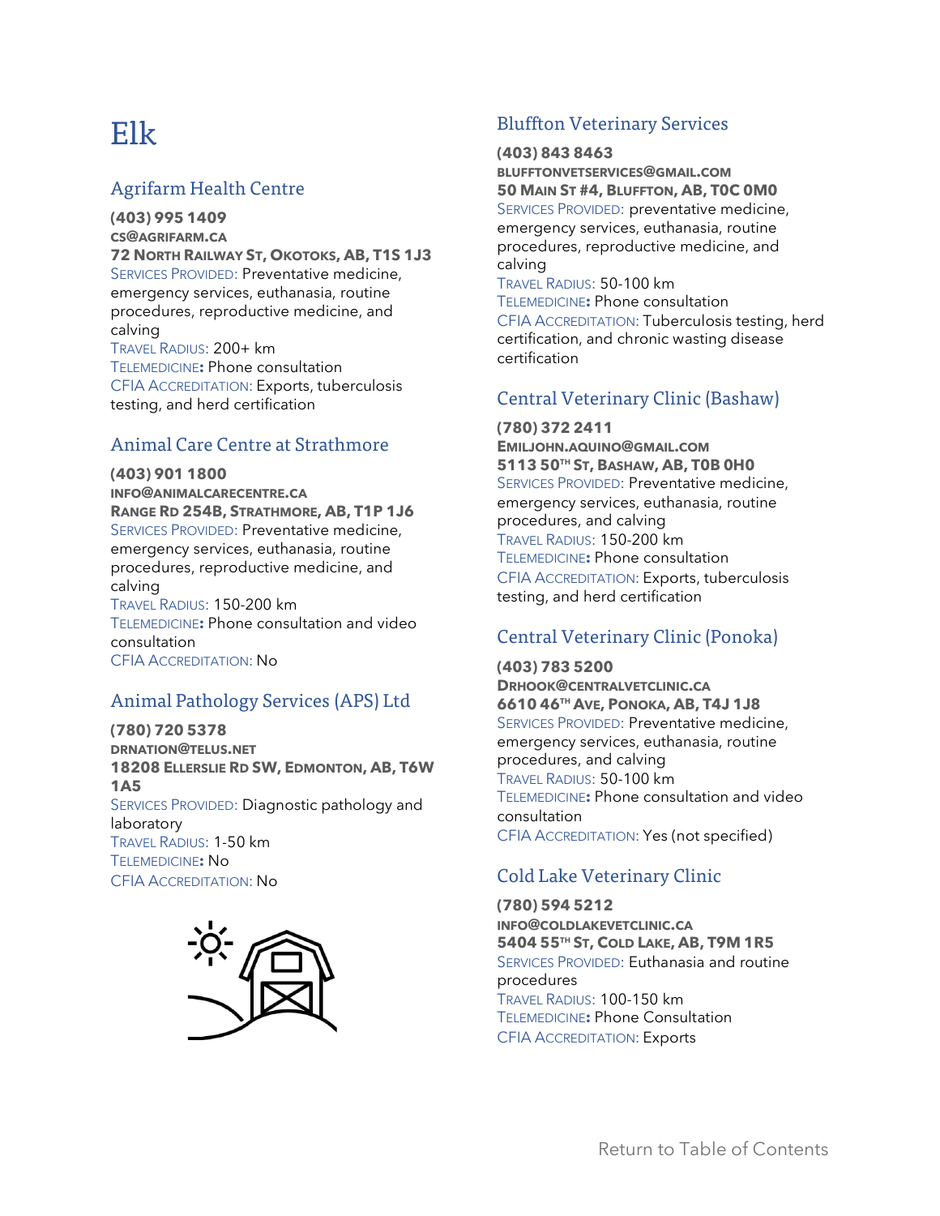# Elk

## Agrifarm Health Centre

**(403) 995 1409**
**CS@AGRIFARM.CA**
**72 NORTH RAILWAY ST, OKOTOKS, AB, T1S 1J3**
SERVICES PROVIDED: Preventative medicine, emergency services, euthanasia, routine procedures, reproductive medicine, and calving
TRAVEL RADIUS: 200+ km
TELEMEDICINE: Phone consultation
CFIA ACCREDITATION: Exports, tuberculosis testing, and herd certification

## Animal Care Centre at Strathmore

**(403) 901 1800**
**INFO@ANIMALCARECENTRE.CA**
**RANGE RD 254B, STRATHMORE, AB, T1P 1J6**
SERVICES PROVIDED: Preventative medicine, emergency services, euthanasia, routine procedures, reproductive medicine, and calving
TRAVEL RADIUS: 150-200 km
TELEMEDICINE: Phone consultation and video consultation
CFIA ACCREDITATION: No

## Animal Pathology Services (APS) Ltd

**(780) 720 5378**
**DRNATION@TELUS.NET**
**18208 ELLERSLIE RD SW, EDMONTON, AB, T6W 1A5**
SERVICES PROVIDED: Diagnostic pathology and laboratory
TRAVEL RADIUS: 1-50 km
TELEMEDICINE: No
CFIA ACCREDITATION: No

## Bluffton Veterinary Services

**(403) 843 8463**
**BLUFFTONVETSERVICES@GMAIL.COM**
**50 MAIN ST #4, BLUFFTON, AB, T0C 0M0**
SERVICES PROVIDED: preventative medicine, emergency services, euthanasia, routine procedures, reproductive medicine, and calving
TRAVEL RADIUS: 50-100 km
TELEMEDICINE: Phone consultation
CFIA ACCREDITATION: Tuberculosis testing, herd certification, and chronic wasting disease certification

## Central Veterinary Clinic (Bashaw)

**(780) 372 2411**
**EMILJOHN.AQUINO@GMAIL.COM**
**5113 50TH ST, BASHAW, AB, T0B 0H0**
SERVICES PROVIDED: Preventative medicine, emergency services, euthanasia, routine procedures, and calving
TRAVEL RADIUS: 150-200 km
TELEMEDICINE: Phone consultation
CFIA ACCREDITATION: Exports, tuberculosis testing, and herd certification

## Central Veterinary Clinic (Ponoka)

**(403) 783 5200**
**DRHOOK@CENTRALVETCLINIC.CA**
**6610 46TH AVE, PONOKA, AB, T4J 1J8**
SERVICES PROVIDED: Preventative medicine, emergency services, euthanasia, routine procedures, and calving
TRAVEL RADIUS: 50-100 km
TELEMEDICINE: Phone consultation and video consultation
CFIA ACCREDITATION: Yes (not specified)

## Cold Lake Veterinary Clinic

**(780) 594 5212**
**INFO@COLDLAKEVETCLINIC.CA**
**5404 55TH ST, COLD LAKE, AB, T9M 1R5**
SERVICES PROVIDED: Euthanasia and routine procedures
TRAVEL RADIUS: 100-150 km
TELEMEDICINE: Phone Consultation
CFIA ACCREDITATION: Exports

Return to Table of Contents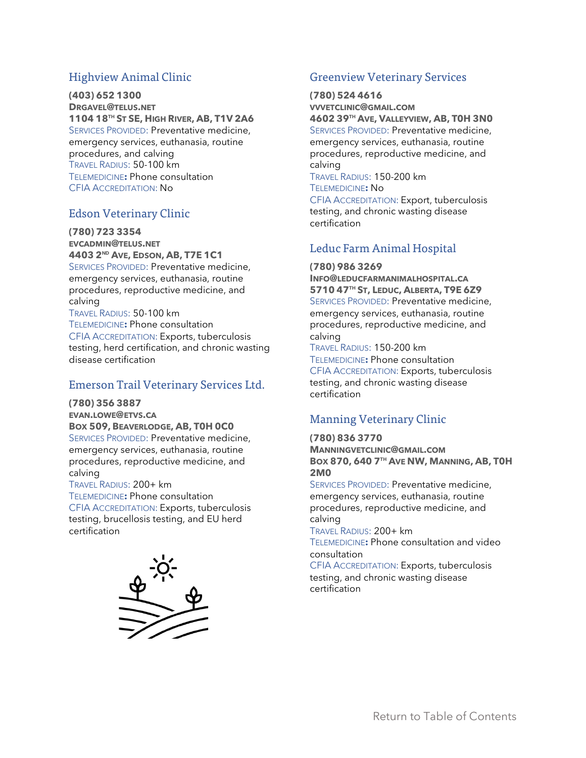## Highview Animal Clinic

**(403) 652 1300**
**DRGAVEL@TELUS.NET**
**1104 18TH ST SE, HIGH RIVER, AB, T1V 2A6**
SERVICES PROVIDED: Preventative medicine, emergency services, euthanasia, routine procedures, and calving
TRAVEL RADIUS: 50-100 km
TELEMEDICINE: Phone consultation
CFIA ACCREDITATION: No

## Edson Veterinary Clinic

**(780) 723 3354**
**EVCADMIN@TELUS.NET**
**4403 2ND AVE, EDSON, AB, T7E 1C1**
SERVICES PROVIDED: Preventative medicine, emergency services, euthanasia, routine procedures, reproductive medicine, and calving
TRAVEL RADIUS: 50-100 km
TELEMEDICINE: Phone consultation
CFIA ACCREDITATION: Exports, tuberculosis testing, herd certification, and chronic wasting disease certification

## Emerson Trail Veterinary Services Ltd.

**(780) 356 3887**
**EVAN.LOWE@ETVS.CA**
**BOX 509, BEAVERLODGE, AB, T0H 0C0**
SERVICES PROVIDED: Preventative medicine, emergency services, euthanasia, routine procedures, reproductive medicine, and calving
TRAVEL RADIUS: 200+ km
TELEMEDICINE: Phone consultation
CFIA ACCREDITATION: Exports, tuberculosis testing, brucellosis testing, and EU herd certification

## Greenview Veterinary Services

**(780) 524 4616**
**VVVETCLINIC@GMAIL.COM**
**4602 39TH AVE, VALLEYVIEW, AB, T0H 3N0**
SERVICES PROVIDED: Preventative medicine, emergency services, euthanasia, routine procedures, reproductive medicine, and calving
TRAVEL RADIUS: 150-200 km
TELEMEDICINE: No
CFIA ACCREDITATION: Export, tuberculosis testing, and chronic wasting disease certification

## Leduc Farm Animal Hospital

**(780) 986 3269**
**INFO@LEDUCFARMANIMALHOSPITAL.CA**
**5710 47TH ST, LEDUC, ALBERTA, T9E 6Z9**
SERVICES PROVIDED: Preventative medicine, emergency services, euthanasia, routine procedures, reproductive medicine, and calving
TRAVEL RADIUS: 150-200 km
TELEMEDICINE: Phone consultation
CFIA ACCREDITATION: Exports, tuberculosis testing, and chronic wasting disease certification

## Manning Veterinary Clinic

**(780) 836 3770**
**MANNINGVETCLINIC@GMAIL.COM**
**BOX 870, 640 7TH AVE NW, MANNING, AB, T0H 2M0**
SERVICES PROVIDED: Preventative medicine, emergency services, euthanasia, routine procedures, reproductive medicine, and calving
TRAVEL RADIUS: 200+ km
TELEMEDICINE: Phone consultation and video consultation
CFIA ACCREDITATION: Exports, tuberculosis testing, and chronic wasting disease certification

Return to Table of Contents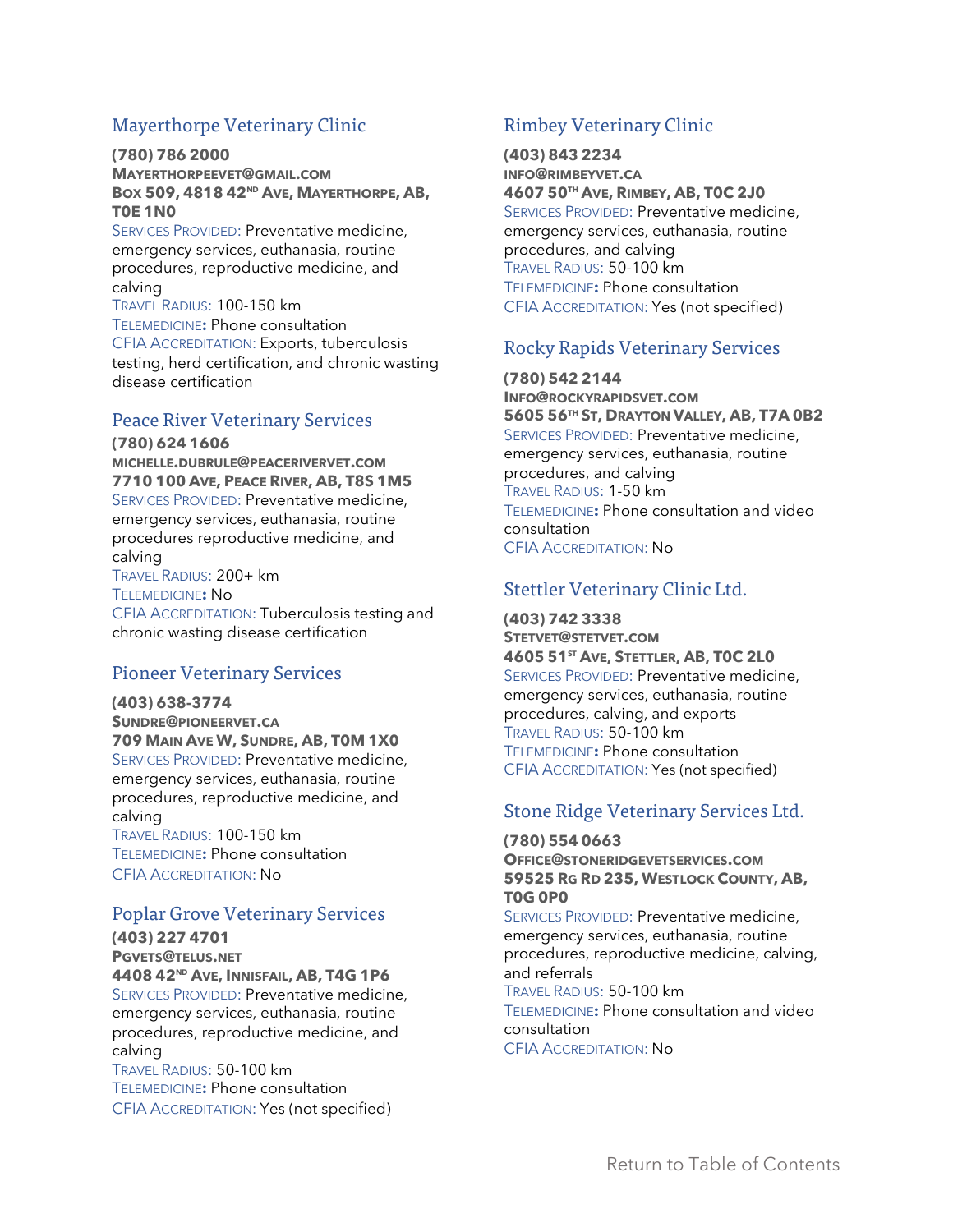## Mayerthorpe Veterinary Clinic

**(780) 786 2000**
**MAYERTHORPEVET@GMAIL.COM**
**BOX 509, 4818 42ND AVE, MAYERTHORPE, AB, T0E 1N0**
SERVICES PROVIDED: Preventative medicine, emergency services, euthanasia, routine procedures, reproductive medicine, and calving
TRAVEL RADIUS: 100-150 km
TELEMEDICINE: Phone consultation
CFIA ACCREDITATION: Exports, tuberculosis testing, herd certification, and chronic wasting disease certification

## Peace River Veterinary Services

**(780) 624 1606**
**MICHELLE.DUBRULE@PEACERIVERVET.COM**
**7710 100 AVE, PEACE RIVER, AB, T8S 1M5**
SERVICES PROVIDED: Preventative medicine, emergency services, euthanasia, routine procedures reproductive medicine, and calving
TRAVEL RADIUS: 200+ km
TELEMEDICINE: No
CFIA ACCREDITATION: Tuberculosis testing and chronic wasting disease certification

## Pioneer Veterinary Services

**(403) 638-3774**
**SUNDRE@PIONEERVET.CA**
**709 MAIN AVE W, SUNDRE, AB, T0M 1X0**
SERVICES PROVIDED: Preventative medicine, emergency services, euthanasia, routine procedures, reproductive medicine, and calving
TRAVEL RADIUS: 100-150 km
TELEMEDICINE: Phone consultation
CFIA ACCREDITATION: No

## Poplar Grove Veterinary Services

**(403) 227 4701**
**PGVETS@TELUS.NET**
**4408 42ND AVE, INNISFAIL, AB, T4G 1P6**
SERVICES PROVIDED: Preventative medicine, emergency services, euthanasia, routine procedures, reproductive medicine, and calving
TRAVEL RADIUS: 50-100 km
TELEMEDICINE: Phone consultation
CFIA ACCREDITATION: Yes (not specified)

## Rimbey Veterinary Clinic

**(403) 843 2234**
**INFO@RIMBEYVET.CA**
**4607 50TH AVE, RIMBEY, AB, T0C 2J0**
SERVICES PROVIDED: Preventative medicine, emergency services, euthanasia, routine procedures, and calving
TRAVEL RADIUS: 50-100 km
TELEMEDICINE: Phone consultation
CFIA ACCREDITATION: Yes (not specified)

## Rocky Rapids Veterinary Services

**(780) 542 2144**
**INFO@ROCKYRAPIDSVET.COM**
**5605 56TH ST, DRAYTON VALLEY, AB, T7A 0B2**
SERVICES PROVIDED: Preventative medicine, emergency services, euthanasia, routine procedures, and calving
TRAVEL RADIUS: 1-50 km
TELEMEDICINE: Phone consultation and video consultation
CFIA ACCREDITATION: No

## Stettler Veterinary Clinic Ltd.

**(403) 742 3338**
**STETVET@STETVET.COM**
**4605 51ST AVE, STETTLER, AB, T0C 2L0**
SERVICES PROVIDED: Preventative medicine, emergency services, euthanasia, routine procedures, calving, and exports
TRAVEL RADIUS: 50-100 km
TELEMEDICINE: Phone consultation
CFIA ACCREDITATION: Yes (not specified)

## Stone Ridge Veterinary Services Ltd.

**(780) 554 0663**
**OFFICE@STONERIDGEVETSERVICES.COM**
**59525 RG RD 235, WESTLOCK COUNTY, AB, T0G 0P0**
SERVICES PROVIDED: Preventative medicine, emergency services, euthanasia, routine procedures, reproductive medicine, calving, and referrals
TRAVEL RADIUS: 50-100 km
TELEMEDICINE: Phone consultation and video consultation
CFIA ACCREDITATION: No

Return to Table of Contents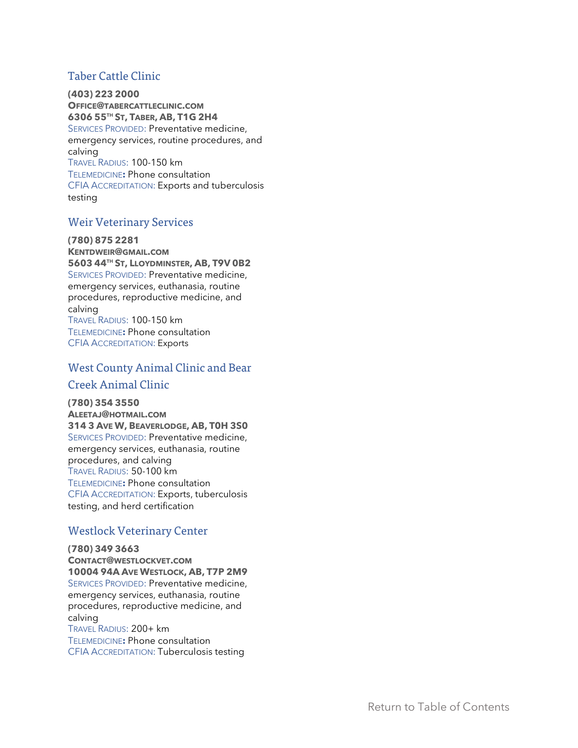## Taber Cattle Clinic

**(403) 223 2000**
**OFFICE@TABERCATTLECLINIC.COM**
**6306 55TH ST, TABER, AB, T1G 2H4**
SERVICES PROVIDED: Preventative medicine, emergency services, routine procedures, and calving
TRAVEL RADIUS: 100-150 km
TELEMEDICINE**:** Phone consultation
CFIA ACCREDITATION: Exports and tuberculosis testing

## Weir Veterinary Services

**(780) 875 2281**
**KENTDWEIR@GMAIL.COM**
**5603 44TH ST, LLOYDMINSTER, AB, T9V 0B2**
SERVICES PROVIDED: Preventative medicine, emergency services, euthanasia, routine procedures, reproductive medicine, and calving
TRAVEL RADIUS: 100-150 km
TELEMEDICINE**:** Phone consultation
CFIA ACCREDITATION: Exports

## West County Animal Clinic and Bear Creek Animal Clinic

**(780) 354 3550**
**ALEETAJ@HOTMAIL.COM**
**314 3 AVE W, BEAVERLODGE, AB, T0H 3S0**
SERVICES PROVIDED: Preventative medicine, emergency services, euthanasia, routine procedures, and calving
TRAVEL RADIUS: 50-100 km
TELEMEDICINE**:** Phone consultation
CFIA ACCREDITATION: Exports, tuberculosis testing, and herd certification

## Westlock Veterinary Center

**(780) 349 3663**
**CONTACT@WESTLOCKVET.COM**
**10004 94A AVE WESTLOCK, AB, T7P 2M9**
SERVICES PROVIDED: Preventative medicine, emergency services, euthanasia, routine procedures, reproductive medicine, and calving
TRAVEL RADIUS: 200+ km
TELEMEDICINE**:** Phone consultation
CFIA ACCREDITATION: Tuberculosis testing

Return to Table of Contents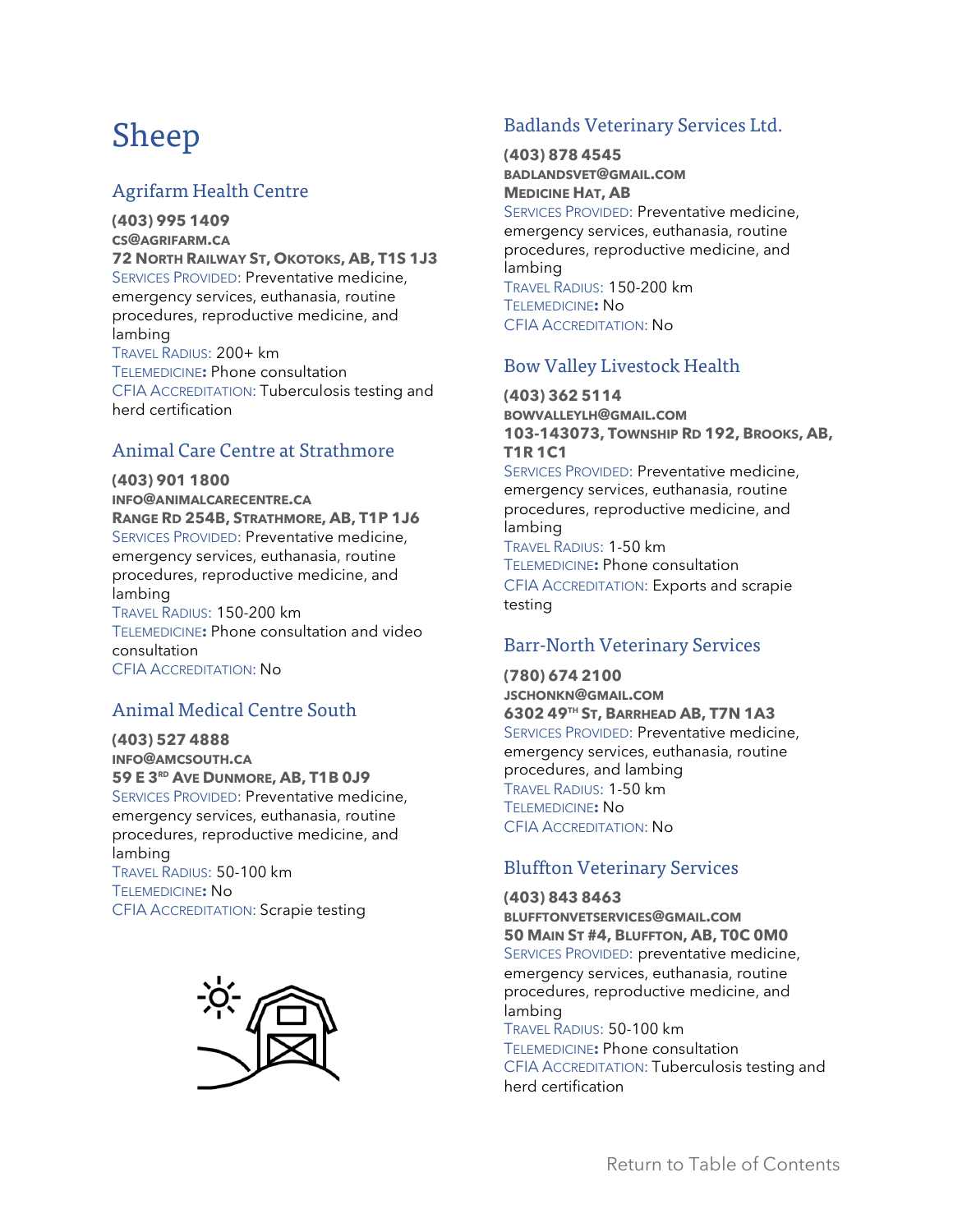# Sheep

## Agrifarm Health Centre

**(403) 995 1409**
**CS@AGRIFARM.CA**
**72 North Railway St, Okotoks, AB, T1S 1J3**
Services Provided: Preventative medicine, emergency services, euthanasia, routine procedures, reproductive medicine, and lambing
Travel Radius: 200+ km
Telemedicine: Phone consultation
CFIA Accreditation: Tuberculosis testing and herd certification

## Animal Care Centre at Strathmore

**(403) 901 1800**
**INFO@ANIMALCARECENTRE.CA**
**Range Rd 254B, Strathmore, AB, T1P 1J6**
Services Provided: Preventative medicine, emergency services, euthanasia, routine procedures, reproductive medicine, and lambing
Travel Radius: 150-200 km
Telemedicine: Phone consultation and video consultation
CFIA Accreditation: No

## Animal Medical Centre South

**(403) 527 4888**
**INFO@AMCSOUTH.CA**
**59 E 3rd Ave Dunmore, AB, T1B 0J9**
Services Provided: Preventative medicine, emergency services, euthanasia, routine procedures, reproductive medicine, and lambing
Travel Radius: 50-100 km
Telemedicine: No
CFIA Accreditation: Scrapie testing

## Badlands Veterinary Services Ltd.

**(403) 878 4545**
**BADLANDSVET@GMAIL.COM**
**Medicine Hat, AB**
Services Provided: Preventative medicine, emergency services, euthanasia, routine procedures, reproductive medicine, and lambing
Travel Radius: 150-200 km
Telemedicine: No
CFIA Accreditation: No

## Bow Valley Livestock Health

**(403) 362 5114**
**BOWVALLEYLH@GMAIL.COM**
**103-143073, Township Rd 192, Brooks, AB, T1R 1C1**
Services Provided: Preventative medicine, emergency services, euthanasia, routine procedures, reproductive medicine, and lambing
Travel Radius: 1-50 km
Telemedicine: Phone consultation
CFIA Accreditation: Exports and scrapie testing

## Barr-North Veterinary Services

**(780) 674 2100**
**JSCHONKN@GMAIL.COM**
**6302 49th St, Barrhead AB, T7N 1A3**
Services Provided: Preventative medicine, emergency services, euthanasia, routine procedures, and lambing
Travel Radius: 1-50 km
Telemedicine: No
CFIA Accreditation: No

## Bluffton Veterinary Services

**(403) 843 8463**
**BLUFFTONVETSERVICES@GMAIL.COM**
**50 Main St #4, Bluffton, AB, T0C 0M0**
Services Provided: preventative medicine, emergency services, euthanasia, routine procedures, reproductive medicine, and lambing
Travel Radius: 50-100 km
Telemedicine: Phone consultation
CFIA Accreditation: Tuberculosis testing and herd certification

Return to Table of Contents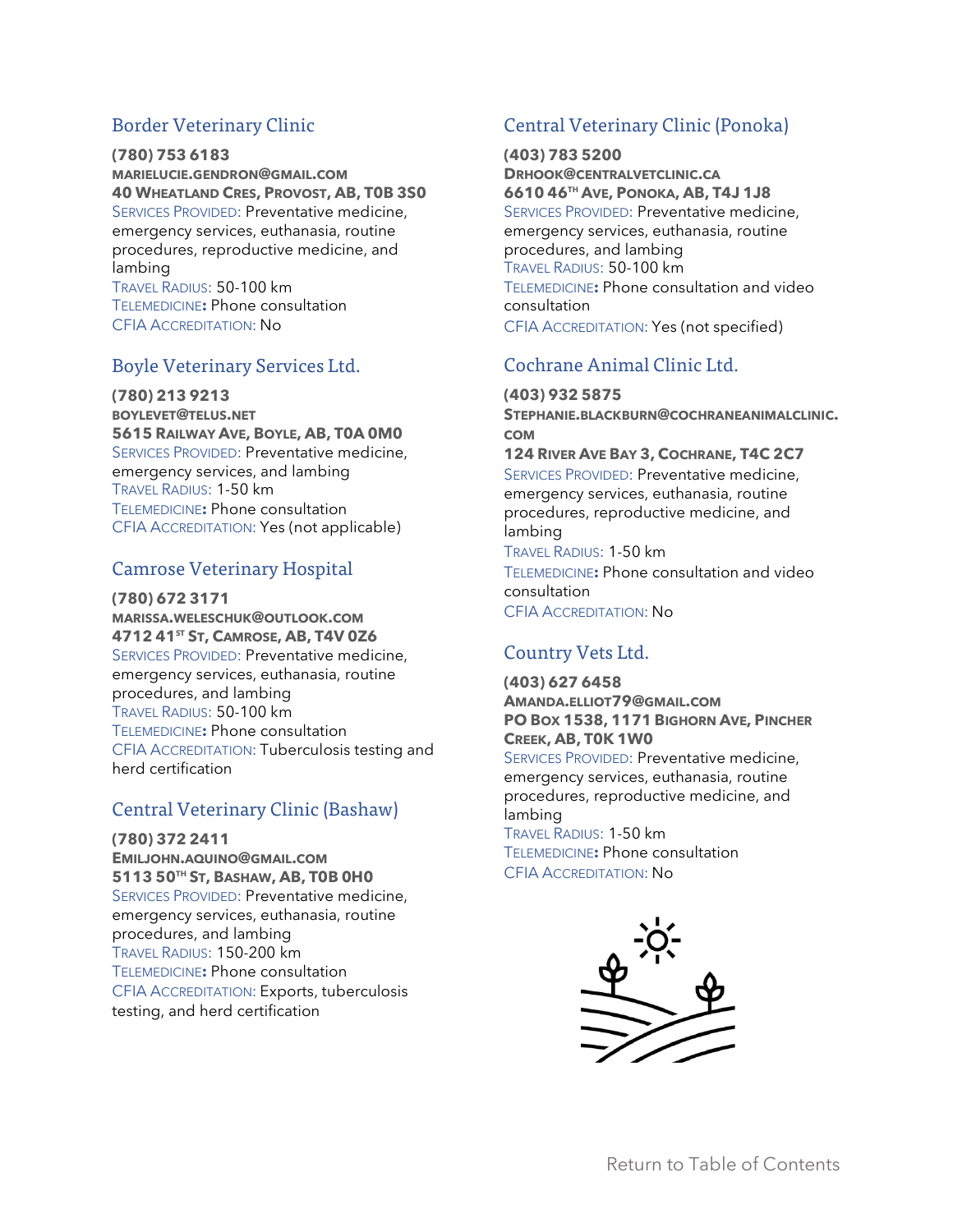## Border Veterinary Clinic

**(780) 753 6183**
**MARIELUCIE.GENDRON@GMAIL.COM**
**40 WHEATLAND CRES, PROVOST, AB, T0B 3S0**
SERVICES PROVIDED: Preventative medicine, emergency services, euthanasia, routine procedures, reproductive medicine, and lambing
TRAVEL RADIUS: 50-100 km
TELEMEDICINE: Phone consultation
CFIA ACCREDITATION: No

## Boyle Veterinary Services Ltd.

**(780) 213 9213**
**BOYLEVET@TELUS.NET**
**5615 RAILWAY AVE, BOYLE, AB, T0A 0M0**
SERVICES PROVIDED: Preventative medicine, emergency services, and lambing
TRAVEL RADIUS: 1-50 km
TELEMEDICINE: Phone consultation
CFIA ACCREDITATION: Yes (not applicable)

## Camrose Veterinary Hospital

**(780) 672 3171**
**MARISSA.WELESCHUK@OUTLOOK.COM**
**4712 41ST ST, CAMROSE, AB, T4V 0Z6**
SERVICES PROVIDED: Preventative medicine, emergency services, euthanasia, routine procedures, and lambing
TRAVEL RADIUS: 50-100 km
TELEMEDICINE: Phone consultation
CFIA ACCREDITATION: Tuberculosis testing and herd certification

## Central Veterinary Clinic (Bashaw)

**(780) 372 2411**
**EMILJOHN.AQUINO@GMAIL.COM**
**5113 50TH ST, BASHAW, AB, T0B 0H0**
SERVICES PROVIDED: Preventative medicine, emergency services, euthanasia, routine procedures, and lambing
TRAVEL RADIUS: 150-200 km
TELEMEDICINE: Phone consultation
CFIA ACCREDITATION: Exports, tuberculosis testing, and herd certification

## Central Veterinary Clinic (Ponoka)

**(403) 783 5200**
**DRHOOK@CENTRALVETCLINIC.CA**
**6610 46TH AVE, PONOKA, AB, T4J 1J8**
SERVICES PROVIDED: Preventative medicine, emergency services, euthanasia, routine procedures, and lambing
TRAVEL RADIUS: 50-100 km
TELEMEDICINE: Phone consultation and video consultation
CFIA ACCREDITATION: Yes (not specified)

## Cochrane Animal Clinic Ltd.

**(403) 932 5875**
**STEPHANIE.BLACKBURN@COCHRANEANIMALCLINIC.COM**
**124 RIVER AVE BAY 3, COCHRANE, T4C 2C7**
SERVICES PROVIDED: Preventative medicine, emergency services, euthanasia, routine procedures, reproductive medicine, and lambing
TRAVEL RADIUS: 1-50 km
TELEMEDICINE: Phone consultation and video consultation
CFIA ACCREDITATION: No

## Country Vets Ltd.

**(403) 627 6458**
**AMANDA.ELLIOT79@GMAIL.COM**
**PO BOX 1538, 1171 BIGHORN AVE, PINCHER CREEK, AB, T0K 1W0**
SERVICES PROVIDED: Preventative medicine, emergency services, euthanasia, routine procedures, reproductive medicine, and lambing
TRAVEL RADIUS: 1-50 km
TELEMEDICINE: Phone consultation
CFIA ACCREDITATION: No

Return to Table of Contents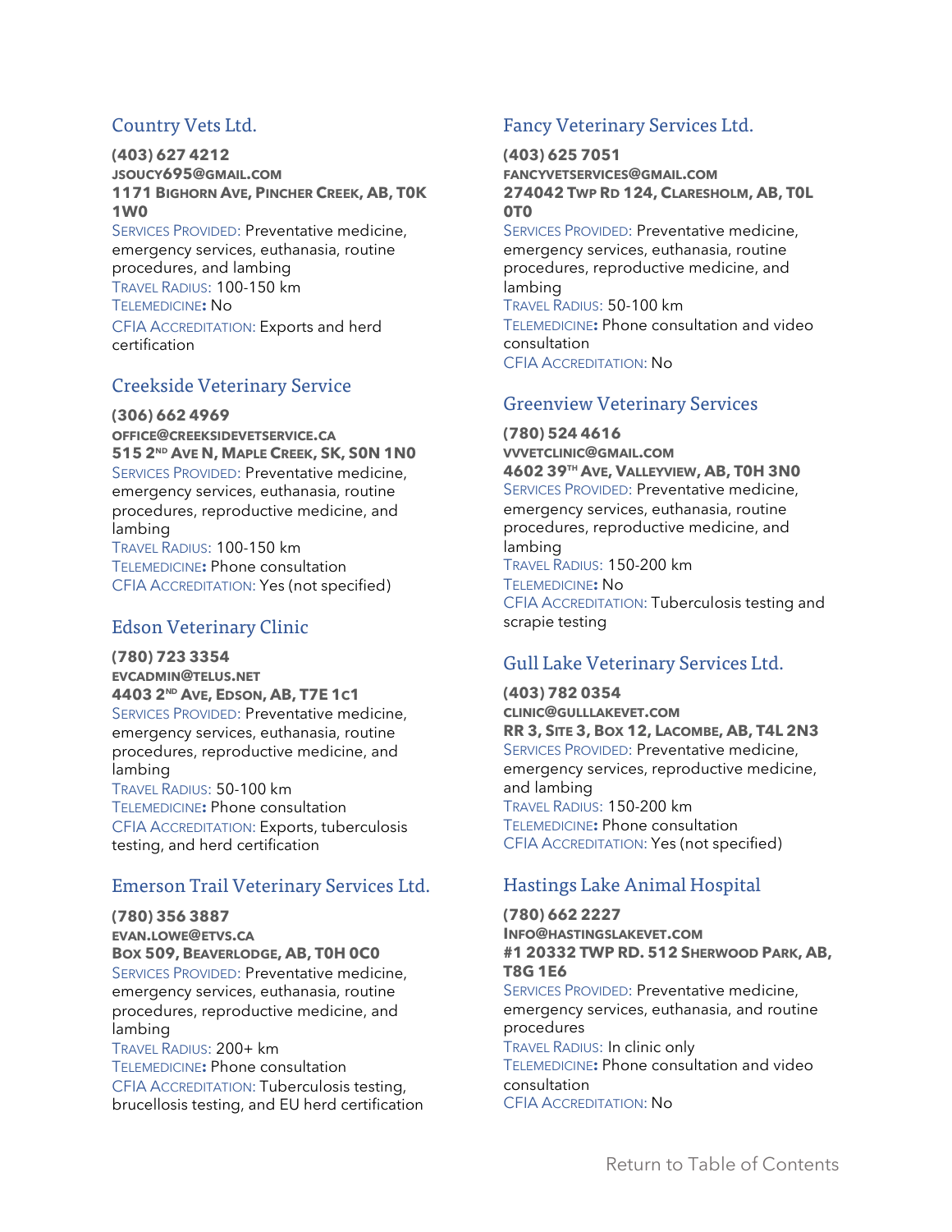## Country Vets Ltd.

**(403) 627 4212**
**JSOUCY695@GMAIL.COM**
**1171 BIGHORN AVE, PINCHER CREEK, AB, T0K 1W0**

SERVICES PROVIDED: Preventative medicine, emergency services, euthanasia, routine procedures, and lambing
TRAVEL RADIUS: 100-150 km
TELEMEDICINE**:** No
CFIA ACCREDITATION: Exports and herd certification

## Creekside Veterinary Service

**(306) 662 4969**
**OFFICE@CREEKSIDEVETSERVICE.CA**
**515 2ND AVE N, MAPLE CREEK, SK, S0N 1N0**

SERVICES PROVIDED: Preventative medicine, emergency services, euthanasia, routine procedures, reproductive medicine, and lambing
TRAVEL RADIUS: 100-150 km
TELEMEDICINE**:** Phone consultation
CFIA ACCREDITATION: Yes (not specified)

## Edson Veterinary Clinic

**(780) 723 3354**
**EVCADMIN@TELUS.NET**
**4403 2ND AVE, EDSON, AB, T7E 1C1**

SERVICES PROVIDED: Preventative medicine, emergency services, euthanasia, routine procedures, reproductive medicine, and lambing
TRAVEL RADIUS: 50-100 km
TELEMEDICINE**:** Phone consultation
CFIA ACCREDITATION: Exports, tuberculosis testing, and herd certification

## Emerson Trail Veterinary Services Ltd.

**(780) 356 3887**
**EVAN.LOWE@ETVS.CA**
**BOX 509, BEAVERLODGE, AB, T0H 0C0**

SERVICES PROVIDED: Preventative medicine, emergency services, euthanasia, routine procedures, reproductive medicine, and lambing
TRAVEL RADIUS: 200+ km
TELEMEDICINE**:** Phone consultation
CFIA ACCREDITATION: Tuberculosis testing, brucellosis testing, and EU herd certification

## Fancy Veterinary Services Ltd.

**(403) 625 7051**
**FANCYVETSERVICES@GMAIL.COM**
**274042 TWP RD 124, CLARESHOLM, AB, T0L 0T0**

SERVICES PROVIDED: Preventative medicine, emergency services, euthanasia, routine procedures, reproductive medicine, and lambing
TRAVEL RADIUS: 50-100 km
TELEMEDICINE**:** Phone consultation and video consultation
CFIA ACCREDITATION: No

## Greenview Veterinary Services

**(780) 524 4616**
**VVVETCLINIC@GMAIL.COM**
**4602 39TH AVE, VALLEYVIEW, AB, T0H 3N0**

SERVICES PROVIDED: Preventative medicine, emergency services, euthanasia, routine procedures, reproductive medicine, and lambing
TRAVEL RADIUS: 150-200 km
TELEMEDICINE**:** No
CFIA ACCREDITATION: Tuberculosis testing and scrapie testing

## Gull Lake Veterinary Services Ltd.

**(403) 782 0354**
**CLINIC@GULLLAKEVET.COM**
**RR 3, SITE 3, BOX 12, LACOMBE, AB, T4L 2N3**

SERVICES PROVIDED: Preventative medicine, emergency services, reproductive medicine, and lambing
TRAVEL RADIUS: 150-200 km
TELEMEDICINE**:** Phone consultation
CFIA ACCREDITATION: Yes (not specified)

## Hastings Lake Animal Hospital

**(780) 662 2227**
**INFO@HASTINGSLAKEVET.COM**
**#1 20332 TWP RD. 512 SHERWOOD PARK, AB, T8G 1E6**

SERVICES PROVIDED: Preventative medicine, emergency services, euthanasia, and routine procedures
TRAVEL RADIUS: In clinic only
TELEMEDICINE**:** Phone consultation and video consultation
CFIA ACCREDITATION: No

Return to Table of Contents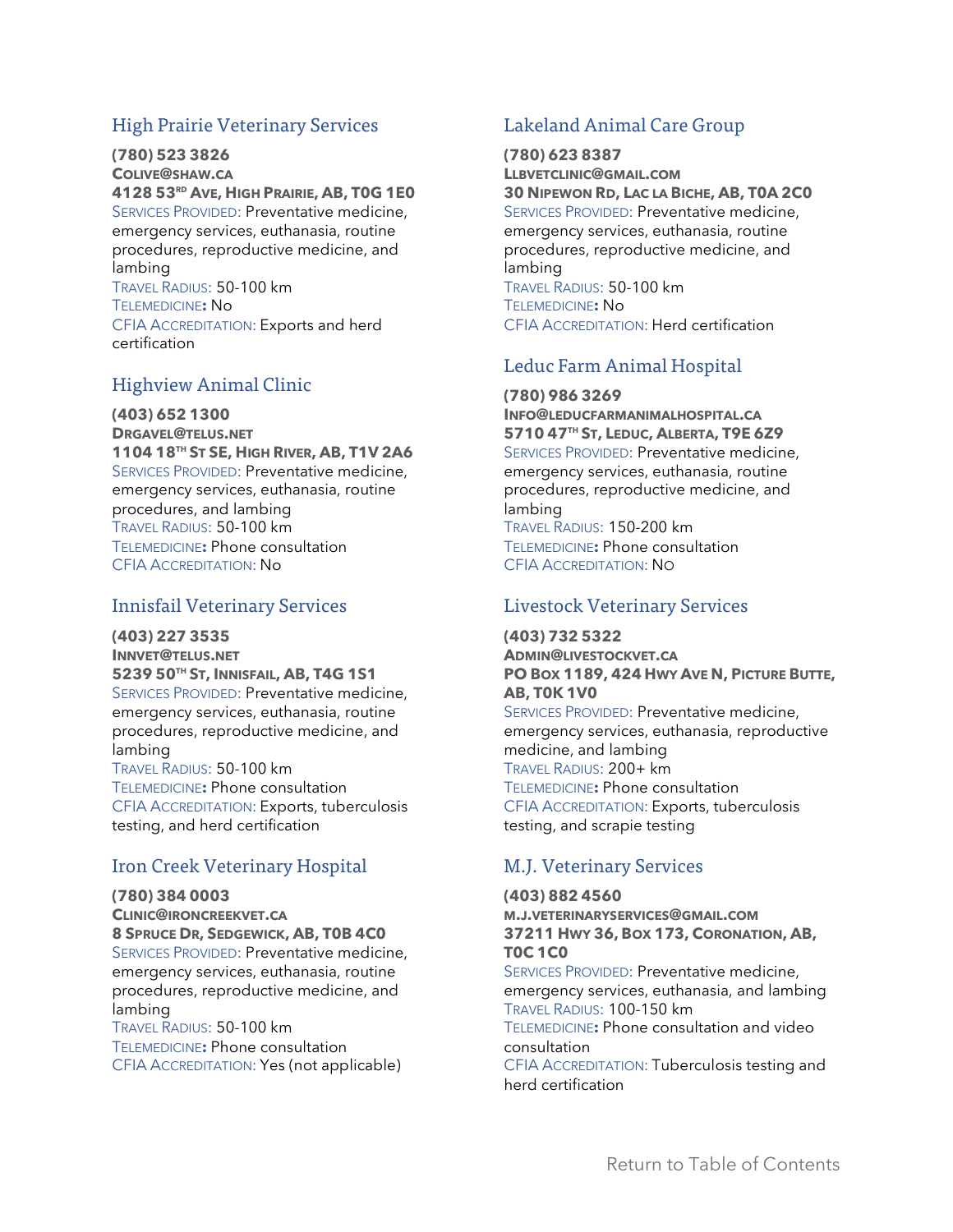## High Prairie Veterinary Services

**(780) 523 3826**
**COLIVE@SHAW.CA**
**4128 53RD AVE, HIGH PRAIRIE, AB, T0G 1E0**
SERVICES PROVIDED: Preventative medicine, emergency services, euthanasia, routine procedures, reproductive medicine, and lambing
TRAVEL RADIUS: 50-100 km
TELEMEDICINE: No
CFIA ACCREDITATION: Exports and herd certification

## Highview Animal Clinic

**(403) 652 1300**
**DRGAVEL@TELUS.NET**
**1104 18TH ST SE, HIGH RIVER, AB, T1V 2A6**
SERVICES PROVIDED: Preventative medicine, emergency services, euthanasia, routine procedures, and lambing
TRAVEL RADIUS: 50-100 km
TELEMEDICINE: Phone consultation
CFIA ACCREDITATION: No

## Innisfail Veterinary Services

**(403) 227 3535**
**INNVET@TELUS.NET**
**5239 50TH ST, INNISFAIL, AB, T4G 1S1**
SERVICES PROVIDED: Preventative medicine, emergency services, euthanasia, routine procedures, reproductive medicine, and lambing
TRAVEL RADIUS: 50-100 km
TELEMEDICINE: Phone consultation
CFIA ACCREDITATION: Exports, tuberculosis testing, and herd certification

## Iron Creek Veterinary Hospital

**(780) 384 0003**
**CLINIC@IRONCREEKVET.CA**
**8 SPRUCE DR, SEDGEWICK, AB, T0B 4C0**
SERVICES PROVIDED: Preventative medicine, emergency services, euthanasia, routine procedures, reproductive medicine, and lambing
TRAVEL RADIUS: 50-100 km
TELEMEDICINE: Phone consultation
CFIA ACCREDITATION: Yes (not applicable)

## Lakeland Animal Care Group

**(780) 623 8387**
**LLBVETCLINIC@GMAIL.COM**
**30 NIPEWON RD, LAC LA BICHE, AB, T0A 2C0**
SERVICES PROVIDED: Preventative medicine, emergency services, euthanasia, routine procedures, reproductive medicine, and lambing
TRAVEL RADIUS: 50-100 km
TELEMEDICINE: No
CFIA ACCREDITATION: Herd certification

## Leduc Farm Animal Hospital

**(780) 986 3269**
**INFO@LEDUCFARMANIMALHOSPITAL.CA**
**5710 47TH ST, LEDUC, ALBERTA, T9E 6Z9**
SERVICES PROVIDED: Preventative medicine, emergency services, euthanasia, routine procedures, reproductive medicine, and lambing
TRAVEL RADIUS: 150-200 km
TELEMEDICINE: Phone consultation
CFIA ACCREDITATION: NO

## Livestock Veterinary Services

**(403) 732 5322**
**ADMIN@LIVESTOCKVET.CA**
**PO BOX 1189, 424 HWY AVE N, PICTURE BUTTE, AB, T0K 1V0**
SERVICES PROVIDED: Preventative medicine, emergency services, euthanasia, reproductive medicine, and lambing
TRAVEL RADIUS: 200+ km
TELEMEDICINE: Phone consultation
CFIA ACCREDITATION: Exports, tuberculosis testing, and scrapie testing

## M.J. Veterinary Services

**(403) 882 4560**
**M.J.VETERINARYSERVICES@GMAIL.COM**
**37211 HWY 36, BOX 173, CORONATION, AB, T0C 1C0**
SERVICES PROVIDED: Preventative medicine, emergency services, euthanasia, and lambing
TRAVEL RADIUS: 100-150 km
TELEMEDICINE: Phone consultation and video consultation
CFIA ACCREDITATION: Tuberculosis testing and herd certification

Return to Table of Contents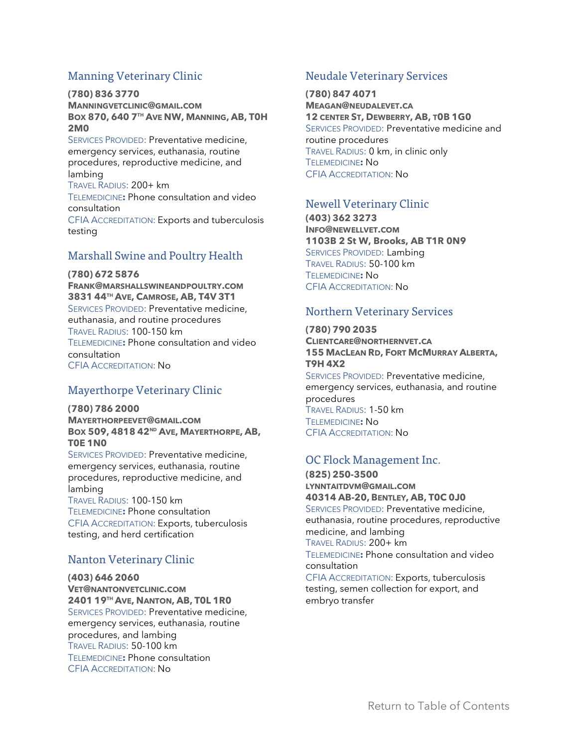## Manning Veterinary Clinic

**(780) 836 3770**
**MANNINGVETCLINIC@GMAIL.COM**
**BOX 870, 640 7TH AVE NW, MANNING, AB, T0H 2M0**
SERVICES PROVIDED: Preventative medicine, emergency services, euthanasia, routine procedures, reproductive medicine, and lambing
TRAVEL RADIUS: 200+ km
TELEMEDICINE**:** Phone consultation and video consultation
CFIA ACCREDITATION: Exports and tuberculosis testing

## Marshall Swine and Poultry Health

**(780) 672 5876**
**FRANK@MARSHALLSWINEANDPOULTRY.COM**
**3831 44TH AVE, CAMROSE, AB, T4V 3T1**
SERVICES PROVIDED: Preventative medicine, euthanasia, and routine procedures
TRAVEL RADIUS: 100-150 km
TELEMEDICINE**:** Phone consultation and video consultation
CFIA ACCREDITATION: No

## Mayerthorpe Veterinary Clinic

**(780) 786 2000**
**MAYERTHORPEEVET@GMAIL.COM**
**BOX 509, 4818 42ND AVE, MAYERTHORPE, AB, T0E 1N0**
SERVICES PROVIDED: Preventative medicine, emergency services, euthanasia, routine procedures, reproductive medicine, and lambing
TRAVEL RADIUS: 100-150 km
TELEMEDICINE**:** Phone consultation
CFIA ACCREDITATION: Exports, tuberculosis testing, and herd certification

## Nanton Veterinary Clinic

**(403) 646 2060**
**VET@NANTONVETCLINIC.COM**
**2401 19TH AVE, NANTON, AB, T0L 1R0**
SERVICES PROVIDED: Preventative medicine, emergency services, euthanasia, routine procedures, and lambing
TRAVEL RADIUS: 50-100 km
TELEMEDICINE**:** Phone consultation
CFIA ACCREDITATION: No

## Neudale Veterinary Services

**(780) 847 4071**
**MEAGAN@NEUDALEVET.CA**
**12 CENTER ST, DEWBERRY, AB, T0B 1G0**
SERVICES PROVIDED: Preventative medicine and routine procedures
TRAVEL RADIUS: 0 km, in clinic only
TELEMEDICINE**:** No
CFIA ACCREDITATION: No

## Newell Veterinary Clinic

**(403) 362 3273**
**INFO@NEWELLVET.COM**
**1103B 2 St W, Brooks, AB T1R 0N9**
SERVICES PROVIDED: Lambing
TRAVEL RADIUS: 50-100 km
TELEMEDICINE**:** No
CFIA ACCREDITATION: No

## Northern Veterinary Services

**(780) 790 2035**
**CLIENTCARE@NORTHERNVET.CA**
**155 MACLEAN RD, FORT MCMURRAY ALBERTA, T9H 4X2**
SERVICES PROVIDED: Preventative medicine, emergency services, euthanasia, and routine procedures
TRAVEL RADIUS: 1-50 km
TELEMEDICINE**:** No
CFIA ACCREDITATION: No

## OC Flock Management Inc.

**(825) 250-3500**
**LYNNTAITDVM@GMAIL.COM**
**40314 AB-20, BENTLEY, AB, T0C 0J0**
SERVICES PROVIDED: Preventative medicine, euthanasia, routine procedures, reproductive medicine, and lambing
TRAVEL RADIUS: 200+ km
TELEMEDICINE**:** Phone consultation and video consultation
CFIA ACCREDITATION: Exports, tuberculosis testing, semen collection for export, and embryo transfer

Return to Table of Contents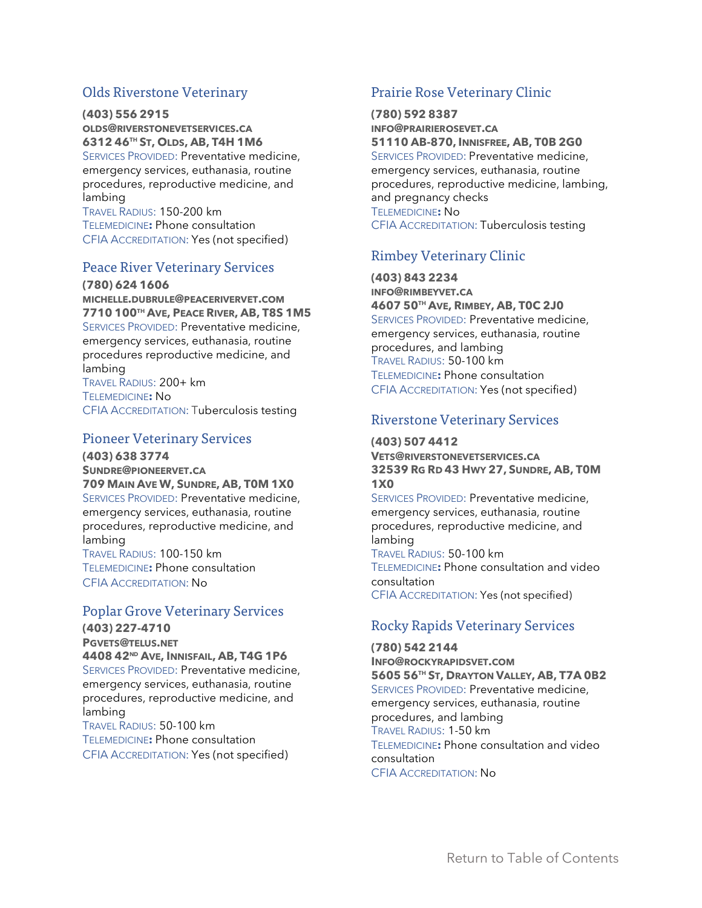## Olds Riverstone Veterinary

**(403) 556 2915**
**OLDS@RIVERSTONEVETSERVICES.CA**
**6312 46TH ST, OLDS, AB, T4H 1M6**
SERVICES PROVIDED: Preventative medicine, emergency services, euthanasia, routine procedures, reproductive medicine, and lambing
TRAVEL RADIUS: 150-200 km
TELEMEDICINE**:** Phone consultation
CFIA ACCREDITATION: Yes (not specified)

## Peace River Veterinary Services

**(780) 624 1606**
**MICHELLE.DUBRULE@PEACERIVERVET.COM**
**7710 100TH AVE, PEACE RIVER, AB, T8S 1M5**
SERVICES PROVIDED: Preventative medicine, emergency services, euthanasia, routine procedures reproductive medicine, and lambing
TRAVEL RADIUS: 200+ km
TELEMEDICINE**:** No
CFIA ACCREDITATION: Tuberculosis testing

## Pioneer Veterinary Services

**(403) 638 3774**
**SUNDRE@PIONEERVET.CA**
**709 MAIN AVE W, SUNDRE, AB, T0M 1X0**
SERVICES PROVIDED: Preventative medicine, emergency services, euthanasia, routine procedures, reproductive medicine, and lambing
TRAVEL RADIUS: 100-150 km
TELEMEDICINE**:** Phone consultation
CFIA ACCREDITATION: No

## Poplar Grove Veterinary Services

**(403) 227-4710**
**PGVETS@TELUS.NET**
**4408 42ND AVE, INNISFAIL, AB, T4G 1P6**
SERVICES PROVIDED: Preventative medicine, emergency services, euthanasia, routine procedures, reproductive medicine, and lambing
TRAVEL RADIUS: 50-100 km
TELEMEDICINE**:** Phone consultation
CFIA ACCREDITATION: Yes (not specified)

## Prairie Rose Veterinary Clinic

**(780) 592 8387**
**INFO@PRAIRIEROSEVET.CA**
**51110 AB-870, INNISFREE, AB, T0B 2G0**
SERVICES PROVIDED: Preventative medicine, emergency services, euthanasia, routine procedures, reproductive medicine, lambing, and pregnancy checks
TELEMEDICINE**:** No
CFIA ACCREDITATION: Tuberculosis testing

## Rimbey Veterinary Clinic

**(403) 843 2234**
**INFO@RIMBEYVET.CA**
**4607 50TH AVE, RIMBEY, AB, T0C 2J0**
SERVICES PROVIDED: Preventative medicine, emergency services, euthanasia, routine procedures, and lambing
TRAVEL RADIUS: 50-100 km
TELEMEDICINE**:** Phone consultation
CFIA ACCREDITATION: Yes (not specified)

## Riverstone Veterinary Services

**(403) 507 4412**
**VETS@RIVERSTONEVETSERVICES.CA**
**32539 RG RD 43 HWY 27, SUNDRE, AB, T0M 1X0**
SERVICES PROVIDED: Preventative medicine, emergency services, euthanasia, routine procedures, reproductive medicine, and lambing
TRAVEL RADIUS: 50-100 km
TELEMEDICINE**:** Phone consultation and video consultation
CFIA ACCREDITATION: Yes (not specified)

## Rocky Rapids Veterinary Services

**(780) 542 2144**
**INFO@ROCKYRAPIDSVET.COM**
**5605 56TH ST, DRAYTON VALLEY, AB, T7A 0B2**
SERVICES PROVIDED: Preventative medicine, emergency services, euthanasia, routine procedures, and lambing
TRAVEL RADIUS: 1-50 km
TELEMEDICINE**:** Phone consultation and video consultation
CFIA ACCREDITATION: No

Return to Table of Contents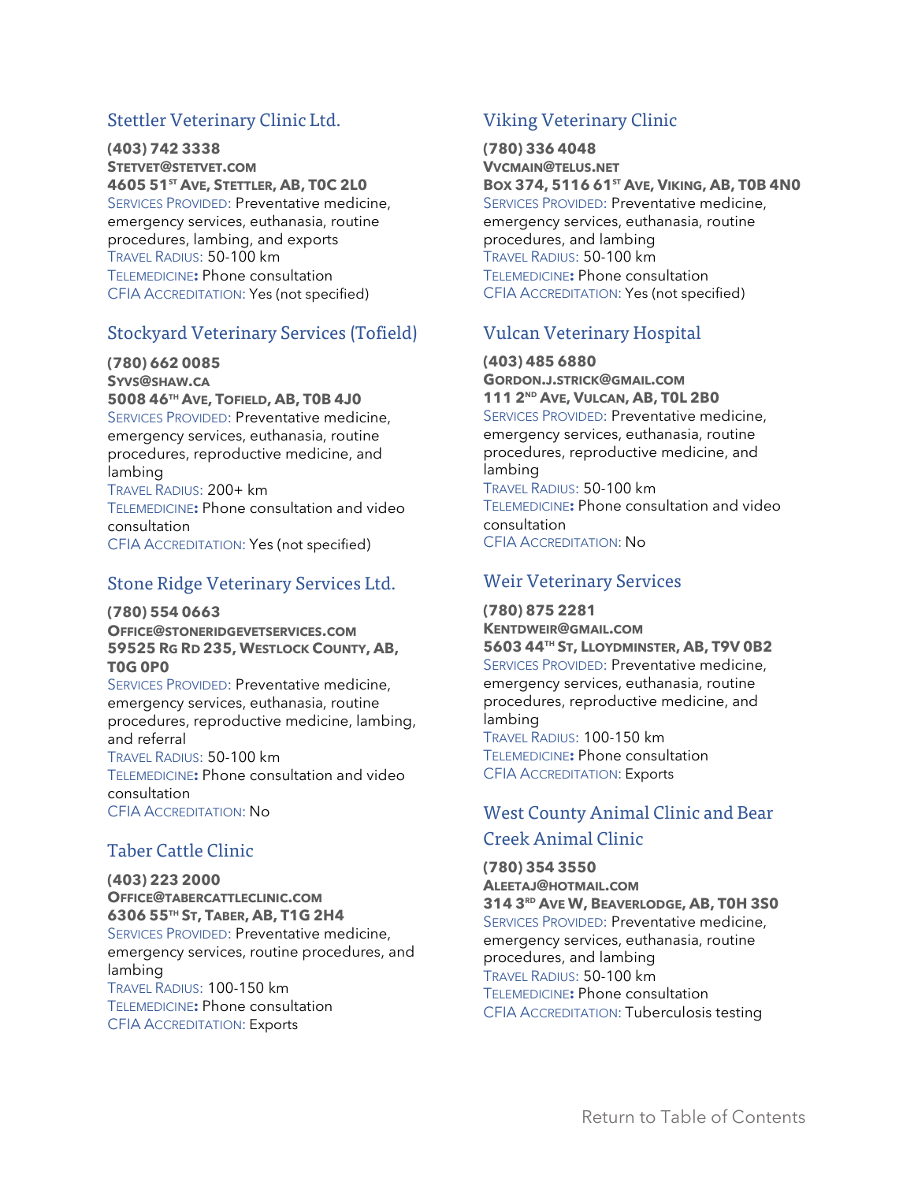## Stettler Veterinary Clinic Ltd.

**(403) 742 3338**
**STETVET@STETVET.COM**
**4605 51ST AVE, STETTLER, AB, T0C 2L0**
SERVICES PROVIDED: Preventative medicine, emergency services, euthanasia, routine procedures, lambing, and exports
TRAVEL RADIUS: 50-100 km
TELEMEDICINE: Phone consultation
CFIA ACCREDITATION: Yes (not specified)

## Stockyard Veterinary Services (Tofield)

**(780) 662 0085**
**SYVS@SHAW.CA**
**5008 46TH AVE, TOFIELD, AB, T0B 4J0**
SERVICES PROVIDED: Preventative medicine, emergency services, euthanasia, routine procedures, reproductive medicine, and lambing
TRAVEL RADIUS: 200+ km
TELEMEDICINE: Phone consultation and video consultation
CFIA ACCREDITATION: Yes (not specified)

## Stone Ridge Veterinary Services Ltd.

**(780) 554 0663**
**OFFICE@STONERIDGEVETSERVICES.COM**
**59525 RG RD 235, WESTLOCK COUNTY, AB, T0G 0P0**
SERVICES PROVIDED: Preventative medicine, emergency services, euthanasia, routine procedures, reproductive medicine, lambing, and referral
TRAVEL RADIUS: 50-100 km
TELEMEDICINE: Phone consultation and video consultation
CFIA ACCREDITATION: No

## Taber Cattle Clinic

**(403) 223 2000**
**OFFICE@TABERCATTLECLINIC.COM**
**6306 55TH ST, TABER, AB, T1G 2H4**
SERVICES PROVIDED: Preventative medicine, emergency services, routine procedures, and lambing
TRAVEL RADIUS: 100-150 km
TELEMEDICINE: Phone consultation
CFIA ACCREDITATION: Exports

## Viking Veterinary Clinic

**(780) 336 4048**
**VVCMAIN@TELUS.NET**
**BOX 374, 5116 61ST AVE, VIKING, AB, T0B 4N0**
SERVICES PROVIDED: Preventative medicine, emergency services, euthanasia, routine procedures, and lambing
TRAVEL RADIUS: 50-100 km
TELEMEDICINE: Phone consultation
CFIA ACCREDITATION: Yes (not specified)

## Vulcan Veterinary Hospital

**(403) 485 6880**
**GORDON.J.STRICK@GMAIL.COM**
**111 2ND AVE, VULCAN, AB, T0L 2B0**
SERVICES PROVIDED: Preventative medicine, emergency services, euthanasia, routine procedures, reproductive medicine, and lambing
TRAVEL RADIUS: 50-100 km
TELEMEDICINE: Phone consultation and video consultation
CFIA ACCREDITATION: No

## Weir Veterinary Services

**(780) 875 2281**
**KENTDWEIR@GMAIL.COM**
**5603 44TH ST, LLOYDMINSTER, AB, T9V 0B2**
SERVICES PROVIDED: Preventative medicine, emergency services, euthanasia, routine procedures, reproductive medicine, and lambing
TRAVEL RADIUS: 100-150 km
TELEMEDICINE: Phone consultation
CFIA ACCREDITATION: Exports

## West County Animal Clinic and Bear Creek Animal Clinic

**(780) 354 3550**
**ALEETAJ@HOTMAIL.COM**
**314 3RD AVE W, BEAVERLODGE, AB, T0H 3S0**
SERVICES PROVIDED: Preventative medicine, emergency services, euthanasia, routine procedures, and lambing
TRAVEL RADIUS: 50-100 km
TELEMEDICINE: Phone consultation
CFIA ACCREDITATION: Tuberculosis testing

Return to Table of Contents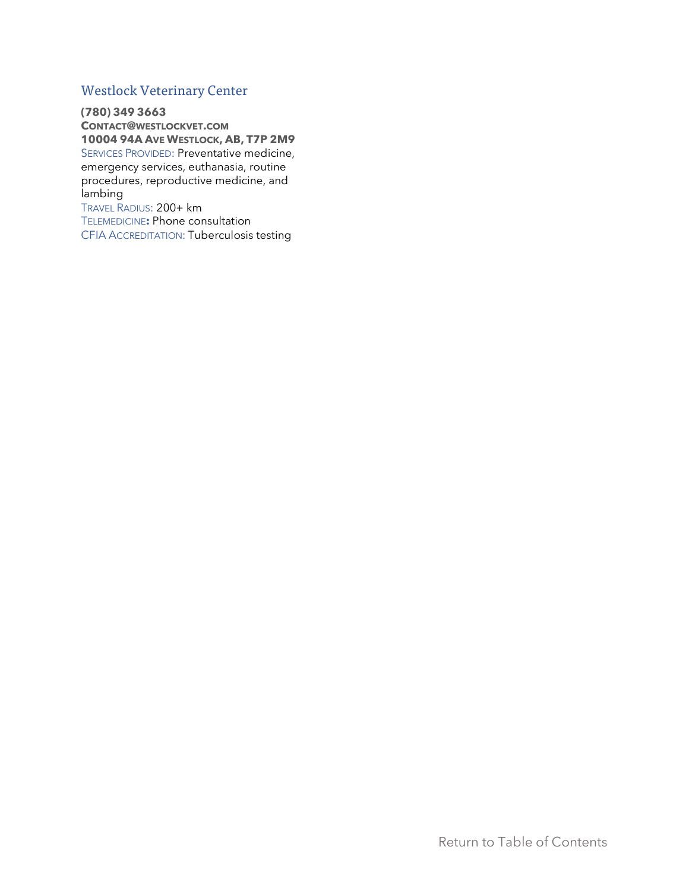## Westlock Veterinary Center

**(780) 349 3663**
**CONTACT@WESTLOCKVET.COM**
**10004 94A AVE WESTLOCK, AB, T7P 2M9**
SERVICES PROVIDED: Preventative medicine, emergency services, euthanasia, routine procedures, reproductive medicine, and lambing
TRAVEL RADIUS: 200+ km
TELEMEDICINE**:** Phone consultation
CFIA ACCREDITATION: Tuberculosis testing

Return to Table of Contents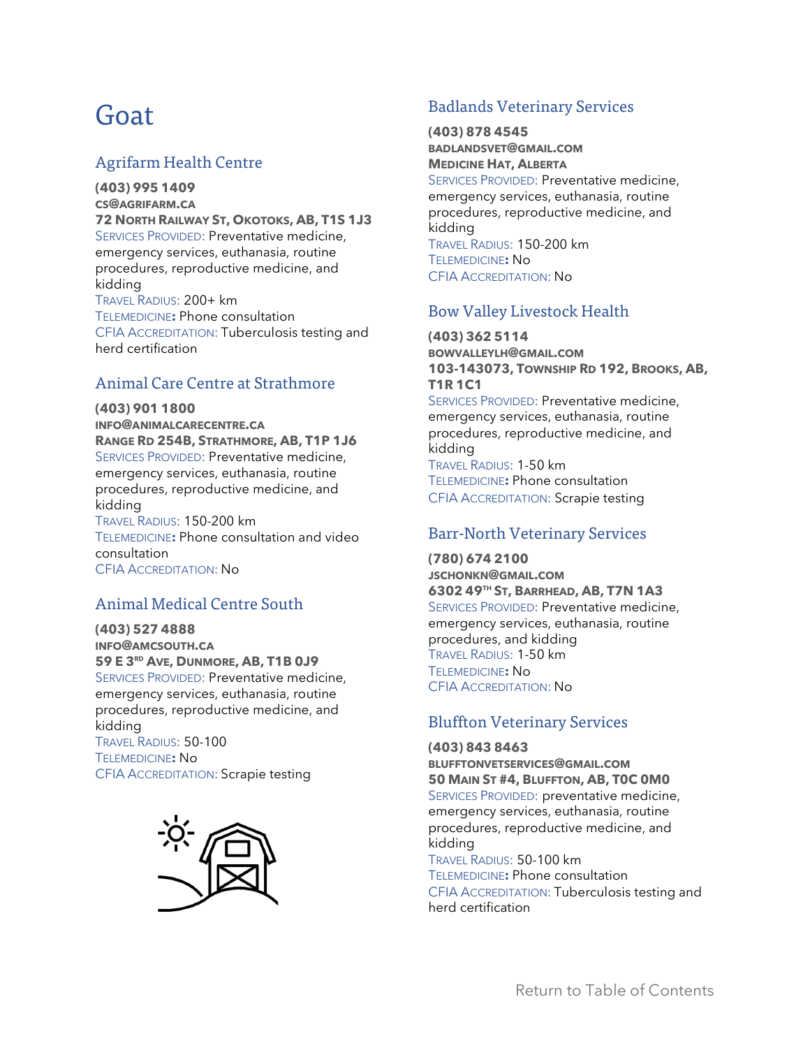# Goat

## Agrifarm Health Centre

**(403) 995 1409**
**CS@AGRIFARM.CA**
**72 NORTH RAILWAY ST, OKOTOKS, AB, T1S 1J3**
SERVICES PROVIDED: Preventative medicine, emergency services, euthanasia, routine procedures, reproductive medicine, and kidding
TRAVEL RADIUS: 200+ km
TELEMEDICINE**:** Phone consultation
CFIA ACCREDITATION: Tuberculosis testing and herd certification

## Animal Care Centre at Strathmore

**(403) 901 1800**
**INFO@ANIMALCARECENTRE.CA**
**RANGE RD 254B, STRATHMORE, AB, T1P 1J6**
SERVICES PROVIDED: Preventative medicine, emergency services, euthanasia, routine procedures, reproductive medicine, and kidding
TRAVEL RADIUS: 150-200 km
TELEMEDICINE**:** Phone consultation and video consultation
CFIA ACCREDITATION: No

## Animal Medical Centre South

**(403) 527 4888**
**INFO@AMCSOUTH.CA**
**59 E 3RD AVE, DUNMORE, AB, T1B 0J9**
SERVICES PROVIDED: Preventative medicine, emergency services, euthanasia, routine procedures, reproductive medicine, and kidding
TRAVEL RADIUS: 50-100
TELEMEDICINE**:** No
CFIA ACCREDITATION: Scrapie testing

## Badlands Veterinary Services

**(403) 878 4545**
**BADLANDSVET@GMAIL.COM**
**MEDICINE HAT, ALBERTA**
SERVICES PROVIDED: Preventative medicine, emergency services, euthanasia, routine procedures, reproductive medicine, and kidding
TRAVEL RADIUS: 150-200 km
TELEMEDICINE**:** No
CFIA ACCREDITATION: No

## Bow Valley Livestock Health

**(403) 362 5114**
**BOWVALLEYLH@GMAIL.COM**
**103-143073, TOWNSHIP RD 192, BROOKS, AB, T1R 1C1**
SERVICES PROVIDED: Preventative medicine, emergency services, euthanasia, routine procedures, reproductive medicine, and kidding
TRAVEL RADIUS: 1-50 km
TELEMEDICINE**:** Phone consultation
CFIA ACCREDITATION: Scrapie testing

## Barr-North Veterinary Services

**(780) 674 2100**
**JSCHONKN@GMAIL.COM**
**6302 49TH ST, BARRHEAD, AB, T7N 1A3**
SERVICES PROVIDED: Preventative medicine, emergency services, euthanasia, routine procedures, and kidding
TRAVEL RADIUS: 1-50 km
TELEMEDICINE**:** No
CFIA ACCREDITATION: No

## Bluffton Veterinary Services

**(403) 843 8463**
**BLUFFTONVETSERVICES@GMAIL.COM**
**50 MAIN ST #4, BLUFFTON, AB, T0C 0M0**
SERVICES PROVIDED: preventative medicine, emergency services, euthanasia, routine procedures, reproductive medicine, and kidding
TRAVEL RADIUS: 50-100 km
TELEMEDICINE**:** Phone consultation
CFIA ACCREDITATION: Tuberculosis testing and herd certification

Return to Table of Contents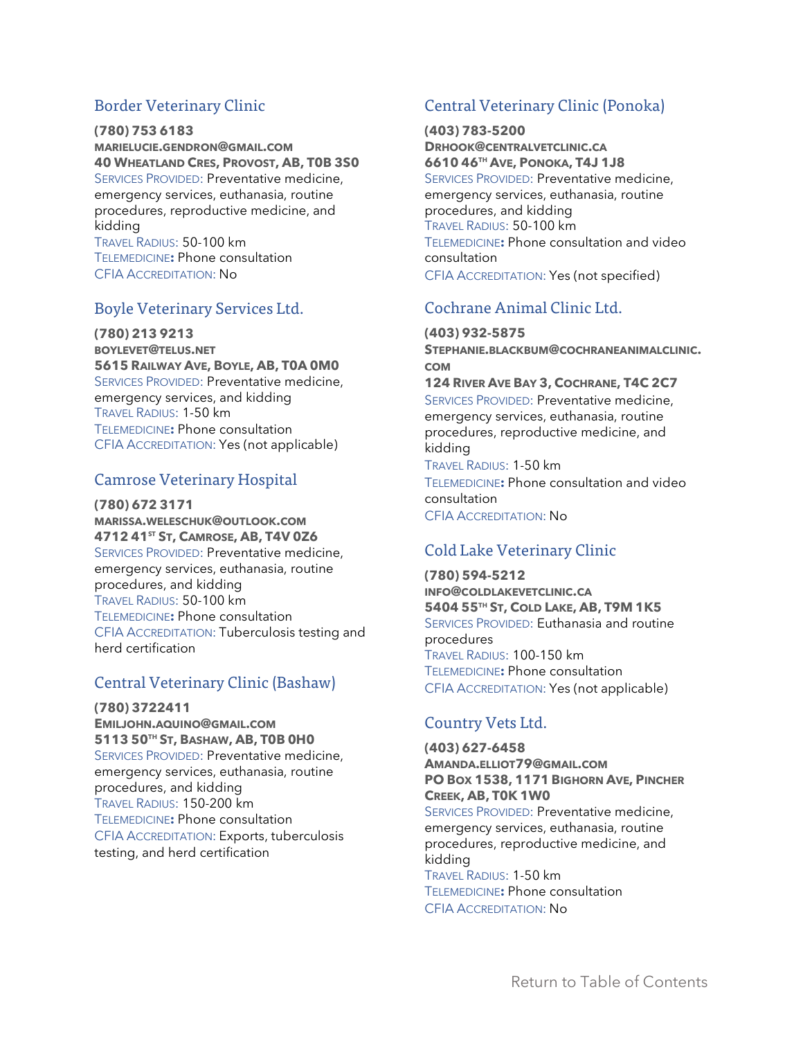## Border Veterinary Clinic

**(780) 753 6183**
**MARIELUCIE.GENDRON@GMAIL.COM**
**40 WHEATLAND CRES, PROVOST, AB, T0B 3S0**
SERVICES PROVIDED: Preventative medicine, emergency services, euthanasia, routine procedures, reproductive medicine, and kidding
TRAVEL RADIUS: 50-100 km
TELEMEDICINE: Phone consultation
CFIA ACCREDITATION: No

## Boyle Veterinary Services Ltd.

**(780) 213 9213**
**BOYLEVET@TELUS.NET**
**5615 RAILWAY AVE, BOYLE, AB, T0A 0M0**
SERVICES PROVIDED: Preventative medicine, emergency services, and kidding
TRAVEL RADIUS: 1-50 km
TELEMEDICINE: Phone consultation
CFIA ACCREDITATION: Yes (not applicable)

## Camrose Veterinary Hospital

**(780) 672 3171**
**MARISSA.WELESCHUK@OUTLOOK.COM**
**4712 41ST ST, CAMROSE, AB, T4V 0Z6**
SERVICES PROVIDED: Preventative medicine, emergency services, euthanasia, routine procedures, and kidding
TRAVEL RADIUS: 50-100 km
TELEMEDICINE: Phone consultation
CFIA ACCREDITATION: Tuberculosis testing and herd certification

## Central Veterinary Clinic (Bashaw)

**(780) 3722411**
**EMILJOHN.AQUINO@GMAIL.COM**
**5113 50TH ST, BASHAW, AB, T0B 0H0**
SERVICES PROVIDED: Preventative medicine, emergency services, euthanasia, routine procedures, and kidding
TRAVEL RADIUS: 150-200 km
TELEMEDICINE: Phone consultation
CFIA ACCREDITATION: Exports, tuberculosis testing, and herd certification

## Central Veterinary Clinic (Ponoka)

**(403) 783-5200**
**DRHOOK@CENTRALVETCLINIC.CA**
**6610 46TH AVE, PONOKA, T4J 1J8**
SERVICES PROVIDED: Preventative medicine, emergency services, euthanasia, routine procedures, and kidding
TRAVEL RADIUS: 50-100 km
TELEMEDICINE: Phone consultation and video consultation
CFIA ACCREDITATION: Yes (not specified)

## Cochrane Animal Clinic Ltd.

**(403) 932-5875**
**STEPHANIE.BLACKBUM@COCHRANEANIMALCLINIC.COM**
**124 RIVER AVE BAY 3, COCHRANE, T4C 2C7**
SERVICES PROVIDED: Preventative medicine, emergency services, euthanasia, routine procedures, reproductive medicine, and kidding
TRAVEL RADIUS: 1-50 km
TELEMEDICINE: Phone consultation and video consultation
CFIA ACCREDITATION: No

## Cold Lake Veterinary Clinic

**(780) 594-5212**
**INFO@COLDLAKEVETCLINIC.CA**
**5404 55TH ST, COLD LAKE, AB, T9M 1K5**
SERVICES PROVIDED: Euthanasia and routine procedures
TRAVEL RADIUS: 100-150 km
TELEMEDICINE: Phone consultation
CFIA ACCREDITATION: Yes (not applicable)

## Country Vets Ltd.

**(403) 627-6458**
**AMANDA.ELLIOT79@GMAIL.COM**
**PO BOX 1538, 1171 BIGHORN AVE, PINCHER CREEK, AB, T0K 1W0**
SERVICES PROVIDED: Preventative medicine, emergency services, euthanasia, routine procedures, reproductive medicine, and kidding
TRAVEL RADIUS: 1-50 km
TELEMEDICINE: Phone consultation
CFIA ACCREDITATION: No

Return to Table of Contents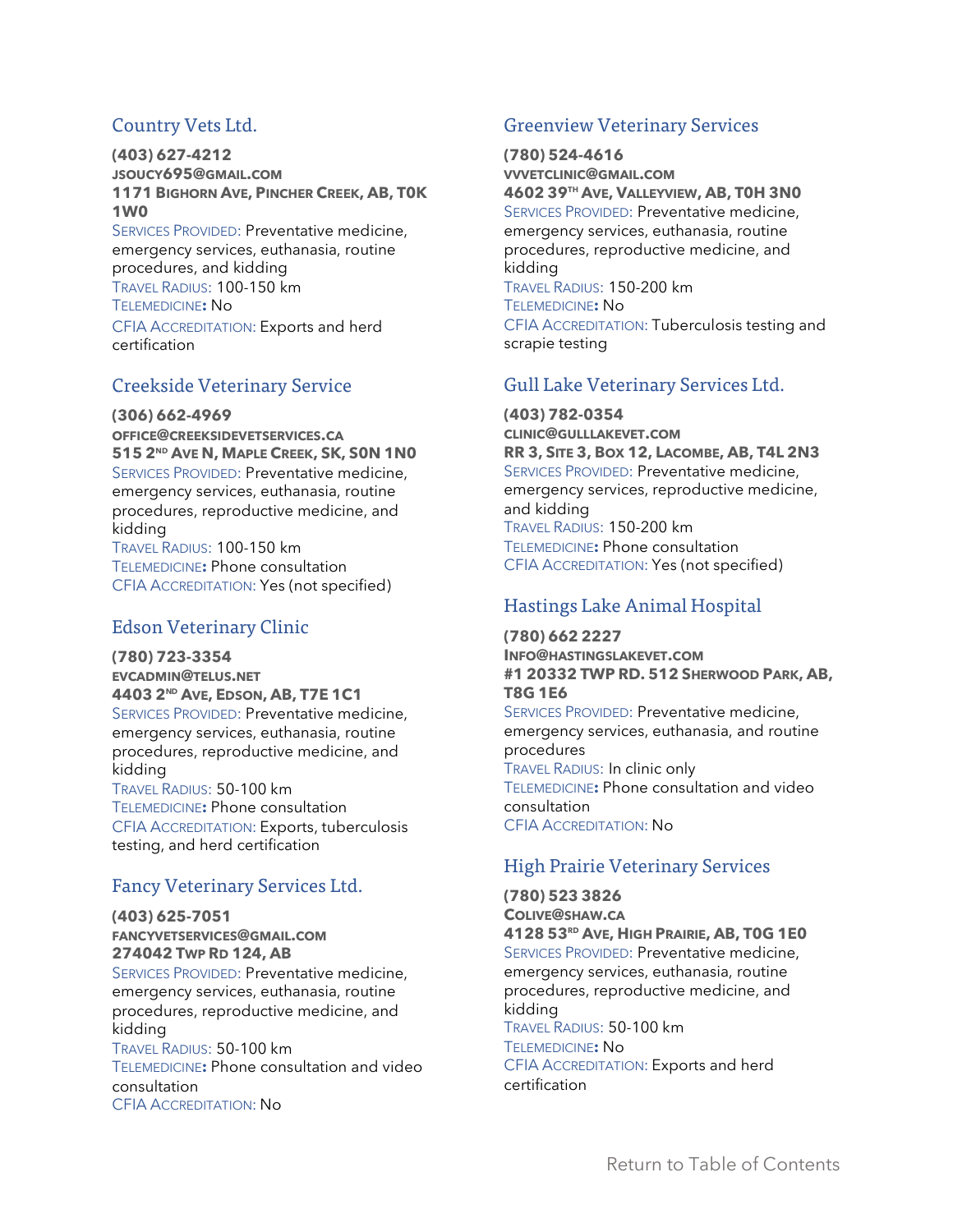## Country Vets Ltd.

**(403) 627-4212**
**jsoucy695@gmail.com**
**1171 Bighorn Ave, Pincher Creek, AB, T0K 1W0**
Services Provided: Preventative medicine, emergency services, euthanasia, routine procedures, and kidding
Travel Radius: 100-150 km
Telemedicine**:** No
CFIA Accreditation: Exports and herd certification

## Creekside Veterinary Service

**(306) 662-4969**
**office@creeksidevetservices.ca**
**515 2nd Ave N, Maple Creek, SK, S0N 1N0**
Services Provided: Preventative medicine, emergency services, euthanasia, routine procedures, reproductive medicine, and kidding
Travel Radius: 100-150 km
Telemedicine**:** Phone consultation
CFIA Accreditation: Yes (not specified)

## Edson Veterinary Clinic

**(780) 723-3354**
**evcadmin@telus.net**
**4403 2nd Ave, Edson, AB, T7E 1C1**
Services Provided: Preventative medicine, emergency services, euthanasia, routine procedures, reproductive medicine, and kidding
Travel Radius: 50-100 km
Telemedicine**:** Phone consultation
CFIA Accreditation: Exports, tuberculosis testing, and herd certification

## Fancy Veterinary Services Ltd.

**(403) 625-7051**
**fancyvetservices@gmail.com**
**274042 Twp Rd 124, AB**
Services Provided: Preventative medicine, emergency services, euthanasia, routine procedures, reproductive medicine, and kidding
Travel Radius: 50-100 km
Telemedicine**:** Phone consultation and video consultation
CFIA Accreditation: No

## Greenview Veterinary Services

**(780) 524-4616**
**vvvetclinic@gmail.com**
**4602 39th Ave, Valleyview, AB, T0H 3N0**
Services Provided: Preventative medicine, emergency services, euthanasia, routine procedures, reproductive medicine, and kidding
Travel Radius: 150-200 km
Telemedicine**:** No
CFIA Accreditation: Tuberculosis testing and scrapie testing

## Gull Lake Veterinary Services Ltd.

**(403) 782-0354**
**clinic@gulllakevet.com**
**RR 3, Site 3, Box 12, Lacombe, AB, T4L 2N3**
Services Provided: Preventative medicine, emergency services, reproductive medicine, and kidding
Travel Radius: 150-200 km
Telemedicine**:** Phone consultation
CFIA Accreditation: Yes (not specified)

## Hastings Lake Animal Hospital

**(780) 662 2227**
**Info@hastingslakevet.com**
**#1 20332 TWP RD. 512 Sherwood Park, AB, T8G 1E6**
Services Provided: Preventative medicine, emergency services, euthanasia, and routine procedures
Travel Radius: In clinic only
Telemedicine**:** Phone consultation and video consultation
CFIA Accreditation: No

## High Prairie Veterinary Services

**(780) 523 3826**
**Colive@shaw.ca**
**4128 53rd Ave, High Prairie, AB, T0G 1E0**
Services Provided: Preventative medicine, emergency services, euthanasia, routine procedures, reproductive medicine, and kidding
Travel Radius: 50-100 km
Telemedicine**:** No
CFIA Accreditation: Exports and herd certification

Return to Table of Contents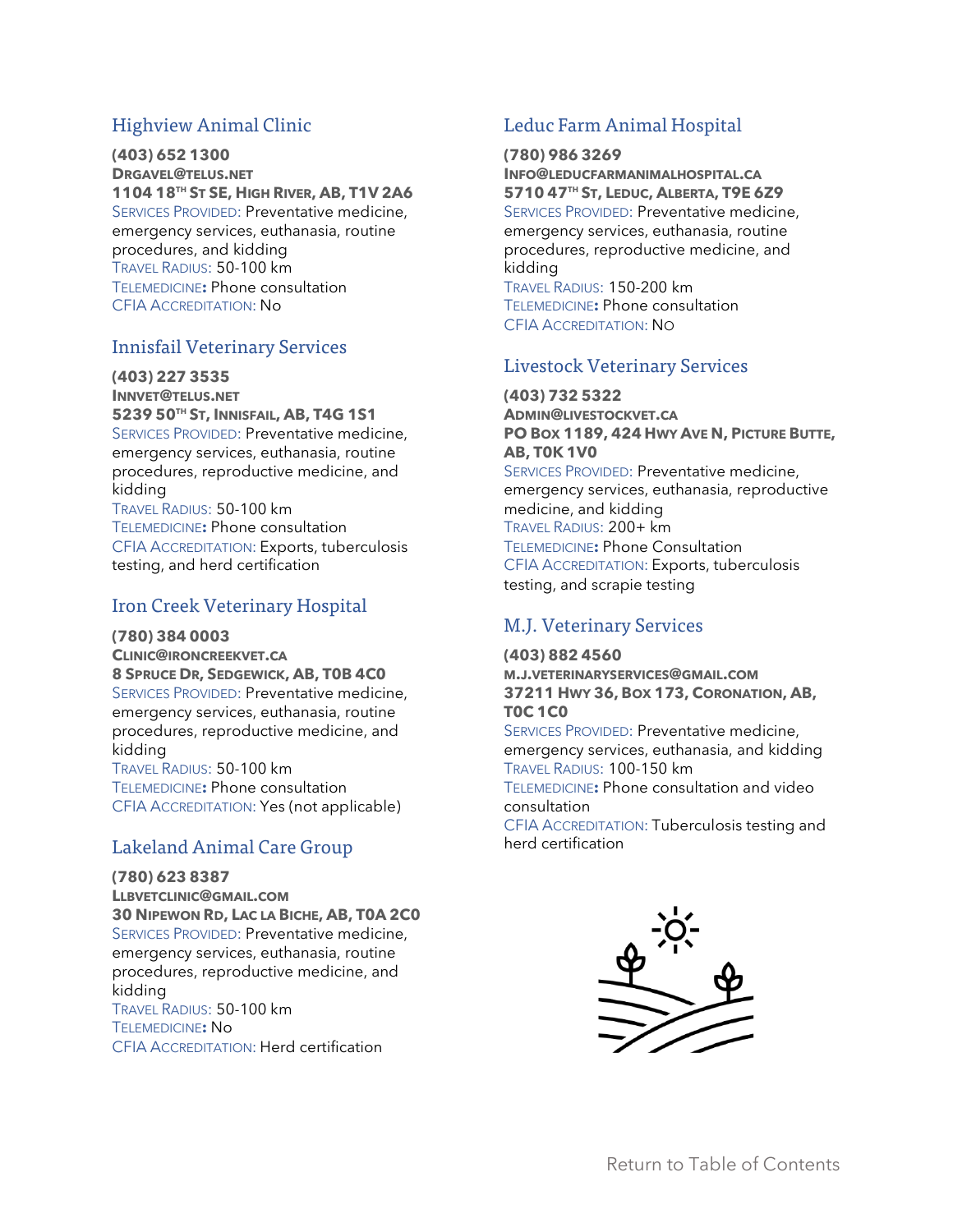## Highview Animal Clinic

**(403) 652 1300**
**DRGAVEL@TELUS.NET**
**1104 18TH ST SE, HIGH RIVER, AB, T1V 2A6**
SERVICES PROVIDED: Preventative medicine, emergency services, euthanasia, routine procedures, and kidding
TRAVEL RADIUS: 50-100 km
TELEMEDICINE: Phone consultation
CFIA ACCREDITATION: No

## Innisfail Veterinary Services

**(403) 227 3535**
**INNVET@TELUS.NET**
**5239 50TH ST, INNISFAIL, AB, T4G 1S1**
SERVICES PROVIDED: Preventative medicine, emergency services, euthanasia, routine procedures, reproductive medicine, and kidding
TRAVEL RADIUS: 50-100 km
TELEMEDICINE: Phone consultation
CFIA ACCREDITATION: Exports, tuberculosis testing, and herd certification

## Iron Creek Veterinary Hospital

**(780) 384 0003**
**CLINIC@IRONCREEKVET.CA**
**8 SPRUCE DR, SEDGEWICK, AB, T0B 4C0**
SERVICES PROVIDED: Preventative medicine, emergency services, euthanasia, routine procedures, reproductive medicine, and kidding
TRAVEL RADIUS: 50-100 km
TELEMEDICINE: Phone consultation
CFIA ACCREDITATION: Yes (not applicable)

## Lakeland Animal Care Group

**(780) 623 8387**
**LLBVETCLINIC@GMAIL.COM**
**30 NIPEWON RD, LAC LA BICHE, AB, T0A 2C0**
SERVICES PROVIDED: Preventative medicine, emergency services, euthanasia, routine procedures, reproductive medicine, and kidding
TRAVEL RADIUS: 50-100 km
TELEMEDICINE: No
CFIA ACCREDITATION: Herd certification

## Leduc Farm Animal Hospital

**(780) 986 3269**
**INFO@LEDUCFARMANIMALHOSPITAL.CA**
**5710 47TH ST, LEDUC, ALBERTA, T9E 6Z9**
SERVICES PROVIDED: Preventative medicine, emergency services, euthanasia, routine procedures, reproductive medicine, and kidding
TRAVEL RADIUS: 150-200 km
TELEMEDICINE: Phone consultation
CFIA ACCREDITATION: NO

## Livestock Veterinary Services

**(403) 732 5322**
**ADMIN@LIVESTOCKVET.CA**
**PO BOX 1189, 424 HWY AVE N, PICTURE BUTTE, AB, T0K 1V0**
SERVICES PROVIDED: Preventative medicine, emergency services, euthanasia, reproductive medicine, and kidding
TRAVEL RADIUS: 200+ km
TELEMEDICINE: Phone Consultation
CFIA ACCREDITATION: Exports, tuberculosis testing, and scrapie testing

## M.J. Veterinary Services

**(403) 882 4560**
**M.J.VETERINARYSERVICES@GMAIL.COM**
**37211 HWY 36, BOX 173, CORONATION, AB, T0C 1C0**
SERVICES PROVIDED: Preventative medicine, emergency services, euthanasia, and kidding
TRAVEL RADIUS: 100-150 km
TELEMEDICINE: Phone consultation and video consultation
CFIA ACCREDITATION: Tuberculosis testing and herd certification

Return to Table of Contents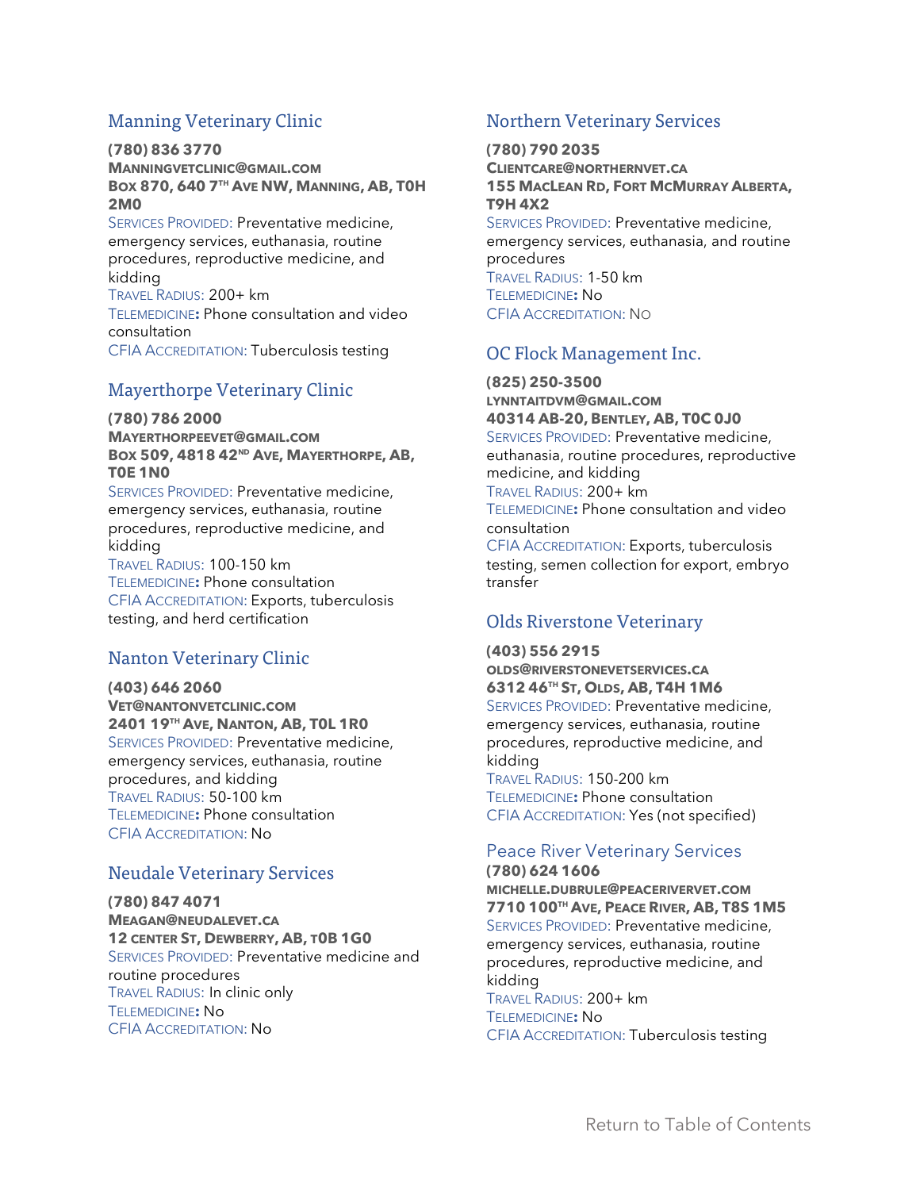## Manning Veterinary Clinic

**(780) 836 3770**
**MANNINGVETCLINIC@GMAIL.COM**
**BOX 870, 640 7TH AVE NW, MANNING, AB, T0H 2M0**
SERVICES PROVIDED: Preventative medicine, emergency services, euthanasia, routine procedures, reproductive medicine, and kidding
TRAVEL RADIUS: 200+ km
TELEMEDICINE**:** Phone consultation and video consultation
CFIA ACCREDITATION: Tuberculosis testing

## Mayerthorpe Veterinary Clinic

**(780) 786 2000**
**MAYERTHORPEEVET@GMAIL.COM**
**BOX 509, 4818 42ND AVE, MAYERTHORPE, AB, T0E 1N0**
SERVICES PROVIDED: Preventative medicine, emergency services, euthanasia, routine procedures, reproductive medicine, and kidding
TRAVEL RADIUS: 100-150 km
TELEMEDICINE**:** Phone consultation
CFIA ACCREDITATION: Exports, tuberculosis testing, and herd certification

## Nanton Veterinary Clinic

**(403) 646 2060**
**VET@NANTONVETCLINIC.COM**
**2401 19TH AVE, NANTON, AB, T0L 1R0**
SERVICES PROVIDED: Preventative medicine, emergency services, euthanasia, routine procedures, and kidding
TRAVEL RADIUS: 50-100 km
TELEMEDICINE**:** Phone consultation
CFIA ACCREDITATION: No

## Neudale Veterinary Services

**(780) 847 4071**
**MEAGAN@NEUDALEVET.CA**
**12 CENTER ST, DEWBERRY, AB, T0B 1G0**
SERVICES PROVIDED: Preventative medicine and routine procedures
TRAVEL RADIUS: In clinic only
TELEMEDICINE**:** No
CFIA ACCREDITATION: No

## Northern Veterinary Services

**(780) 790 2035**
**CLIENTCARE@NORTHERNVET.CA**
**155 MACLEAN RD, FORT MCMURRAY ALBERTA, T9H 4X2**
SERVICES PROVIDED: Preventative medicine, emergency services, euthanasia, and routine procedures
TRAVEL RADIUS: 1-50 km
TELEMEDICINE**:** No
CFIA ACCREDITATION: NO

## OC Flock Management Inc.

**(825) 250-3500**
**LYNNTAITDVM@GMAIL.COM**
**40314 AB-20, BENTLEY, AB, T0C 0J0**
SERVICES PROVIDED: Preventative medicine, euthanasia, routine procedures, reproductive medicine, and kidding
TRAVEL RADIUS: 200+ km
TELEMEDICINE**:** Phone consultation and video consultation
CFIA ACCREDITATION: Exports, tuberculosis testing, semen collection for export, embryo transfer

## Olds Riverstone Veterinary

**(403) 556 2915**
**OLDS@RIVERSTONEVETSERVICES.CA**
**6312 46TH ST, OLDS, AB, T4H 1M6**
SERVICES PROVIDED: Preventative medicine, emergency services, euthanasia, routine procedures, reproductive medicine, and kidding
TRAVEL RADIUS: 150-200 km
TELEMEDICINE**:** Phone consultation
CFIA ACCREDITATION: Yes (not specified)

## Peace River Veterinary Services

**(780) 624 1606**
**MICHELLE.DUBRULE@PEACERIVERVET.COM**
**7710 100TH AVE, PEACE RIVER, AB, T8S 1M5**
SERVICES PROVIDED: Preventative medicine, emergency services, euthanasia, routine procedures, reproductive medicine, and kidding
TRAVEL RADIUS: 200+ km
TELEMEDICINE**:** No
CFIA ACCREDITATION: Tuberculosis testing

Return to Table of Contents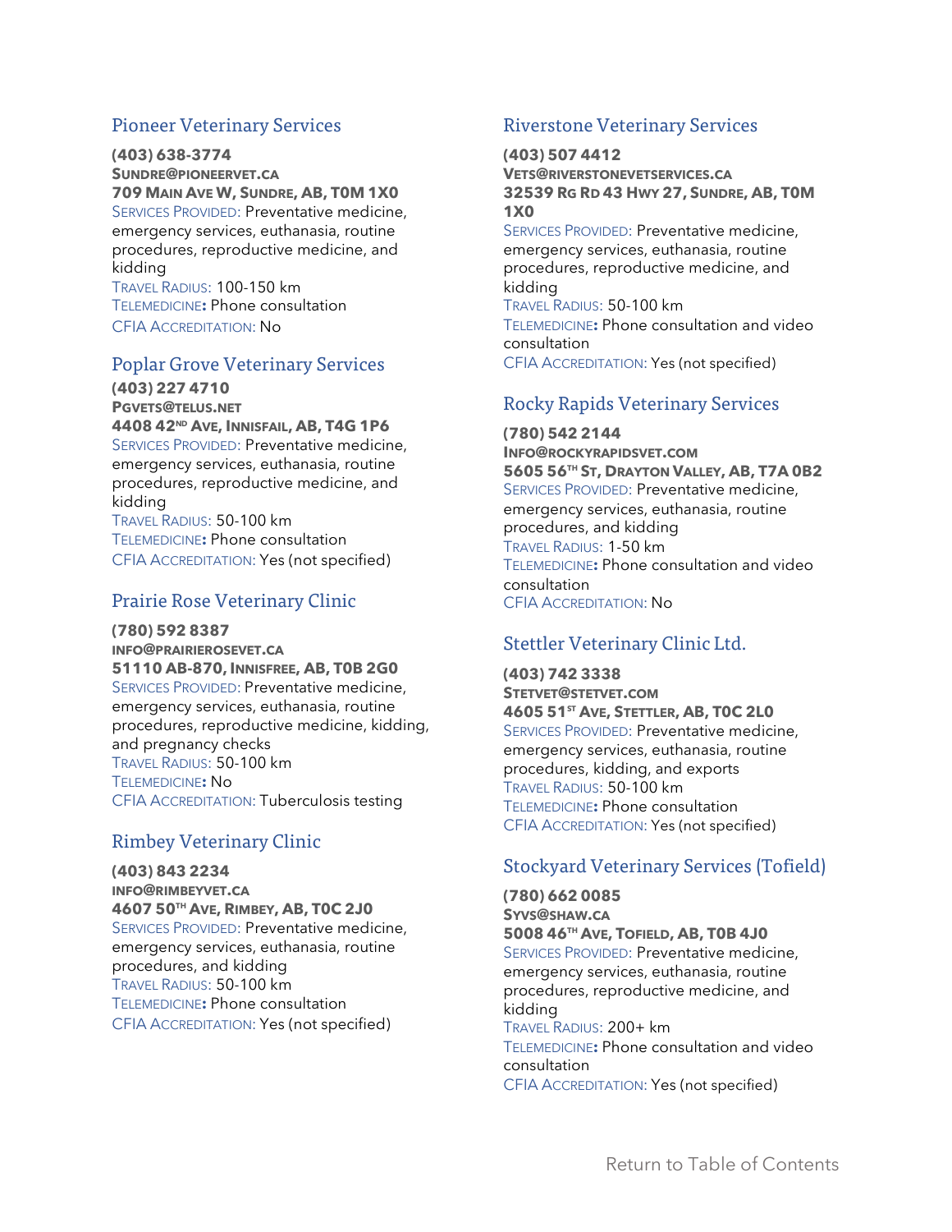## Pioneer Veterinary Services

**(403) 638-3774**
**SUNDRE@PIONEERVET.CA**
**709 MAIN AVE W, SUNDRE, AB, T0M 1X0**
SERVICES PROVIDED: Preventative medicine, emergency services, euthanasia, routine procedures, reproductive medicine, and kidding
TRAVEL RADIUS: 100-150 km
TELEMEDICINE**:** Phone consultation
CFIA ACCREDITATION: No

## Poplar Grove Veterinary Services

**(403) 227 4710**
**PGVETS@TELUS.NET**
**4408 42ND AVE, INNISFAIL, AB, T4G 1P6**
SERVICES PROVIDED: Preventative medicine, emergency services, euthanasia, routine procedures, reproductive medicine, and kidding
TRAVEL RADIUS: 50-100 km
TELEMEDICINE**:** Phone consultation
CFIA ACCREDITATION: Yes (not specified)

## Prairie Rose Veterinary Clinic

**(780) 592 8387**
**INFO@PRAIRIEROSEVET.CA**
**51110 AB-870, INNISFREE, AB, T0B 2G0**
SERVICES PROVIDED: Preventative medicine, emergency services, euthanasia, routine procedures, reproductive medicine, kidding, and pregnancy checks
TRAVEL RADIUS: 50-100 km
TELEMEDICINE**:** No
CFIA ACCREDITATION: Tuberculosis testing

## Rimbey Veterinary Clinic

**(403) 843 2234**
**INFO@RIMBEYVET.CA**
**4607 50TH AVE, RIMBEY, AB, T0C 2J0**
SERVICES PROVIDED: Preventative medicine, emergency services, euthanasia, routine procedures, and kidding
TRAVEL RADIUS: 50-100 km
TELEMEDICINE**:** Phone consultation
CFIA ACCREDITATION: Yes (not specified)

## Riverstone Veterinary Services

**(403) 507 4412**
**VETS@RIVERSTONEVETSERVICES.CA**
**32539 RG RD 43 HWY 27, SUNDRE, AB, T0M 1X0**
SERVICES PROVIDED: Preventative medicine, emergency services, euthanasia, routine procedures, reproductive medicine, and kidding
TRAVEL RADIUS: 50-100 km
TELEMEDICINE**:** Phone consultation and video consultation
CFIA ACCREDITATION: Yes (not specified)

## Rocky Rapids Veterinary Services

**(780) 542 2144**
**INFO@ROCKYRAPIDSVET.COM**
**5605 56TH ST, DRAYTON VALLEY, AB, T7A 0B2**
SERVICES PROVIDED: Preventative medicine, emergency services, euthanasia, routine procedures, and kidding
TRAVEL RADIUS: 1-50 km
TELEMEDICINE**:** Phone consultation and video consultation
CFIA ACCREDITATION: No

## Stettler Veterinary Clinic Ltd.

**(403) 742 3338**
**STETVET@STETVET.COM**
**4605 51ST AVE, STETTLER, AB, T0C 2L0**
SERVICES PROVIDED: Preventative medicine, emergency services, euthanasia, routine procedures, kidding, and exports
TRAVEL RADIUS: 50-100 km
TELEMEDICINE**:** Phone consultation
CFIA ACCREDITATION: Yes (not specified)

## Stockyard Veterinary Services (Tofield)

**(780) 662 0085**
**SYVS@SHAW.CA**
**5008 46TH AVE, TOFIELD, AB, T0B 4J0**
SERVICES PROVIDED: Preventative medicine, emergency services, euthanasia, routine procedures, reproductive medicine, and kidding
TRAVEL RADIUS: 200+ km
TELEMEDICINE**:** Phone consultation and video consultation
CFIA ACCREDITATION: Yes (not specified)

Return to Table of Contents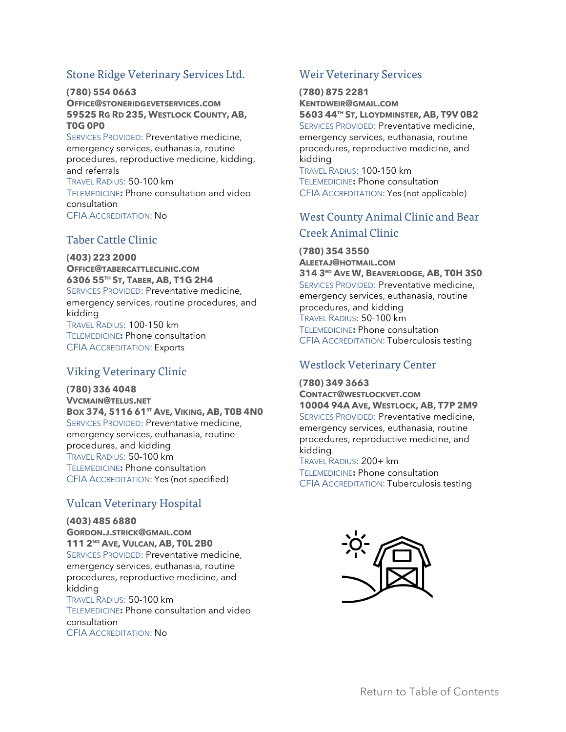## Stone Ridge Veterinary Services Ltd.

**(780) 554 0663**
**OFFICE@STONERIDGEVETSERVICES.COM**
**59525 RG RD 235, WESTLOCK COUNTY, AB, T0G 0P0**
SERVICES PROVIDED: Preventative medicine, emergency services, euthanasia, routine procedures, reproductive medicine, kidding, and referrals
TRAVEL RADIUS: 50-100 km
TELEMEDICINE**:** Phone consultation and video consultation
CFIA ACCREDITATION: No

## Taber Cattle Clinic

**(403) 223 2000**
**OFFICE@TABERCATTLECLINIC.COM**
**6306 55TH ST, TABER, AB, T1G 2H4**
SERVICES PROVIDED: Preventative medicine, emergency services, routine procedures, and kidding
TRAVEL RADIUS: 100-150 km
TELEMEDICINE**:** Phone consultation
CFIA ACCREDITATION: Exports

## Viking Veterinary Clinic

**(780) 336 4048**
**VVCMAIN@TELUS.NET**
**BOX 374, 5116 61ST AVE, VIKING, AB, T0B 4N0**
SERVICES PROVIDED: Preventative medicine, emergency services, euthanasia, routine procedures, and kidding
TRAVEL RADIUS: 50-100 km
TELEMEDICINE**:** Phone consultation
CFIA ACCREDITATION: Yes (not specified)

## Vulcan Veterinary Hospital

**(403) 485 6880**
**GORDON.J.STRICK@GMAIL.COM**
**111 2ND AVE, VULCAN, AB, T0L 2B0**
SERVICES PROVIDED: Preventative medicine, emergency services, euthanasia, routine procedures, reproductive medicine, and kidding
TRAVEL RADIUS: 50-100 km
TELEMEDICINE**:** Phone consultation and video consultation
CFIA ACCREDITATION: No

## Weir Veterinary Services

**(780) 875 2281**
**KENTDWEIR@GMAIL.COM**
**5603 44TH ST, LLOYDMINSTER, AB, T9V 0B2**
SERVICES PROVIDED: Preventative medicine, emergency services, euthanasia, routine procedures, reproductive medicine, and kidding
TRAVEL RADIUS: 100-150 km
TELEMEDICINE**:** Phone consultation
CFIA ACCREDITATION: Yes (not applicable)

## West County Animal Clinic and Bear Creek Animal Clinic

**(780) 354 3550**
**ALEETAJ@HOTMAIL.COM**
**314 3RD AVE W, BEAVERLODGE, AB, T0H 3S0**
SERVICES PROVIDED: Preventative medicine, emergency services, euthanasia, routine procedures, and kidding
TRAVEL RADIUS: 50-100 km
TELEMEDICINE**:** Phone consultation
CFIA ACCREDITATION: Tuberculosis testing

## Westlock Veterinary Center

**(780) 349 3663**
**CONTACT@WESTLOCKVET.COM**
**10004 94A AVE, WESTLOCK, AB, T7P 2M9**
SERVICES PROVIDED: Preventative medicine, emergency services, euthanasia, routine procedures, reproductive medicine, and kidding
TRAVEL RADIUS: 200+ km
TELEMEDICINE**:** Phone consultation
CFIA ACCREDITATION: Tuberculosis testing

Return to Table of Contents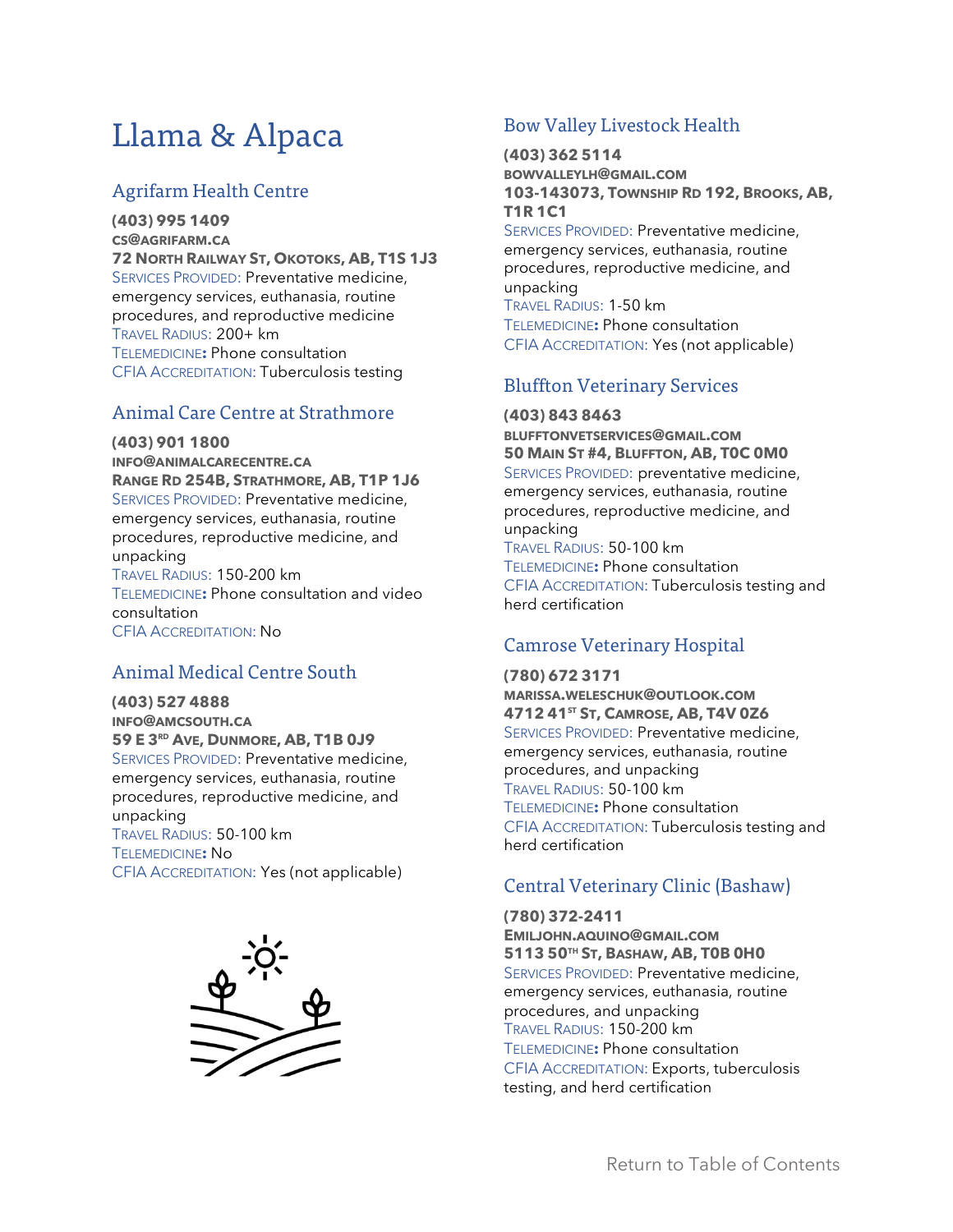# Llama & Alpaca

## Agrifarm Health Centre

**(403) 995 1409**
**CS@AGRIFARM.CA**
**72 NORTH RAILWAY ST, OKOTOKS, AB, T1S 1J3**
SERVICES PROVIDED: Preventative medicine, emergency services, euthanasia, routine procedures, and reproductive medicine
TRAVEL RADIUS: 200+ km
TELEMEDICINE**:** Phone consultation
CFIA ACCREDITATION: Tuberculosis testing

## Animal Care Centre at Strathmore

**(403) 901 1800**
**INFO@ANIMALCARECENTRE.CA**
**RANGE RD 254B, STRATHMORE, AB, T1P 1J6**
SERVICES PROVIDED: Preventative medicine, emergency services, euthanasia, routine procedures, reproductive medicine, and unpacking
TRAVEL RADIUS: 150-200 km
TELEMEDICINE**:** Phone consultation and video consultation
CFIA ACCREDITATION: No

## Animal Medical Centre South

**(403) 527 4888**
**INFO@AMCSOUTH.CA**
**59 E 3RD AVE, DUNMORE, AB, T1B 0J9**
SERVICES PROVIDED: Preventative medicine, emergency services, euthanasia, routine procedures, reproductive medicine, and unpacking
TRAVEL RADIUS: 50-100 km
TELEMEDICINE**:** No
CFIA ACCREDITATION: Yes (not applicable)

## Bow Valley Livestock Health

**(403) 362 5114**
**BOWVALLEYLH@GMAIL.COM**
**103-143073, TOWNSHIP RD 192, BROOKS, AB, T1R 1C1**
SERVICES PROVIDED: Preventative medicine, emergency services, euthanasia, routine procedures, reproductive medicine, and unpacking
TRAVEL RADIUS: 1-50 km
TELEMEDICINE**:** Phone consultation
CFIA ACCREDITATION: Yes (not applicable)

## Bluffton Veterinary Services

**(403) 843 8463**
**BLUFFTONVETSERVICES@GMAIL.COM**
**50 MAIN ST #4, BLUFFTON, AB, T0C 0M0**
SERVICES PROVIDED: preventative medicine, emergency services, euthanasia, routine procedures, reproductive medicine, and unpacking
TRAVEL RADIUS: 50-100 km
TELEMEDICINE**:** Phone consultation
CFIA ACCREDITATION: Tuberculosis testing and herd certification

## Camrose Veterinary Hospital

**(780) 672 3171**
**MARISSA.WELESCHUK@OUTLOOK.COM**
**4712 41ST ST, CAMROSE, AB, T4V 0Z6**
SERVICES PROVIDED: Preventative medicine, emergency services, euthanasia, routine procedures, and unpacking
TRAVEL RADIUS: 50-100 km
TELEMEDICINE**:** Phone consultation
CFIA ACCREDITATION: Tuberculosis testing and herd certification

## Central Veterinary Clinic (Bashaw)

**(780) 372-2411**
**EMILJOHN.AQUINO@GMAIL.COM**
**5113 50TH ST, BASHAW, AB, T0B 0H0**
SERVICES PROVIDED: Preventative medicine, emergency services, euthanasia, routine procedures, and unpacking
TRAVEL RADIUS: 150-200 km
TELEMEDICINE**:** Phone consultation
CFIA ACCREDITATION: Exports, tuberculosis testing, and herd certification

Return to Table of Contents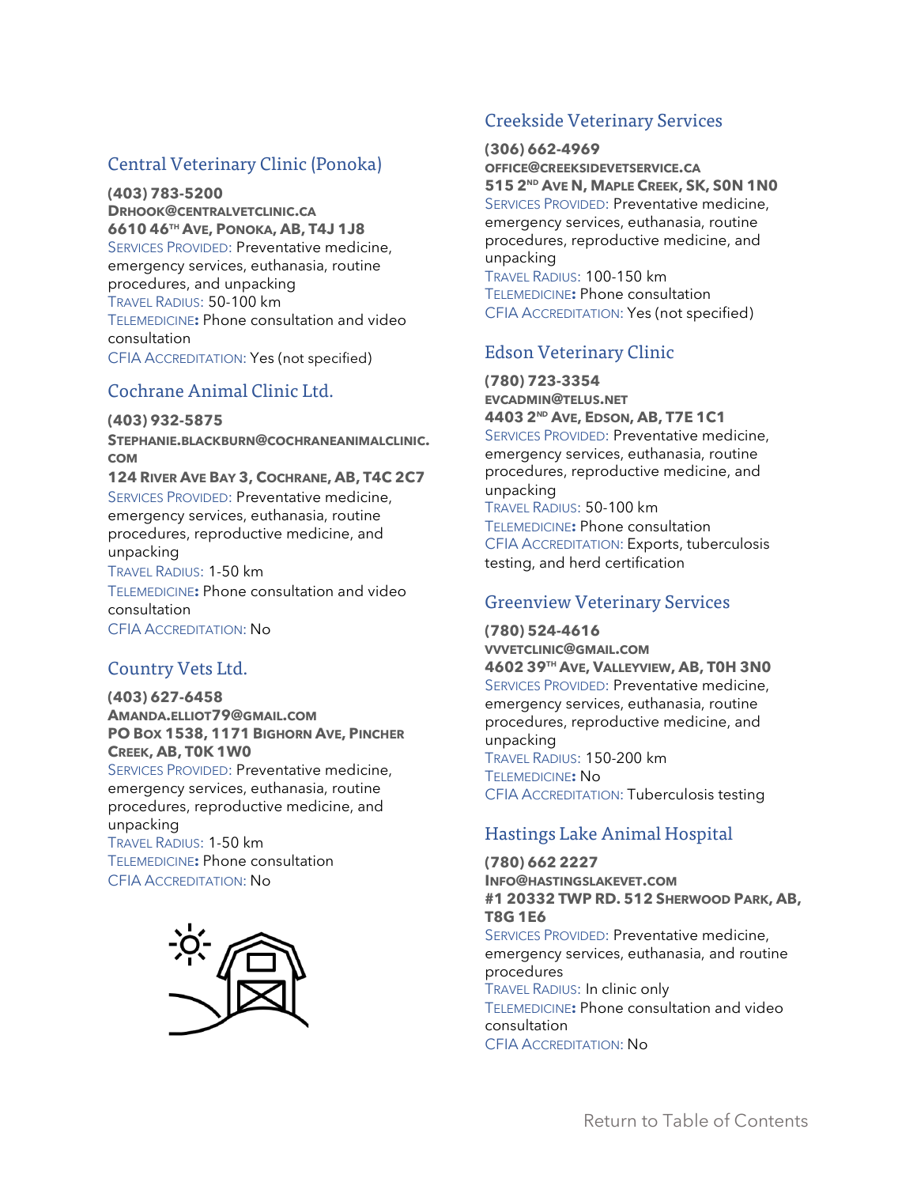## Central Veterinary Clinic (Ponoka)

**(403) 783-5200**
**DRHOOK@CENTRALVETCLINIC.CA**
**6610 46TH AVE, PONOKA, AB, T4J 1J8**
SERVICES PROVIDED: Preventative medicine, emergency services, euthanasia, routine procedures, and unpacking
TRAVEL RADIUS: 50-100 km
TELEMEDICINE: Phone consultation and video consultation
CFIA ACCREDITATION: Yes (not specified)

## Cochrane Animal Clinic Ltd.

**(403) 932-5875**
**STEPHANIE.BLACKBURN@COCHRANEANIMALCLINIC.COM**
**124 RIVER AVE BAY 3, COCHRANE, AB, T4C 2C7**
SERVICES PROVIDED: Preventative medicine, emergency services, euthanasia, routine procedures, reproductive medicine, and unpacking
TRAVEL RADIUS: 1-50 km
TELEMEDICINE: Phone consultation and video consultation
CFIA ACCREDITATION: No

## Country Vets Ltd.

**(403) 627-6458**
**AMANDA.ELLIOT79@GMAIL.COM**
**PO BOX 1538, 1171 BIGHORN AVE, PINCHER CREEK, AB, T0K 1W0**
SERVICES PROVIDED: Preventative medicine, emergency services, euthanasia, routine procedures, reproductive medicine, and unpacking
TRAVEL RADIUS: 1-50 km
TELEMEDICINE: Phone consultation
CFIA ACCREDITATION: No

## Creekside Veterinary Services

**(306) 662-4969**
**OFFICE@CREEKSIDEVETSERVICE.CA**
**515 2ND AVE N, MAPLE CREEK, SK, S0N 1N0**
SERVICES PROVIDED: Preventative medicine, emergency services, euthanasia, routine procedures, reproductive medicine, and unpacking
TRAVEL RADIUS: 100-150 km
TELEMEDICINE: Phone consultation
CFIA ACCREDITATION: Yes (not specified)

## Edson Veterinary Clinic

**(780) 723-3354**
**EVCADMIN@TELUS.NET**
**4403 2ND AVE, EDSON, AB, T7E 1C1**
SERVICES PROVIDED: Preventative medicine, emergency services, euthanasia, routine procedures, reproductive medicine, and unpacking
TRAVEL RADIUS: 50-100 km
TELEMEDICINE: Phone consultation
CFIA ACCREDITATION: Exports, tuberculosis testing, and herd certification

## Greenview Veterinary Services

**(780) 524-4616**
**VVVETCLINIC@GMAIL.COM**
**4602 39TH AVE, VALLEYVIEW, AB, T0H 3N0**
SERVICES PROVIDED: Preventative medicine, emergency services, euthanasia, routine procedures, reproductive medicine, and unpacking
TRAVEL RADIUS: 150-200 km
TELEMEDICINE: No
CFIA ACCREDITATION: Tuberculosis testing

## Hastings Lake Animal Hospital

**(780) 662 2227**
**INFO@HASTINGSLAKEVET.COM**
**#1 20332 TWP RD. 512 SHERWOOD PARK, AB, T8G 1E6**
SERVICES PROVIDED: Preventative medicine, emergency services, euthanasia, and routine procedures
TRAVEL RADIUS: In clinic only
TELEMEDICINE: Phone consultation and video consultation
CFIA ACCREDITATION: No

Return to Table of Contents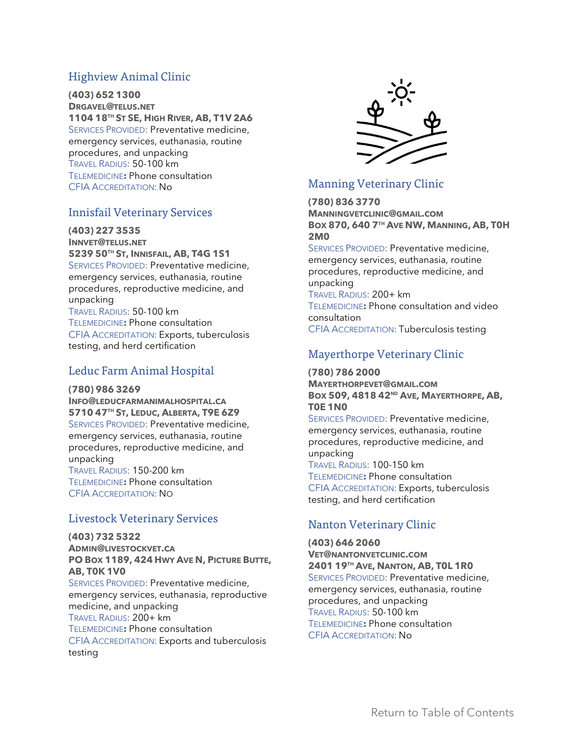## Highview Animal Clinic

**(403) 652 1300**
**DRGAVEL@TELUS.NET**
**1104 18TH ST SE, HIGH RIVER, AB, T1V 2A6**
SERVICES PROVIDED: Preventative medicine, emergency services, euthanasia, routine procedures, and unpacking
TRAVEL RADIUS: 50-100 km
TELEMEDICINE: Phone consultation
CFIA ACCREDITATION: No

## Innisfail Veterinary Services

**(403) 227 3535**
**INNVET@TELUS.NET**
**5239 50TH ST, INNISFAIL, AB, T4G 1S1**
SERVICES PROVIDED: Preventative medicine, emergency services, euthanasia, routine procedures, reproductive medicine, and unpacking
TRAVEL RADIUS: 50-100 km
TELEMEDICINE: Phone consultation
CFIA ACCREDITATION: Exports, tuberculosis testing, and herd certification

## Leduc Farm Animal Hospital

**(780) 986 3269**
**INFO@LEDUCFARMANIMALHOSPITAL.CA**
**5710 47TH ST, LEDUC, ALBERTA, T9E 6Z9**
SERVICES PROVIDED: Preventative medicine, emergency services, euthanasia, routine procedures, reproductive medicine, and unpacking
TRAVEL RADIUS: 150-200 km
TELEMEDICINE: Phone consultation
CFIA ACCREDITATION: NO

## Livestock Veterinary Services

**(403) 732 5322**
**ADMIN@LIVESTOCKVET.CA**
**PO BOX 1189, 424 HWY AVE N, PICTURE BUTTE, AB, T0K 1V0**
SERVICES PROVIDED: Preventative medicine, emergency services, euthanasia, reproductive medicine, and unpacking
TRAVEL RADIUS: 200+ km
TELEMEDICINE: Phone consultation
CFIA ACCREDITATION: Exports and tuberculosis testing

## Manning Veterinary Clinic

**(780) 836 3770**
**MANNINGVETCLINIC@GMAIL.COM**
**BOX 870, 640 7TH AVE NW, MANNING, AB, T0H 2M0**
SERVICES PROVIDED: Preventative medicine, emergency services, euthanasia, routine procedures, reproductive medicine, and unpacking
TRAVEL RADIUS: 200+ km
TELEMEDICINE: Phone consultation and video consultation
CFIA ACCREDITATION: Tuberculosis testing

## Mayerthorpe Veterinary Clinic

**(780) 786 2000**
**MAYERTHORPEVET@GMAIL.COM**
**BOX 509, 4818 42ND AVE, MAYERTHORPE, AB, T0E 1N0**
SERVICES PROVIDED: Preventative medicine, emergency services, euthanasia, routine procedures, reproductive medicine, and unpacking
TRAVEL RADIUS: 100-150 km
TELEMEDICINE: Phone consultation
CFIA ACCREDITATION: Exports, tuberculosis testing, and herd certification

## Nanton Veterinary Clinic

**(403) 646 2060**
**VET@NANTONVETCLINIC.COM**
**2401 19TH AVE, NANTON, AB, T0L 1R0**
SERVICES PROVIDED: Preventative medicine, emergency services, euthanasia, routine procedures, and unpacking
TRAVEL RADIUS: 50-100 km
TELEMEDICINE: Phone consultation
CFIA ACCREDITATION: No

Return to Table of Contents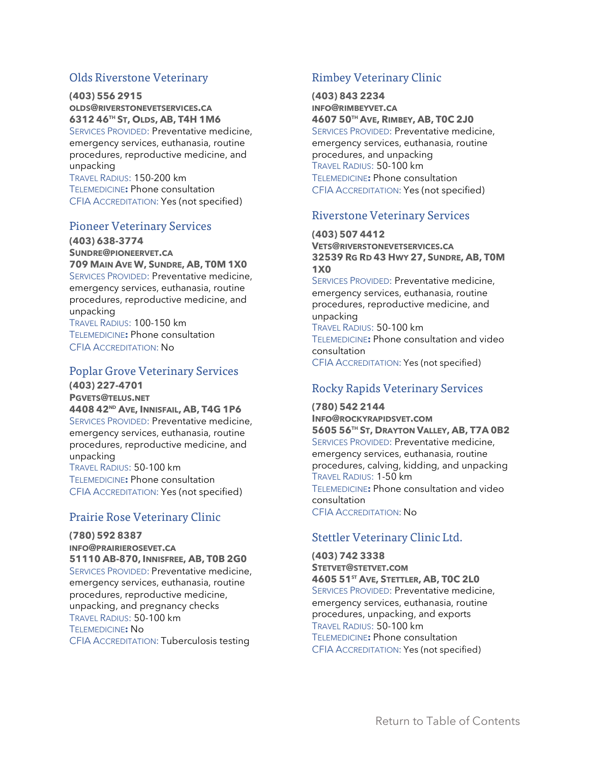## Olds Riverstone Veterinary

**(403) 556 2915**
**OLDS@RIVERSTONEVETSERVICES.CA**
**6312 46TH ST, OLDS, AB, T4H 1M6**
SERVICES PROVIDED: Preventative medicine, emergency services, euthanasia, routine procedures, reproductive medicine, and unpacking
TRAVEL RADIUS: 150-200 km
TELEMEDICINE: Phone consultation
CFIA ACCREDITATION: Yes (not specified)

## Pioneer Veterinary Services

**(403) 638-3774**
**SUNDRE@PIONEERVET.CA**
**709 MAIN AVE W, SUNDRE, AB, T0M 1X0**
SERVICES PROVIDED: Preventative medicine, emergency services, euthanasia, routine procedures, reproductive medicine, and unpacking
TRAVEL RADIUS: 100-150 km
TELEMEDICINE: Phone consultation
CFIA ACCREDITATION: No

## Poplar Grove Veterinary Services

**(403) 227-4701**
**PGVETS@TELUS.NET**
**4408 42ND AVE, INNISFAIL, AB, T4G 1P6**
SERVICES PROVIDED: Preventative medicine, emergency services, euthanasia, routine procedures, reproductive medicine, and unpacking
TRAVEL RADIUS: 50-100 km
TELEMEDICINE: Phone consultation
CFIA ACCREDITATION: Yes (not specified)

## Prairie Rose Veterinary Clinic

**(780) 592 8387**
**INFO@PRAIRIEROSEVET.CA**
**51110 AB-870, INNISFREE, AB, T0B 2G0**
SERVICES PROVIDED: Preventative medicine, emergency services, euthanasia, routine procedures, reproductive medicine, unpacking, and pregnancy checks
TRAVEL RADIUS: 50-100 km
TELEMEDICINE: No
CFIA ACCREDITATION: Tuberculosis testing

## Rimbey Veterinary Clinic

**(403) 843 2234**
**INFO@RIMBEYVET.CA**
**4607 50TH AVE, RIMBEY, AB, T0C 2J0**
SERVICES PROVIDED: Preventative medicine, emergency services, euthanasia, routine procedures, and unpacking
TRAVEL RADIUS: 50-100 km
TELEMEDICINE: Phone consultation
CFIA ACCREDITATION: Yes (not specified)

## Riverstone Veterinary Services

**(403) 507 4412**
**VETS@RIVERSTONEVETSERVICES.CA**
**32539 RG RD 43 HWY 27, SUNDRE, AB, T0M 1X0**
SERVICES PROVIDED: Preventative medicine, emergency services, euthanasia, routine procedures, reproductive medicine, and unpacking
TRAVEL RADIUS: 50-100 km
TELEMEDICINE: Phone consultation and video consultation
CFIA ACCREDITATION: Yes (not specified)

## Rocky Rapids Veterinary Services

**(780) 542 2144**
**INFO@ROCKYRAPIDSVET.COM**
**5605 56TH ST, DRAYTON VALLEY, AB, T7A 0B2**
SERVICES PROVIDED: Preventative medicine, emergency services, euthanasia, routine procedures, calving, kidding, and unpacking
TRAVEL RADIUS: 1-50 km
TELEMEDICINE: Phone consultation and video consultation
CFIA ACCREDITATION: No

## Stettler Veterinary Clinic Ltd.

**(403) 742 3338**
**STETVET@STETVET.COM**
**4605 51ST AVE, STETTLER, AB, T0C 2L0**
SERVICES PROVIDED: Preventative medicine, emergency services, euthanasia, routine procedures, unpacking, and exports
TRAVEL RADIUS: 50-100 km
TELEMEDICINE: Phone consultation
CFIA ACCREDITATION: Yes (not specified)

Return to Table of Contents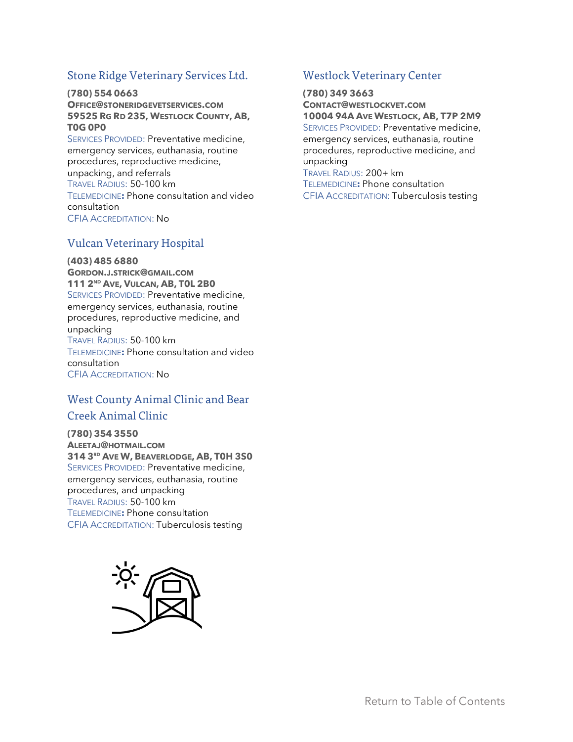## Stone Ridge Veterinary Services Ltd.

**(780) 554 0663**
**OFFICE@STONERIDGEVETSERVICES.COM**
**59525 RG RD 235, WESTLOCK COUNTY, AB, T0G 0P0**
SERVICES PROVIDED: Preventative medicine, emergency services, euthanasia, routine procedures, reproductive medicine, unpacking, and referrals
TRAVEL RADIUS: 50-100 km
TELEMEDICINE**:** Phone consultation and video consultation
CFIA ACCREDITATION: No

## Vulcan Veterinary Hospital

**(403) 485 6880**
**GORDON.J.STRICK@GMAIL.COM**
**111 2ND AVE, VULCAN, AB, T0L 2B0**
SERVICES PROVIDED: Preventative medicine, emergency services, euthanasia, routine procedures, reproductive medicine, and unpacking
TRAVEL RADIUS: 50-100 km
TELEMEDICINE**:** Phone consultation and video consultation
CFIA ACCREDITATION: No

## West County Animal Clinic and Bear Creek Animal Clinic

**(780) 354 3550**
**ALEETAJ@HOTMAIL.COM**
**314 3RD AVE W, BEAVERLODGE, AB, T0H 3S0**
SERVICES PROVIDED: Preventative medicine, emergency services, euthanasia, routine procedures, and unpacking
TRAVEL RADIUS: 50-100 km
TELEMEDICINE**:** Phone consultation
CFIA ACCREDITATION: Tuberculosis testing

## Westlock Veterinary Center

**(780) 349 3663**
**CONTACT@WESTLOCKVET.COM**
**10004 94A AVE WESTLOCK, AB, T7P 2M9**
SERVICES PROVIDED: Preventative medicine, emergency services, euthanasia, routine procedures, reproductive medicine, and unpacking
TRAVEL RADIUS: 200+ km
TELEMEDICINE**:** Phone consultation
CFIA ACCREDITATION: Tuberculosis testing

Return to Table of Contents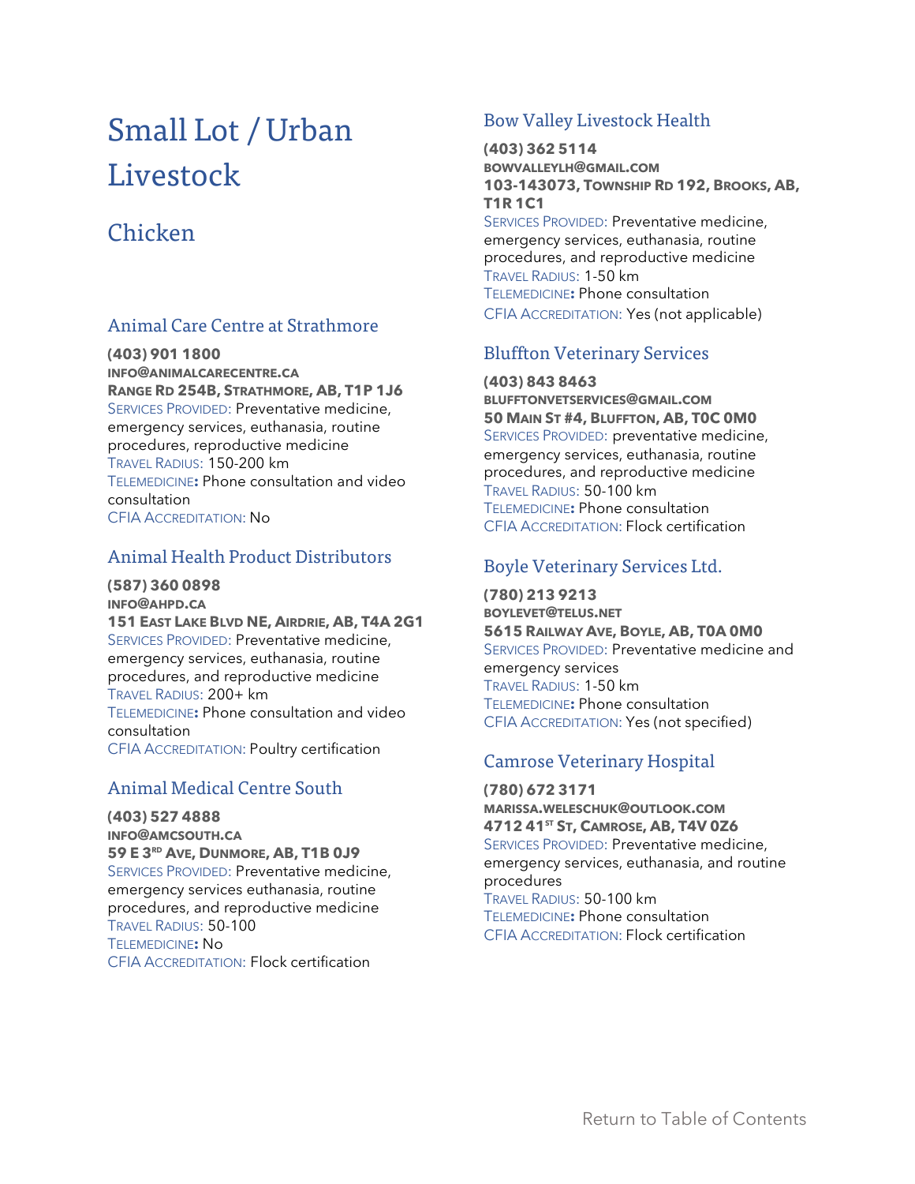# Small Lot / Urban Livestock

## Chicken

### Animal Care Centre at Strathmore

**(403) 901 1800**
**INFO@ANIMALCARECENTRE.CA**
**RANGE RD 254B, STRATHMORE, AB, T1P 1J6**
SERVICES PROVIDED: Preventative medicine, emergency services, euthanasia, routine procedures, reproductive medicine
TRAVEL RADIUS: 150-200 km
TELEMEDICINE: Phone consultation and video consultation
CFIA ACCREDITATION: No

### Animal Health Product Distributors

**(587) 360 0898**
**INFO@AHPD.CA**
**151 EAST LAKE BLVD NE, AIRDRIE, AB, T4A 2G1**
SERVICES PROVIDED: Preventative medicine, emergency services, euthanasia, routine procedures, and reproductive medicine
TRAVEL RADIUS: 200+ km
TELEMEDICINE: Phone consultation and video consultation
CFIA ACCREDITATION: Poultry certification

### Animal Medical Centre South

**(403) 527 4888**
**INFO@AMCSOUTH.CA**
**59 E 3RD AVE, DUNMORE, AB, T1B 0J9**
SERVICES PROVIDED: Preventative medicine, emergency services euthanasia, routine procedures, and reproductive medicine
TRAVEL RADIUS: 50-100
TELEMEDICINE: No
CFIA ACCREDITATION: Flock certification

### Bow Valley Livestock Health

**(403) 362 5114**
**BOWVALLEYLH@GMAIL.COM**
**103-143073, TOWNSHIP RD 192, BROOKS, AB, T1R 1C1**
SERVICES PROVIDED: Preventative medicine, emergency services, euthanasia, routine procedures, and reproductive medicine
TRAVEL RADIUS: 1-50 km
TELEMEDICINE: Phone consultation
CFIA ACCREDITATION: Yes (not applicable)

### Bluffton Veterinary Services

**(403) 843 8463**
**BLUFFTONVETSERVICES@GMAIL.COM**
**50 MAIN ST #4, BLUFFTON, AB, T0C 0M0**
SERVICES PROVIDED: preventative medicine, emergency services, euthanasia, routine procedures, and reproductive medicine
TRAVEL RADIUS: 50-100 km
TELEMEDICINE: Phone consultation
CFIA ACCREDITATION: Flock certification

### Boyle Veterinary Services Ltd.

**(780) 213 9213**
**BOYLEVET@TELUS.NET**
**5615 RAILWAY AVE, BOYLE, AB, T0A 0M0**
SERVICES PROVIDED: Preventative medicine and emergency services
TRAVEL RADIUS: 1-50 km
TELEMEDICINE: Phone consultation
CFIA ACCREDITATION: Yes (not specified)

### Camrose Veterinary Hospital

**(780) 672 3171**
**MARISSA.WELESCHUK@OUTLOOK.COM**
**4712 41ST ST, CAMROSE, AB, T4V 0Z6**
SERVICES PROVIDED: Preventative medicine, emergency services, euthanasia, and routine procedures
TRAVEL RADIUS: 50-100 km
TELEMEDICINE: Phone consultation
CFIA ACCREDITATION: Flock certification

Return to Table of Contents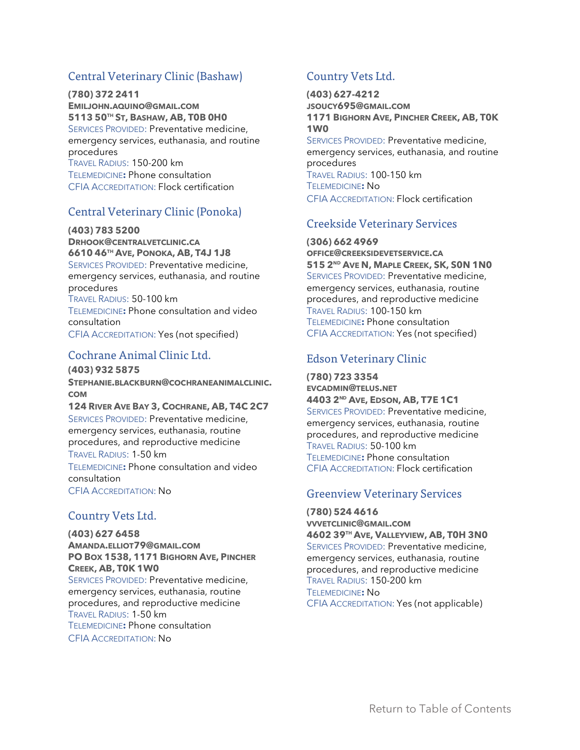## Central Veterinary Clinic (Bashaw)

**(780) 372 2411**
**EMILJOHN.AQUINO@GMAIL.COM**
**5113 50TH ST, BASHAW, AB, T0B 0H0**
SERVICES PROVIDED: Preventative medicine, emergency services, euthanasia, and routine procedures
TRAVEL RADIUS: 150-200 km
TELEMEDICINE: Phone consultation
CFIA ACCREDITATION: Flock certification

## Central Veterinary Clinic (Ponoka)

**(403) 783 5200**
**DRHOOK@CENTRALVETCLINIC.CA**
**6610 46TH AVE, PONOKA, AB, T4J 1J8**
SERVICES PROVIDED: Preventative medicine, emergency services, euthanasia, and routine procedures
TRAVEL RADIUS: 50-100 km
TELEMEDICINE: Phone consultation and video consultation
CFIA ACCREDITATION: Yes (not specified)

## Cochrane Animal Clinic Ltd.

**(403) 932 5875**
**STEPHANIE.BLACKBURN@COCHRANEANIMALCLINIC.COM**
**124 RIVER AVE BAY 3, COCHRANE, AB, T4C 2C7**
SERVICES PROVIDED: Preventative medicine, emergency services, euthanasia, routine procedures, and reproductive medicine
TRAVEL RADIUS: 1-50 km
TELEMEDICINE: Phone consultation and video consultation
CFIA ACCREDITATION: No

## Country Vets Ltd.

**(403) 627 6458**
**AMANDA.ELLIOT79@GMAIL.COM**
**PO BOX 1538, 1171 BIGHORN AVE, PINCHER CREEK, AB, T0K 1W0**
SERVICES PROVIDED: Preventative medicine, emergency services, euthanasia, routine procedures, and reproductive medicine
TRAVEL RADIUS: 1-50 km
TELEMEDICINE: Phone consultation
CFIA ACCREDITATION: No

## Country Vets Ltd.

**(403) 627-4212**
**JSOUCY695@GMAIL.COM**
**1171 BIGHORN AVE, PINCHER CREEK, AB, T0K 1W0**
SERVICES PROVIDED: Preventative medicine, emergency services, euthanasia, and routine procedures
TRAVEL RADIUS: 100-150 km
TELEMEDICINE: No
CFIA ACCREDITATION: Flock certification

## Creekside Veterinary Services

**(306) 662 4969**
**OFFICE@CREEKSIDEVETSERVICE.CA**
**515 2ND AVE N, MAPLE CREEK, SK, S0N 1N0**
SERVICES PROVIDED: Preventative medicine, emergency services, euthanasia, routine procedures, and reproductive medicine
TRAVEL RADIUS: 100-150 km
TELEMEDICINE: Phone consultation
CFIA ACCREDITATION: Yes (not specified)

## Edson Veterinary Clinic

**(780) 723 3354**
**EVCADMIN@TELUS.NET**
**4403 2ND AVE, EDSON, AB, T7E 1C1**
SERVICES PROVIDED: Preventative medicine, emergency services, euthanasia, routine procedures, and reproductive medicine
TRAVEL RADIUS: 50-100 km
TELEMEDICINE: Phone consultation
CFIA ACCREDITATION: Flock certification

## Greenview Veterinary Services

**(780) 524 4616**
**VVVETCLINIC@GMAIL.COM**
**4602 39TH AVE, VALLEYVIEW, AB, T0H 3N0**
SERVICES PROVIDED: Preventative medicine, emergency services, euthanasia, routine procedures, and reproductive medicine
TRAVEL RADIUS: 150-200 km
TELEMEDICINE: No
CFIA ACCREDITATION: Yes (not applicable)

Return to Table of Contents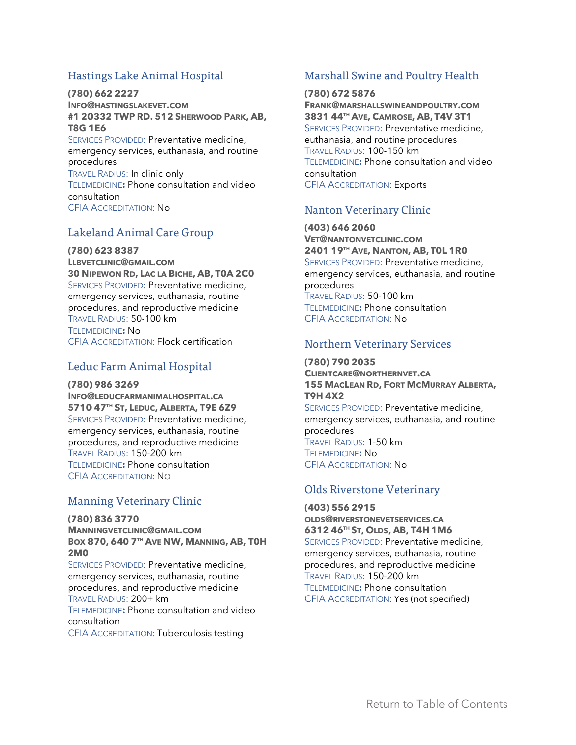## Hastings Lake Animal Hospital

**(780) 662 2227**
**INFO@HASTINGSLAKEVET.COM**
**#1 20332 TWP RD. 512 SHERWOOD PARK, AB, T8G 1E6**
SERVICES PROVIDED: Preventative medicine, emergency services, euthanasia, and routine procedures
TRAVEL RADIUS: In clinic only
TELEMEDICINE**:** Phone consultation and video consultation
CFIA ACCREDITATION: No

## Lakeland Animal Care Group

**(780) 623 8387**
**LLBVETCLINIC@GMAIL.COM**
**30 NIPEWON RD, LAC LA BICHE, AB, T0A 2C0**
SERVICES PROVIDED: Preventative medicine, emergency services, euthanasia, routine procedures, and reproductive medicine
TRAVEL RADIUS: 50-100 km
TELEMEDICINE**:** No
CFIA ACCREDITATION: Flock certification

## Leduc Farm Animal Hospital

**(780) 986 3269**
**INFO@LEDUCFARMANIMALHOSPITAL.CA**
**5710 47TH ST, LEDUC, ALBERTA, T9E 6Z9**
SERVICES PROVIDED: Preventative medicine, emergency services, euthanasia, routine procedures, and reproductive medicine
TRAVEL RADIUS: 150-200 km
TELEMEDICINE**:** Phone consultation
CFIA ACCREDITATION: NO

## Manning Veterinary Clinic

**(780) 836 3770**
**MANNINGVETCLINIC@GMAIL.COM**
**BOX 870, 640 7TH AVE NW, MANNING, AB, T0H 2M0**
SERVICES PROVIDED: Preventative medicine, emergency services, euthanasia, routine procedures, and reproductive medicine
TRAVEL RADIUS: 200+ km
TELEMEDICINE**:** Phone consultation and video consultation
CFIA ACCREDITATION: Tuberculosis testing

## Marshall Swine and Poultry Health

**(780) 672 5876**
**FRANK@MARSHALLSWINEANDPOULTRY.COM**
**3831 44TH AVE, CAMROSE, AB, T4V 3T1**
SERVICES PROVIDED: Preventative medicine, euthanasia, and routine procedures
TRAVEL RADIUS: 100-150 km
TELEMEDICINE**:** Phone consultation and video consultation
CFIA ACCREDITATION: Exports

## Nanton Veterinary Clinic

**(403) 646 2060**
**VET@NANTONVETCLINIC.COM**
**2401 19TH AVE, NANTON, AB, T0L 1R0**
SERVICES PROVIDED: Preventative medicine, emergency services, euthanasia, and routine procedures
TRAVEL RADIUS: 50-100 km
TELEMEDICINE**:** Phone consultation
CFIA ACCREDITATION: No

## Northern Veterinary Services

**(780) 790 2035**
**CLIENTCARE@NORTHERNVET.CA**
**155 MACLEAN RD, FORT MCMURRAY ALBERTA, T9H 4X2**
SERVICES PROVIDED: Preventative medicine, emergency services, euthanasia, and routine procedures
TRAVEL RADIUS: 1-50 km
TELEMEDICINE**:** No
CFIA ACCREDITATION: No

## Olds Riverstone Veterinary

**(403) 556 2915**
**OLDS@RIVERSTONEVETSERVICES.CA**
**6312 46TH ST, OLDS, AB, T4H 1M6**
SERVICES PROVIDED: Preventative medicine, emergency services, euthanasia, routine procedures, and reproductive medicine
TRAVEL RADIUS: 150-200 km
TELEMEDICINE**:** Phone consultation
CFIA ACCREDITATION: Yes (not specified)

Return to Table of Contents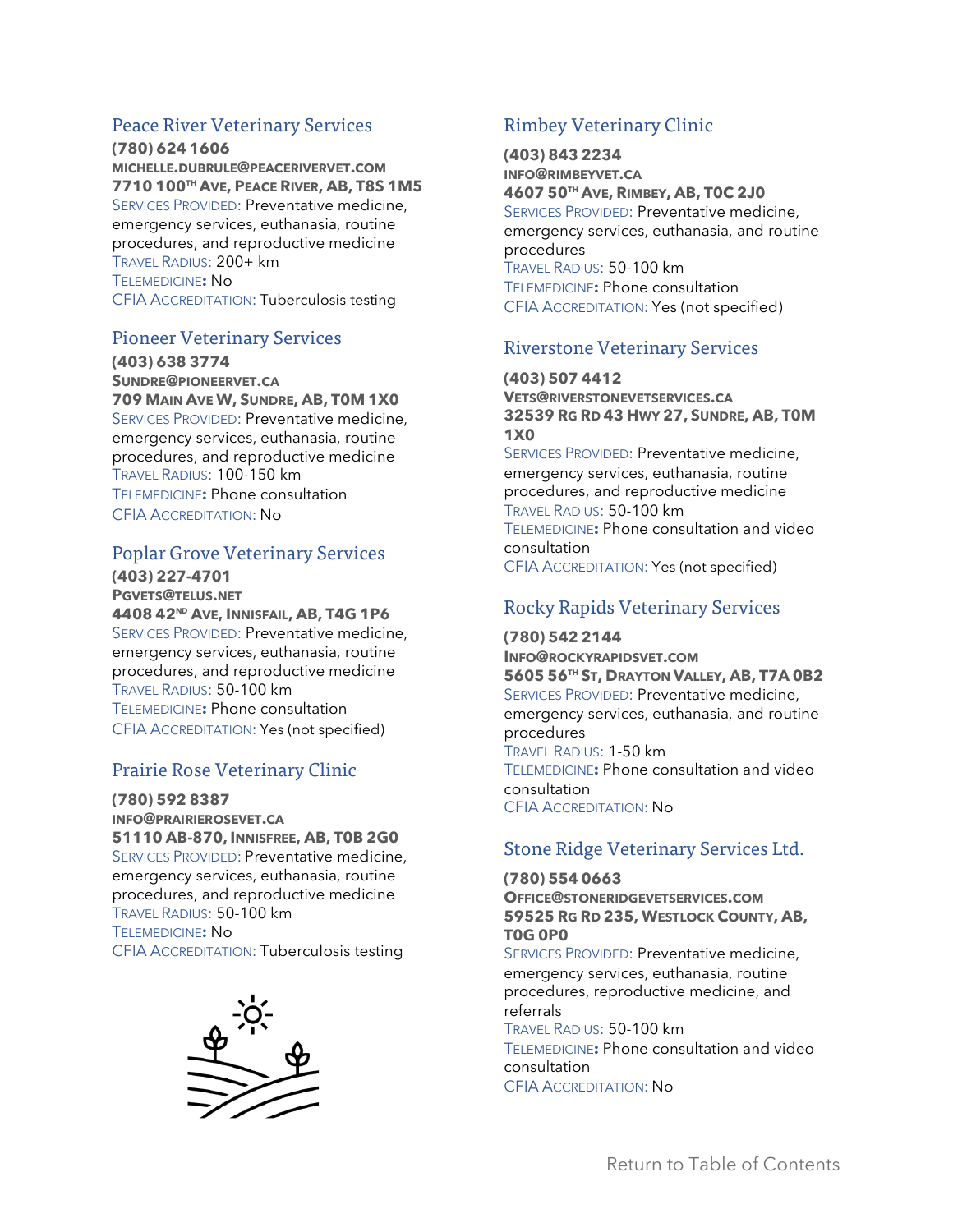## Peace River Veterinary Services

**(780) 624 1606**
**MICHELLE.DUBRULE@PEACERIVERVET.COM**
**7710 100TH AVE, PEACE RIVER, AB, T8S 1M5**
SERVICES PROVIDED: Preventative medicine, emergency services, euthanasia, routine procedures, and reproductive medicine
TRAVEL RADIUS: 200+ km
TELEMEDICINE: No
CFIA ACCREDITATION: Tuberculosis testing

## Pioneer Veterinary Services

**(403) 638 3774**
**SUNDRE@PIONEERVET.CA**
**709 MAIN AVE W, SUNDRE, AB, T0M 1X0**
SERVICES PROVIDED: Preventative medicine, emergency services, euthanasia, routine procedures, and reproductive medicine
TRAVEL RADIUS: 100-150 km
TELEMEDICINE: Phone consultation
CFIA ACCREDITATION: No

## Poplar Grove Veterinary Services

**(403) 227-4701**
**PGVETS@TELUS.NET**
**4408 42ND AVE, INNISFAIL, AB, T4G 1P6**
SERVICES PROVIDED: Preventative medicine, emergency services, euthanasia, routine procedures, and reproductive medicine
TRAVEL RADIUS: 50-100 km
TELEMEDICINE: Phone consultation
CFIA ACCREDITATION: Yes (not specified)

## Prairie Rose Veterinary Clinic

**(780) 592 8387**
**INFO@PRAIRIEROSEVET.CA**
**51110 AB-870, INNISFREE, AB, T0B 2G0**
SERVICES PROVIDED: Preventative medicine, emergency services, euthanasia, routine procedures, and reproductive medicine
TRAVEL RADIUS: 50-100 km
TELEMEDICINE: No
CFIA ACCREDITATION: Tuberculosis testing

## Rimbey Veterinary Clinic

**(403) 843 2234**
**INFO@RIMBEYVET.CA**
**4607 50TH AVE, RIMBEY, AB, T0C 2J0**
SERVICES PROVIDED: Preventative medicine, emergency services, euthanasia, and routine procedures
TRAVEL RADIUS: 50-100 km
TELEMEDICINE: Phone consultation
CFIA ACCREDITATION: Yes (not specified)

## Riverstone Veterinary Services

**(403) 507 4412**
**VETS@RIVERSTONEVETSERVICES.CA**
**32539 RG RD 43 HWY 27, SUNDRE, AB, T0M 1X0**
SERVICES PROVIDED: Preventative medicine, emergency services, euthanasia, routine procedures, and reproductive medicine
TRAVEL RADIUS: 50-100 km
TELEMEDICINE: Phone consultation and video consultation
CFIA ACCREDITATION: Yes (not specified)

## Rocky Rapids Veterinary Services

**(780) 542 2144**
**INFO@ROCKYRAPIDSVET.COM**
**5605 56TH ST, DRAYTON VALLEY, AB, T7A 0B2**
SERVICES PROVIDED: Preventative medicine, emergency services, euthanasia, and routine procedures
TRAVEL RADIUS: 1-50 km
TELEMEDICINE: Phone consultation and video consultation
CFIA ACCREDITATION: No

## Stone Ridge Veterinary Services Ltd.

**(780) 554 0663**
**OFFICE@STONERIDGEVETSERVICES.COM**
**59525 RG RD 235, WESTLOCK COUNTY, AB, T0G 0P0**
SERVICES PROVIDED: Preventative medicine, emergency services, euthanasia, routine procedures, reproductive medicine, and referrals
TRAVEL RADIUS: 50-100 km
TELEMEDICINE: Phone consultation and video consultation
CFIA ACCREDITATION: No

Return to Table of Contents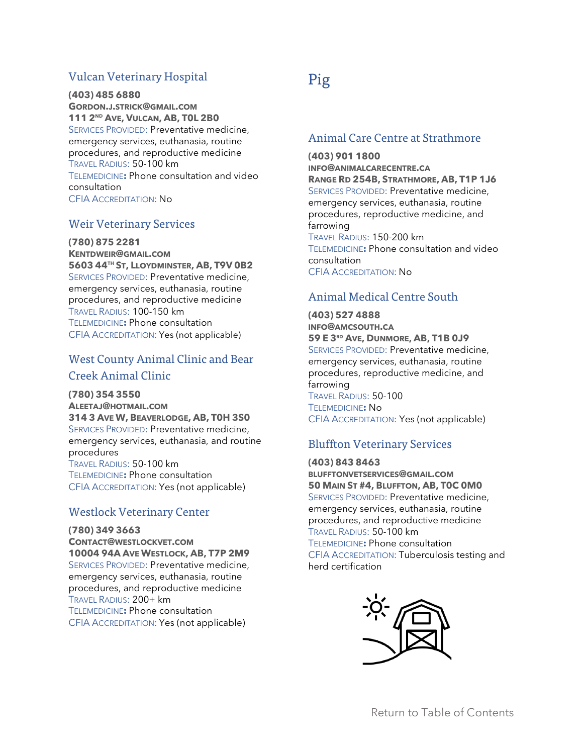### Vulcan Veterinary Hospital

**(403) 485 6880**
**GORDON.J.STRICK@GMAIL.COM**
**111 2ND AVE, VULCAN, AB, T0L 2B0**
SERVICES PROVIDED: Preventative medicine, emergency services, euthanasia, routine procedures, and reproductive medicine
TRAVEL RADIUS: 50-100 km
TELEMEDICINE**:** Phone consultation and video consultation
CFIA ACCREDITATION: No

### Weir Veterinary Services

**(780) 875 2281**
**KENTDWEIR@GMAIL.COM**
**5603 44TH ST, LLOYDMINSTER, AB, T9V 0B2**
SERVICES PROVIDED: Preventative medicine, emergency services, euthanasia, routine procedures, and reproductive medicine
TRAVEL RADIUS: 100-150 km
TELEMEDICINE**:** Phone consultation
CFIA ACCREDITATION: Yes (not applicable)

### West County Animal Clinic and Bear Creek Animal Clinic

**(780) 354 3550**
**ALEETAJ@HOTMAIL.COM**
**314 3 AVE W, BEAVERLODGE, AB, T0H 3S0**
SERVICES PROVIDED: Preventative medicine, emergency services, euthanasia, and routine procedures
TRAVEL RADIUS: 50-100 km
TELEMEDICINE**:** Phone consultation
CFIA ACCREDITATION: Yes (not applicable)

### Westlock Veterinary Center

**(780) 349 3663**
**CONTACT@WESTLOCKVET.COM**
**10004 94A AVE WESTLOCK, AB, T7P 2M9**
SERVICES PROVIDED: Preventative medicine, emergency services, euthanasia, routine procedures, and reproductive medicine
TRAVEL RADIUS: 200+ km
TELEMEDICINE**:** Phone consultation
CFIA ACCREDITATION: Yes (not applicable)

## Pig

### Animal Care Centre at Strathmore

**(403) 901 1800**
**INFO@ANIMALCARECENTRE.CA**
**RANGE RD 254B, STRATHMORE, AB, T1P 1J6**
SERVICES PROVIDED: Preventative medicine, emergency services, euthanasia, routine procedures, reproductive medicine, and farrowing
TRAVEL RADIUS: 150-200 km
TELEMEDICINE**:** Phone consultation and video consultation
CFIA ACCREDITATION: No

### Animal Medical Centre South

**(403) 527 4888**
**INFO@AMCSOUTH.CA**
**59 E 3RD AVE, DUNMORE, AB, T1B 0J9**
SERVICES PROVIDED: Preventative medicine, emergency services, euthanasia, routine procedures, reproductive medicine, and farrowing
TRAVEL RADIUS: 50-100
TELEMEDICINE**:** No
CFIA ACCREDITATION: Yes (not applicable)

### Bluffton Veterinary Services

**(403) 843 8463**
**BLUFFTONVETSERVICES@GMAIL.COM**
**50 MAIN ST #4, BLUFFTON, AB, T0C 0M0**
SERVICES PROVIDED: Preventative medicine, emergency services, euthanasia, routine procedures, and reproductive medicine
TRAVEL RADIUS: 50-100 km
TELEMEDICINE**:** Phone consultation
CFIA ACCREDITATION: Tuberculosis testing and herd certification

Return to Table of Contents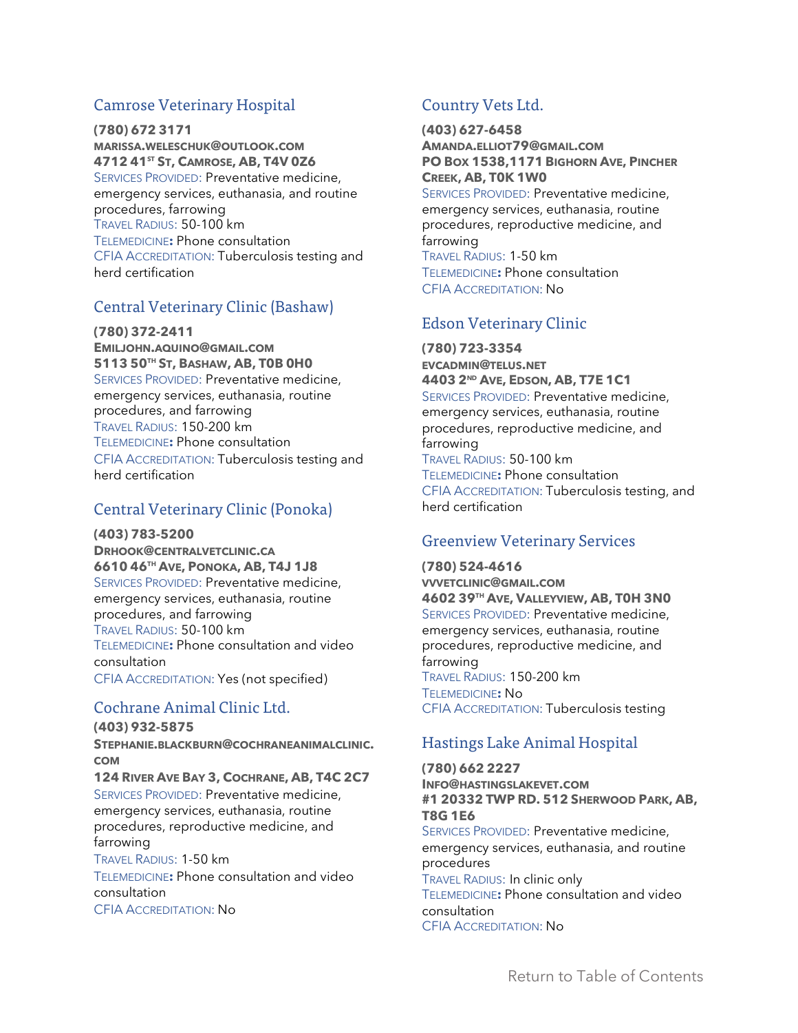## Camrose Veterinary Hospital

**(780) 672 3171**
**marissa.weleschuk@outlook.com**
**4712 41st St, Camrose, AB, T4V 0Z6**
Services Provided: Preventative medicine, emergency services, euthanasia, and routine procedures, farrowing
Travel Radius: 50-100 km
Telemedicine**:** Phone consultation
CFIA Accreditation: Tuberculosis testing and herd certification

## Central Veterinary Clinic (Bashaw)

**(780) 372-2411**
**Emiljohn.aquino@gmail.com**
**5113 50th St, Bashaw, AB, T0B 0H0**
Services Provided: Preventative medicine, emergency services, euthanasia, routine procedures, and farrowing
Travel Radius: 150-200 km
Telemedicine**:** Phone consultation
CFIA Accreditation: Tuberculosis testing and herd certification

## Central Veterinary Clinic (Ponoka)

**(403) 783-5200**
**Drhook@centralvetclinic.ca**
**6610 46th Ave, Ponoka, AB, T4J 1J8**
Services Provided: Preventative medicine, emergency services, euthanasia, routine procedures, and farrowing
Travel Radius: 50-100 km
Telemedicine**:** Phone consultation and video consultation
CFIA Accreditation: Yes (not specified)

## Cochrane Animal Clinic Ltd.

**(403) 932-5875**
**Stephanie.blackburn@cochraneanimalclinic.com**
**124 River Ave Bay 3, Cochrane, AB, T4C 2C7**
Services Provided: Preventative medicine, emergency services, euthanasia, routine procedures, reproductive medicine, and farrowing
Travel Radius: 1-50 km
Telemedicine**:** Phone consultation and video consultation
CFIA Accreditation: No

## Country Vets Ltd.

**(403) 627-6458**
**Amanda.elliot79@gmail.com**
**PO Box 1538,1171 Bighorn Ave, Pincher Creek, AB, T0K 1W0**
Services Provided: Preventative medicine, emergency services, euthanasia, routine procedures, reproductive medicine, and farrowing
Travel Radius: 1-50 km
Telemedicine**:** Phone consultation
CFIA Accreditation: No

## Edson Veterinary Clinic

**(780) 723-3354**
**evcadmin@telus.net**
**4403 2nd Ave, Edson, AB, T7E 1C1**
Services Provided: Preventative medicine, emergency services, euthanasia, routine procedures, reproductive medicine, and farrowing
Travel Radius: 50-100 km
Telemedicine**:** Phone consultation
CFIA Accreditation: Tuberculosis testing, and herd certification

## Greenview Veterinary Services

**(780) 524-4616**
**vvvetclinic@gmail.com**
**4602 39th Ave, Valleyview, AB, T0H 3N0**
Services Provided: Preventative medicine, emergency services, euthanasia, routine procedures, reproductive medicine, and farrowing
Travel Radius: 150-200 km
Telemedicine**:** No
CFIA Accreditation: Tuberculosis testing

## Hastings Lake Animal Hospital

**(780) 662 2227**
**Info@hastingslakevet.com**
**#1 20332 TWP RD. 512 Sherwood Park, AB, T8G 1E6**
Services Provided: Preventative medicine, emergency services, euthanasia, and routine procedures
Travel Radius: In clinic only
Telemedicine**:** Phone consultation and video consultation
CFIA Accreditation: No

Return to Table of Contents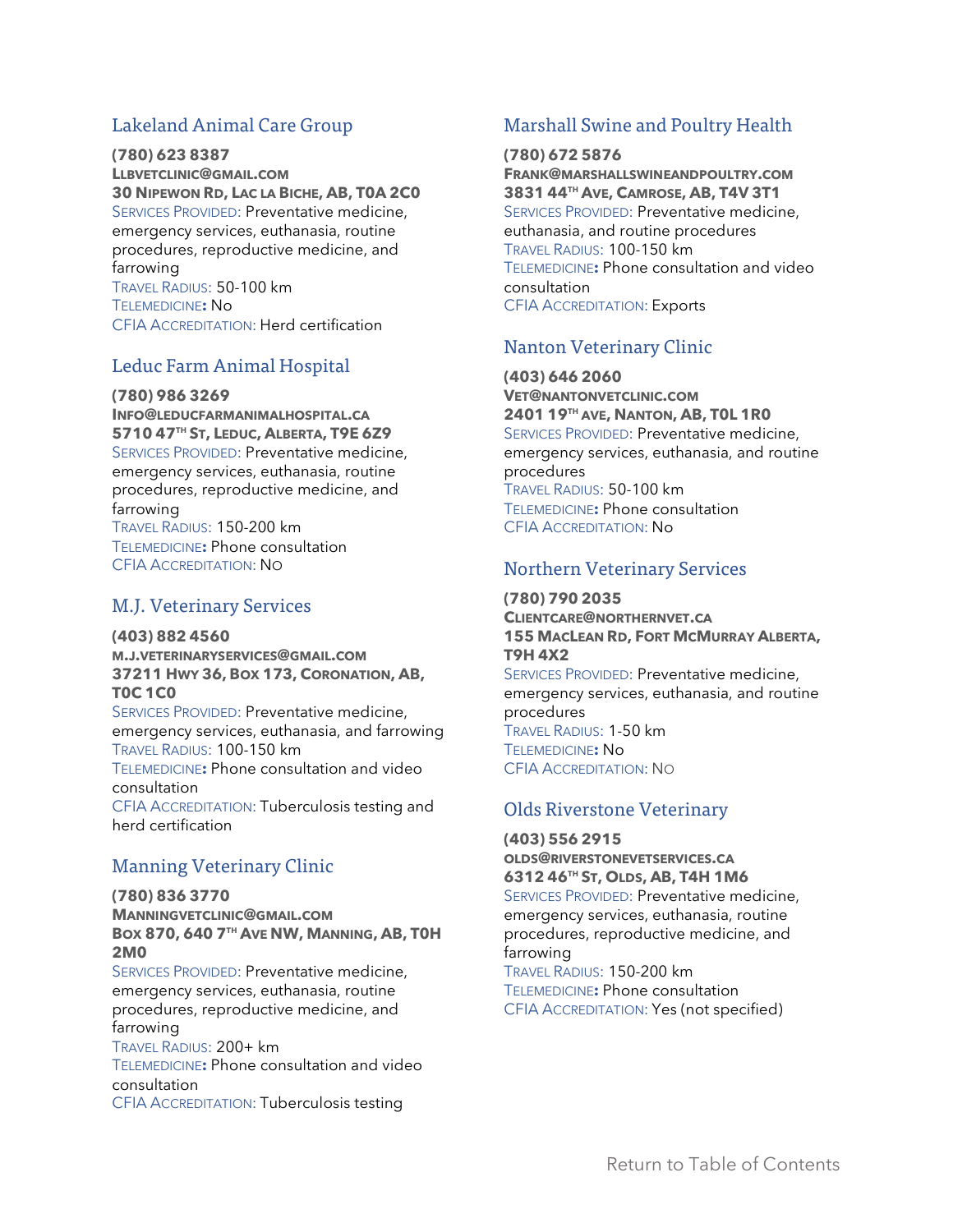## Lakeland Animal Care Group

**(780) 623 8387**
**LLBVETCLINIC@GMAIL.COM**
**30 NIPEWON RD, LAC LA BICHE, AB, T0A 2C0**
SERVICES PROVIDED: Preventative medicine, emergency services, euthanasia, routine procedures, reproductive medicine, and farrowing
TRAVEL RADIUS: 50-100 km
TELEMEDICINE: No
CFIA ACCREDITATION: Herd certification

## Leduc Farm Animal Hospital

**(780) 986 3269**
**INFO@LEDUCFARMANIMALHOSPITAL.CA**
**5710 47TH ST, LEDUC, ALBERTA, T9E 6Z9**
SERVICES PROVIDED: Preventative medicine, emergency services, euthanasia, routine procedures, reproductive medicine, and farrowing
TRAVEL RADIUS: 150-200 km
TELEMEDICINE: Phone consultation
CFIA ACCREDITATION: NO

## M.J. Veterinary Services

**(403) 882 4560**
**M.J.VETERINARYSERVICES@GMAIL.COM**
**37211 HWY 36, BOX 173, CORONATION, AB, T0C 1C0**
SERVICES PROVIDED: Preventative medicine, emergency services, euthanasia, and farrowing
TRAVEL RADIUS: 100-150 km
TELEMEDICINE: Phone consultation and video consultation
CFIA ACCREDITATION: Tuberculosis testing and herd certification

## Manning Veterinary Clinic

**(780) 836 3770**
**MANNINGVETCLINIC@GMAIL.COM**
**BOX 870, 640 7TH AVE NW, MANNING, AB, T0H 2M0**
SERVICES PROVIDED: Preventative medicine, emergency services, euthanasia, routine procedures, reproductive medicine, and farrowing
TRAVEL RADIUS: 200+ km
TELEMEDICINE: Phone consultation and video consultation
CFIA ACCREDITATION: Tuberculosis testing

## Marshall Swine and Poultry Health

**(780) 672 5876**
**FRANK@MARSHALLSWINEANDPOULTRY.COM**
**3831 44TH AVE, CAMROSE, AB, T4V 3T1**
SERVICES PROVIDED: Preventative medicine, euthanasia, and routine procedures
TRAVEL RADIUS: 100-150 km
TELEMEDICINE: Phone consultation and video consultation
CFIA ACCREDITATION: Exports

## Nanton Veterinary Clinic

**(403) 646 2060**
**VET@NANTONVETCLINIC.COM**
**2401 19TH AVE, NANTON, AB, T0L 1R0**
SERVICES PROVIDED: Preventative medicine, emergency services, euthanasia, and routine procedures
TRAVEL RADIUS: 50-100 km
TELEMEDICINE: Phone consultation
CFIA ACCREDITATION: No

## Northern Veterinary Services

**(780) 790 2035**
**CLIENTCARE@NORTHERNVET.CA**
**155 MACLEAN RD, FORT MCMURRAY ALBERTA, T9H 4X2**
SERVICES PROVIDED: Preventative medicine, emergency services, euthanasia, and routine procedures
TRAVEL RADIUS: 1-50 km
TELEMEDICINE: No
CFIA ACCREDITATION: NO

## Olds Riverstone Veterinary

**(403) 556 2915**
**OLDS@RIVERSTONEVETSERVICES.CA**
**6312 46TH ST, OLDS, AB, T4H 1M6**
SERVICES PROVIDED: Preventative medicine, emergency services, euthanasia, routine procedures, reproductive medicine, and farrowing
TRAVEL RADIUS: 150-200 km
TELEMEDICINE: Phone consultation
CFIA ACCREDITATION: Yes (not specified)

Return to Table of Contents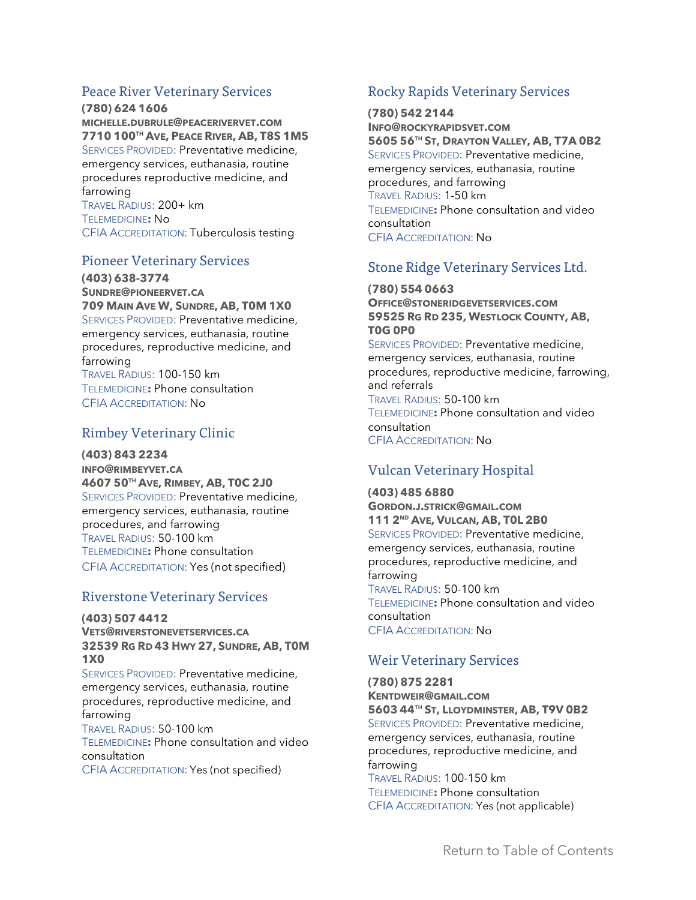## Peace River Veterinary Services

**(780) 624 1606**
**michelle.dubrule@peaceriververt.com**
**7710 100th Ave, Peace River, AB, T8S 1M5**
Services Provided: Preventative medicine, emergency services, euthanasia, routine procedures reproductive medicine, and farrowing
Travel Radius: 200+ km
Telemedicine: No
CFIA Accreditation: Tuberculosis testing

## Pioneer Veterinary Services

**(403) 638-3774**
**sundre@pioneervet.ca**
**709 Main Ave W, Sundre, AB, T0M 1X0**
Services Provided: Preventative medicine, emergency services, euthanasia, routine procedures, reproductive medicine, and farrowing
Travel Radius: 100-150 km
Telemedicine: Phone consultation
CFIA Accreditation: No

## Rimbey Veterinary Clinic

**(403) 843 2234**
**info@rimbeyvet.ca**
**4607 50th Ave, Rimbey, AB, T0C 2J0**
Services Provided: Preventative medicine, emergency services, euthanasia, routine procedures, and farrowing
Travel Radius: 50-100 km
Telemedicine: Phone consultation
CFIA Accreditation: Yes (not specified)

## Riverstone Veterinary Services

**(403) 507 4412**
**vets@riverstonevetservices.ca**
**32539 Rg Rd 43 Hwy 27, Sundre, AB, T0M 1X0**
Services Provided: Preventative medicine, emergency services, euthanasia, routine procedures, reproductive medicine, and farrowing
Travel Radius: 50-100 km
Telemedicine: Phone consultation and video consultation
CFIA Accreditation: Yes (not specified)

## Rocky Rapids Veterinary Services

**(780) 542 2144**
**info@rockyrapidsvet.com**
**5605 56th St, Drayton Valley, AB, T7A 0B2**
Services Provided: Preventative medicine, emergency services, euthanasia, routine procedures, and farrowing
Travel Radius: 1-50 km
Telemedicine: Phone consultation and video consultation
CFIA Accreditation: No

## Stone Ridge Veterinary Services Ltd.

**(780) 554 0663**
**office@stoneridgevetservices.com**
**59525 Rg Rd 235, Westlock County, AB, T0G 0P0**
Services Provided: Preventative medicine, emergency services, euthanasia, routine procedures, reproductive medicine, farrowing, and referrals
Travel Radius: 50-100 km
Telemedicine: Phone consultation and video consultation
CFIA Accreditation: No

## Vulcan Veterinary Hospital

**(403) 485 6880**
**gordon.j.strick@gmail.com**
**111 2nd Ave, Vulcan, AB, T0L 2B0**
Services Provided: Preventative medicine, emergency services, euthanasia, routine procedures, reproductive medicine, and farrowing
Travel Radius: 50-100 km
Telemedicine: Phone consultation and video consultation
CFIA Accreditation: No

## Weir Veterinary Services

**(780) 875 2281**
**kentdweir@gmail.com**
**5603 44th St, Lloydminster, AB, T9V 0B2**
Services Provided: Preventative medicine, emergency services, euthanasia, routine procedures, reproductive medicine, and farrowing
Travel Radius: 100-150 km
Telemedicine: Phone consultation
CFIA Accreditation: Yes (not applicable)

Return to Table of Contents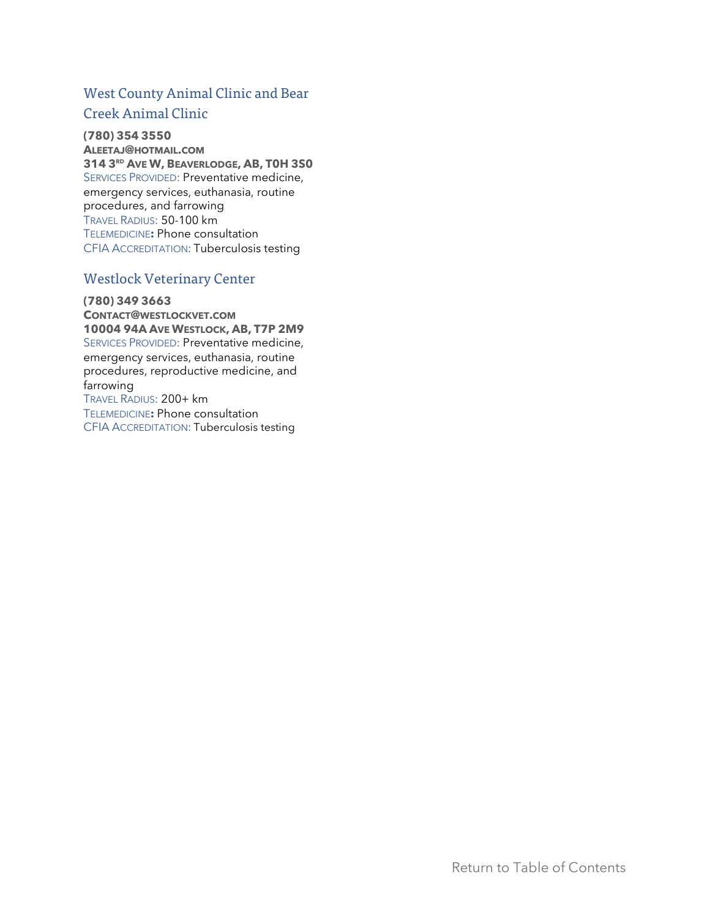### West County Animal Clinic and Bear Creek Animal Clinic

**(780) 354 3550**
**ALEETAJ@HOTMAIL.COM**
**314 3RD AVE W, BEAVERLODGE, AB, T0H 3S0**
SERVICES PROVIDED: Preventative medicine, emergency services, euthanasia, routine procedures, and farrowing
TRAVEL RADIUS: 50-100 km
TELEMEDICINE**:** Phone consultation
CFIA ACCREDITATION: Tuberculosis testing

### Westlock Veterinary Center

**(780) 349 3663**
**CONTACT@WESTLOCKVET.COM**
**10004 94A AVE WESTLOCK, AB, T7P 2M9**
SERVICES PROVIDED: Preventative medicine, emergency services, euthanasia, routine procedures, reproductive medicine, and farrowing
TRAVEL RADIUS: 200+ km
TELEMEDICINE**:** Phone consultation
CFIA ACCREDITATION: Tuberculosis testing

Return to Table of Contents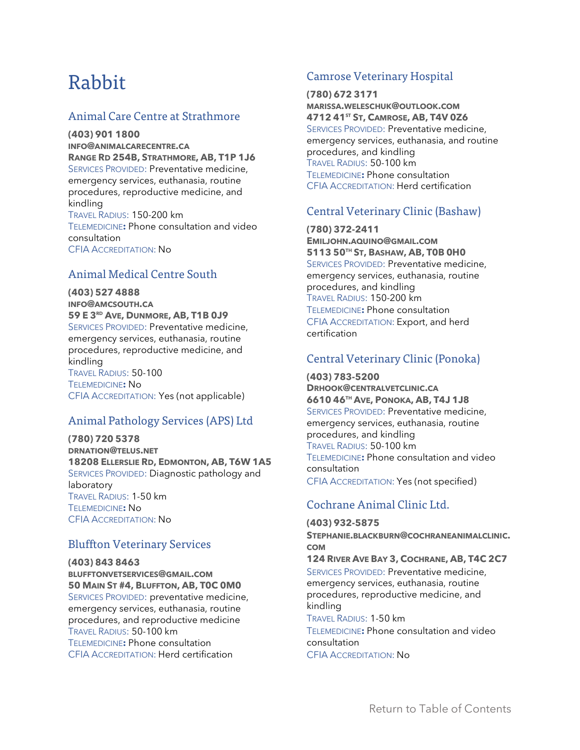# Rabbit

## Animal Care Centre at Strathmore

**(403) 901 1800**
**INFO@ANIMALCARECENTRE.CA**
**RANGE RD 254B, STRATHMORE, AB, T1P 1J6**
SERVICES PROVIDED: Preventative medicine, emergency services, euthanasia, routine procedures, reproductive medicine, and kindling
TRAVEL RADIUS: 150-200 km
TELEMEDICINE**:** Phone consultation and video consultation
CFIA ACCREDITATION: No

## Animal Medical Centre South

**(403) 527 4888**
**INFO@AMCSOUTH.CA**
**59 E 3RD AVE, DUNMORE, AB, T1B 0J9**
SERVICES PROVIDED: Preventative medicine, emergency services, euthanasia, routine procedures, reproductive medicine, and kindling
TRAVEL RADIUS: 50-100
TELEMEDICINE**:** No
CFIA ACCREDITATION: Yes (not applicable)

## Animal Pathology Services (APS) Ltd

**(780) 720 5378**
**DRNATION@TELUS.NET**
**18208 ELLERSLIE RD, EDMONTON, AB, T6W 1A5**
SERVICES PROVIDED: Diagnostic pathology and laboratory
TRAVEL RADIUS: 1-50 km
TELEMEDICINE**:** No
CFIA ACCREDITATION: No

## Bluffton Veterinary Services

**(403) 843 8463**
**BLUFFTONVETSERVICES@GMAIL.COM**
**50 MAIN ST #4, BLUFFTON, AB, T0C 0M0**
SERVICES PROVIDED: preventative medicine, emergency services, euthanasia, routine procedures, and reproductive medicine
TRAVEL RADIUS: 50-100 km
TELEMEDICINE**:** Phone consultation
CFIA ACCREDITATION: Herd certification

## Camrose Veterinary Hospital

**(780) 672 3171**
**MARISSA.WELESCHUK@OUTLOOK.COM**
**4712 41ST ST, CAMROSE, AB, T4V 0Z6**
SERVICES PROVIDED: Preventative medicine, emergency services, euthanasia, and routine procedures, and kindling
TRAVEL RADIUS: 50-100 km
TELEMEDICINE**:** Phone consultation
CFIA ACCREDITATION: Herd certification

## Central Veterinary Clinic (Bashaw)

**(780) 372-2411**
**EMILJOHN.AQUINO@GMAIL.COM**
**5113 50TH ST, BASHAW, AB, T0B 0H0**
SERVICES PROVIDED: Preventative medicine, emergency services, euthanasia, routine procedures, and kindling
TRAVEL RADIUS: 150-200 km
TELEMEDICINE**:** Phone consultation
CFIA ACCREDITATION: Export, and herd certification

## Central Veterinary Clinic (Ponoka)

**(403) 783-5200**
**DRHOOK@CENTRALVETCLINIC.CA**
**6610 46TH AVE, PONOKA, AB, T4J 1J8**
SERVICES PROVIDED: Preventative medicine, emergency services, euthanasia, routine procedures, and kindling
TRAVEL RADIUS: 50-100 km
TELEMEDICINE**:** Phone consultation and video consultation
CFIA ACCREDITATION: Yes (not specified)

## Cochrane Animal Clinic Ltd.

**(403) 932-5875**
**STEPHANIE.BLACKBURN@COCHRANEANIMALCLINIC.COM**
**124 RIVER AVE BAY 3, COCHRANE, AB, T4C 2C7**
SERVICES PROVIDED: Preventative medicine, emergency services, euthanasia, routine procedures, reproductive medicine, and kindling
TRAVEL RADIUS: 1-50 km
TELEMEDICINE**:** Phone consultation and video consultation
CFIA ACCREDITATION: No

Return to Table of Contents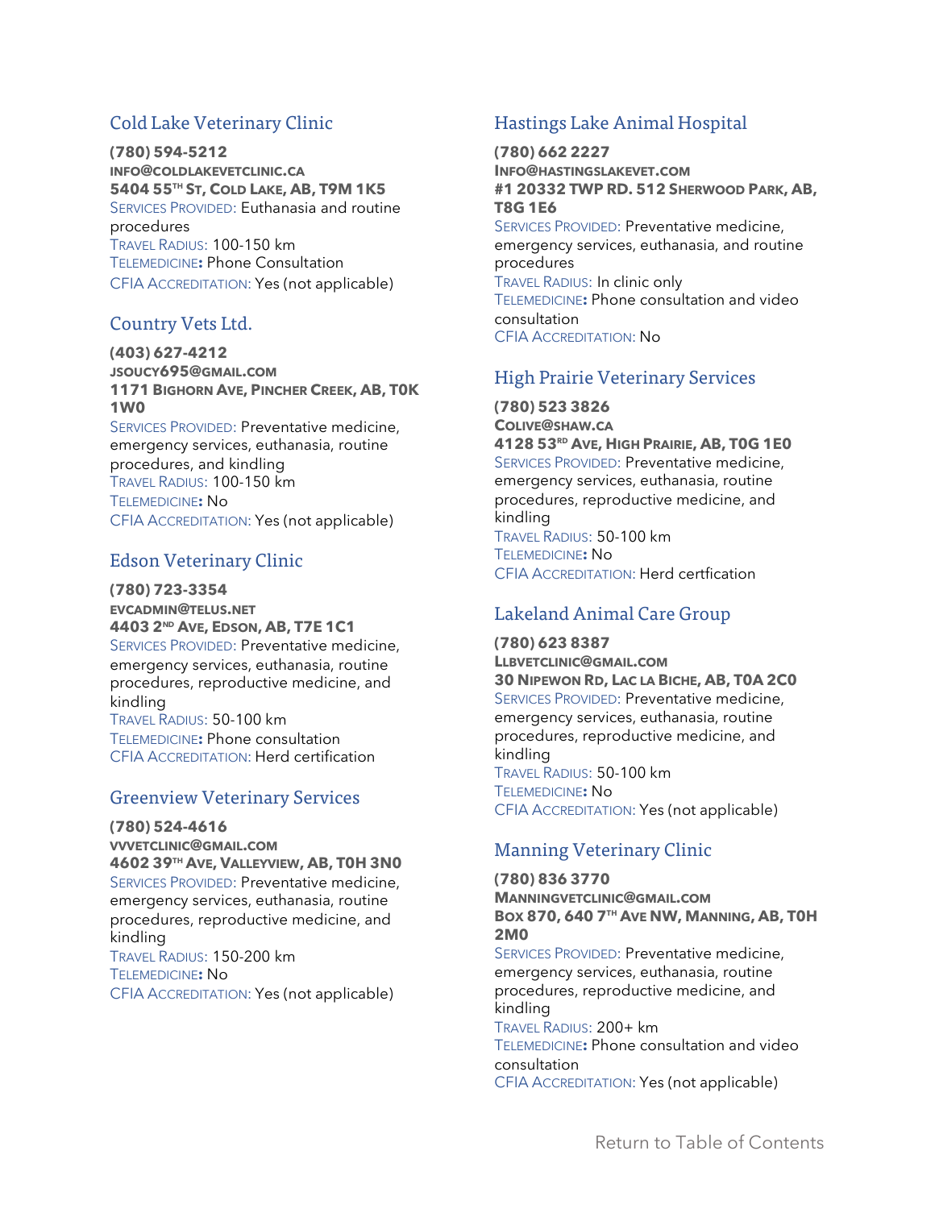## Cold Lake Veterinary Clinic

**(780) 594-5212**
**INFO@COLDLAKEVETCLINIC.CA**
**5404 55TH ST, COLD LAKE, AB, T9M 1K5**
SERVICES PROVIDED: Euthanasia and routine procedures
TRAVEL RADIUS: 100-150 km
TELEMEDICINE: Phone Consultation
CFIA ACCREDITATION: Yes (not applicable)

## Country Vets Ltd.

**(403) 627-4212**
**JSOUCY695@GMAIL.COM**
**1171 BIGHORN AVE, PINCHER CREEK, AB, T0K 1W0**
SERVICES PROVIDED: Preventative medicine, emergency services, euthanasia, routine procedures, and kindling
TRAVEL RADIUS: 100-150 km
TELEMEDICINE: No
CFIA ACCREDITATION: Yes (not applicable)

## Edson Veterinary Clinic

**(780) 723-3354**
**EVCADMIN@TELUS.NET**
**4403 2ND AVE, EDSON, AB, T7E 1C1**
SERVICES PROVIDED: Preventative medicine, emergency services, euthanasia, routine procedures, reproductive medicine, and kindling
TRAVEL RADIUS: 50-100 km
TELEMEDICINE: Phone consultation
CFIA ACCREDITATION: Herd certification

## Greenview Veterinary Services

**(780) 524-4616**
**VVVETCLINIC@GMAIL.COM**
**4602 39TH AVE, VALLEYVIEW, AB, T0H 3N0**
SERVICES PROVIDED: Preventative medicine, emergency services, euthanasia, routine procedures, reproductive medicine, and kindling
TRAVEL RADIUS: 150-200 km
TELEMEDICINE: No
CFIA ACCREDITATION: Yes (not applicable)

## Hastings Lake Animal Hospital

**(780) 662 2227**
**INFO@HASTINGSLAKEVET.COM**
**#1 20332 TWP RD. 512 SHERWOOD PARK, AB, T8G 1E6**
SERVICES PROVIDED: Preventative medicine, emergency services, euthanasia, and routine procedures
TRAVEL RADIUS: In clinic only
TELEMEDICINE: Phone consultation and video consultation
CFIA ACCREDITATION: No

## High Prairie Veterinary Services

**(780) 523 3826**
**COLIVE@SHAW.CA**
**4128 53RD AVE, HIGH PRAIRIE, AB, T0G 1E0**
SERVICES PROVIDED: Preventative medicine, emergency services, euthanasia, routine procedures, reproductive medicine, and kindling
TRAVEL RADIUS: 50-100 km
TELEMEDICINE: No
CFIA ACCREDITATION: Herd certfication

## Lakeland Animal Care Group

**(780) 623 8387**
**LLBVETCLINIC@GMAIL.COM**
**30 NIPEWON RD, LAC LA BICHE, AB, T0A 2C0**
SERVICES PROVIDED: Preventative medicine, emergency services, euthanasia, routine procedures, reproductive medicine, and kindling
TRAVEL RADIUS: 50-100 km
TELEMEDICINE: No
CFIA ACCREDITATION: Yes (not applicable)

## Manning Veterinary Clinic

**(780) 836 3770**
**MANNINGVETCLINIC@GMAIL.COM**
**BOX 870, 640 7TH AVE NW, MANNING, AB, T0H 2M0**
SERVICES PROVIDED: Preventative medicine, emergency services, euthanasia, routine procedures, reproductive medicine, and kindling
TRAVEL RADIUS: 200+ km
TELEMEDICINE: Phone consultation and video consultation
CFIA ACCREDITATION: Yes (not applicable)

Return to Table of Contents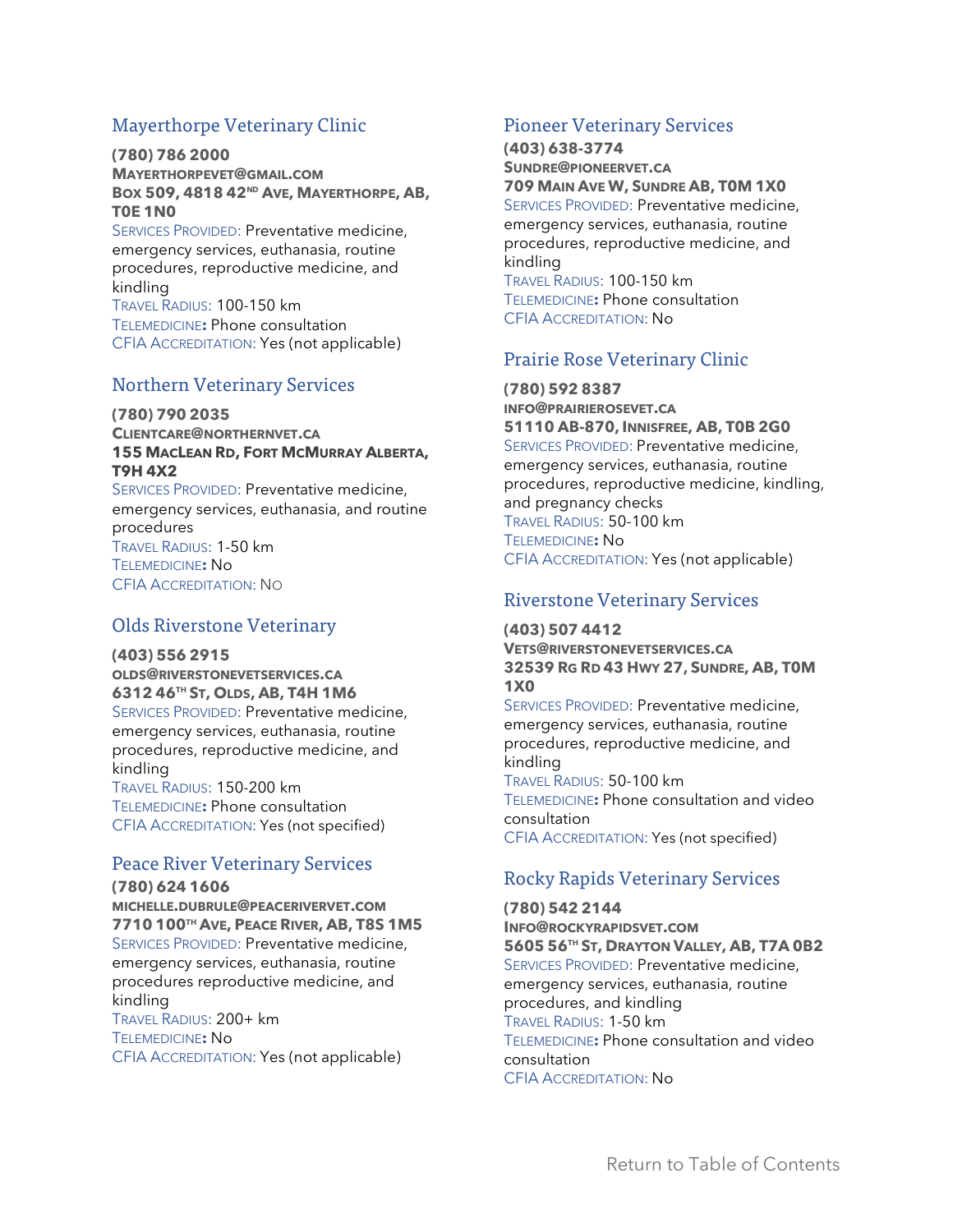## Mayerthorpe Veterinary Clinic

**(780) 786 2000**
**MAYERTHORPEVET@GMAIL.COM**
**BOX 509, 4818 42ND AVE, MAYERTHORPE, AB, T0E 1N0**
SERVICES PROVIDED: Preventative medicine, emergency services, euthanasia, routine procedures, reproductive medicine, and kindling
TRAVEL RADIUS: 100-150 km
TELEMEDICINE**:** Phone consultation
CFIA ACCREDITATION: Yes (not applicable)

## Northern Veterinary Services

**(780) 790 2035**
**CLIENTCARE@NORTHERNVET.CA**
**155 MACLEAN RD, FORT MCMURRAY ALBERTA, T9H 4X2**
SERVICES PROVIDED: Preventative medicine, emergency services, euthanasia, and routine procedures
TRAVEL RADIUS: 1-50 km
TELEMEDICINE**:** No
CFIA ACCREDITATION: NO

## Olds Riverstone Veterinary

**(403) 556 2915**
**OLDS@RIVERSTONEVETSERVICES.CA**
**6312 46TH ST, OLDS, AB, T4H 1M6**
SERVICES PROVIDED: Preventative medicine, emergency services, euthanasia, routine procedures, reproductive medicine, and kindling
TRAVEL RADIUS: 150-200 km
TELEMEDICINE**:** Phone consultation
CFIA ACCREDITATION: Yes (not specified)

## Peace River Veterinary Services

**(780) 624 1606**
**MICHELLE.DUBRULE@PEACERIVERVET.COM**
**7710 100TH AVE, PEACE RIVER, AB, T8S 1M5**
SERVICES PROVIDED: Preventative medicine, emergency services, euthanasia, routine procedures reproductive medicine, and kindling
TRAVEL RADIUS: 200+ km
TELEMEDICINE**:** No
CFIA ACCREDITATION: Yes (not applicable)

## Pioneer Veterinary Services

**(403) 638-3774**
**SUNDRE@PIONEERVET.CA**
**709 MAIN AVE W, SUNDRE AB, T0M 1X0**
SERVICES PROVIDED: Preventative medicine, emergency services, euthanasia, routine procedures, reproductive medicine, and kindling
TRAVEL RADIUS: 100-150 km
TELEMEDICINE**:** Phone consultation
CFIA ACCREDITATION: No

## Prairie Rose Veterinary Clinic

**(780) 592 8387**
**INFO@PRAIRIEROSEVET.CA**
**51110 AB-870, INNISFREE, AB, T0B 2G0**
SERVICES PROVIDED: Preventative medicine, emergency services, euthanasia, routine procedures, reproductive medicine, kindling, and pregnancy checks
TRAVEL RADIUS: 50-100 km
TELEMEDICINE**:** No
CFIA ACCREDITATION: Yes (not applicable)

## Riverstone Veterinary Services

**(403) 507 4412**
**VETS@RIVERSTONEVETSERVICES.CA**
**32539 RG RD 43 HWY 27, SUNDRE, AB, T0M 1X0**
SERVICES PROVIDED: Preventative medicine, emergency services, euthanasia, routine procedures, reproductive medicine, and kindling
TRAVEL RADIUS: 50-100 km
TELEMEDICINE**:** Phone consultation and video consultation
CFIA ACCREDITATION: Yes (not specified)

## Rocky Rapids Veterinary Services

**(780) 542 2144**
**INFO@ROCKYRAPIDSVET.COM**
**5605 56TH ST, DRAYTON VALLEY, AB, T7A 0B2**
SERVICES PROVIDED: Preventative medicine, emergency services, euthanasia, routine procedures, and kindling
TRAVEL RADIUS: 1-50 km
TELEMEDICINE**:** Phone consultation and video consultation
CFIA ACCREDITATION: No

Return to Table of Contents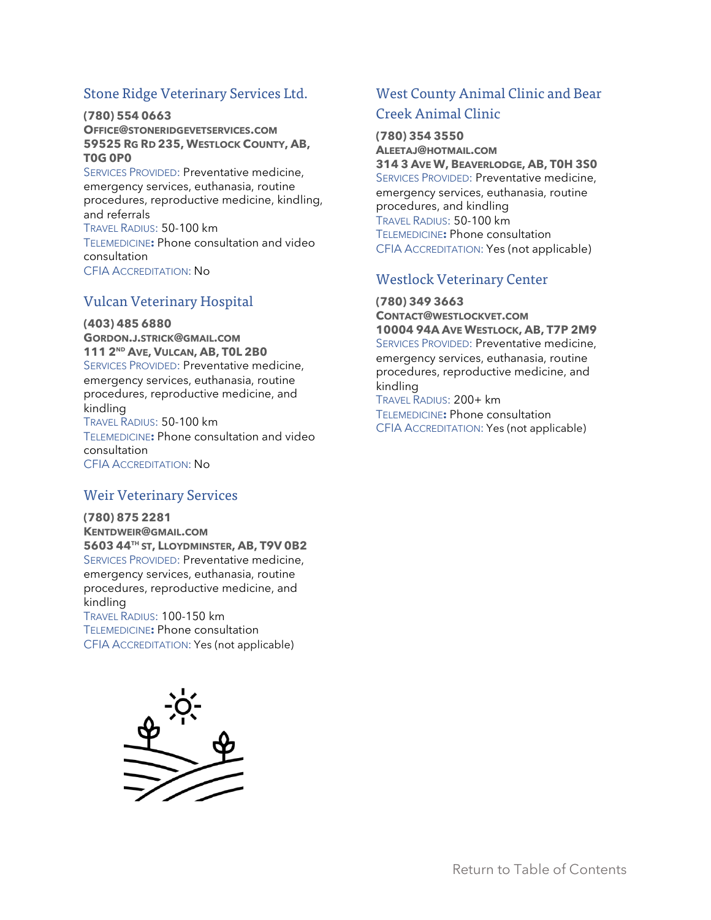## Stone Ridge Veterinary Services Ltd.

**(780) 554 0663**
**OFFICE@STONERIDGEVETSERVICES.COM**
**59525 RG RD 235, WESTLOCK COUNTY, AB, T0G 0P0**

SERVICES PROVIDED: Preventative medicine, emergency services, euthanasia, routine procedures, reproductive medicine, kindling, and referrals
TRAVEL RADIUS: 50-100 km
TELEMEDICINE**:** Phone consultation and video consultation
CFIA ACCREDITATION: No

## Vulcan Veterinary Hospital

**(403) 485 6880**
**GORDON.J.STRICK@GMAIL.COM**
**111 2ND AVE, VULCAN, AB, T0L 2B0**

SERVICES PROVIDED: Preventative medicine, emergency services, euthanasia, routine procedures, reproductive medicine, and kindling
TRAVEL RADIUS: 50-100 km
TELEMEDICINE**:** Phone consultation and video consultation
CFIA ACCREDITATION: No

## Weir Veterinary Services

**(780) 875 2281**
**KENTDWEIR@GMAIL.COM**
**5603 44TH ST, LLOYDMINSTER, AB, T9V 0B2**

SERVICES PROVIDED: Preventative medicine, emergency services, euthanasia, routine procedures, reproductive medicine, and kindling
TRAVEL RADIUS: 100-150 km
TELEMEDICINE**:** Phone consultation
CFIA ACCREDITATION: Yes (not applicable)

## West County Animal Clinic and Bear Creek Animal Clinic

**(780) 354 3550**
**ALEETAJ@HOTMAIL.COM**
**314 3 AVE W, BEAVERLODGE, AB, T0H 3S0**

SERVICES PROVIDED: Preventative medicine, emergency services, euthanasia, routine procedures, and kindling
TRAVEL RADIUS: 50-100 km
TELEMEDICINE**:** Phone consultation
CFIA ACCREDITATION: Yes (not applicable)

## Westlock Veterinary Center

**(780) 349 3663**
**CONTACT@WESTLOCKVET.COM**
**10004 94A AVE WESTLOCK, AB, T7P 2M9**

SERVICES PROVIDED: Preventative medicine, emergency services, euthanasia, routine procedures, reproductive medicine, and kindling
TRAVEL RADIUS: 200+ km
TELEMEDICINE**:** Phone consultation
CFIA ACCREDITATION: Yes (not applicable)

Return to Table of Contents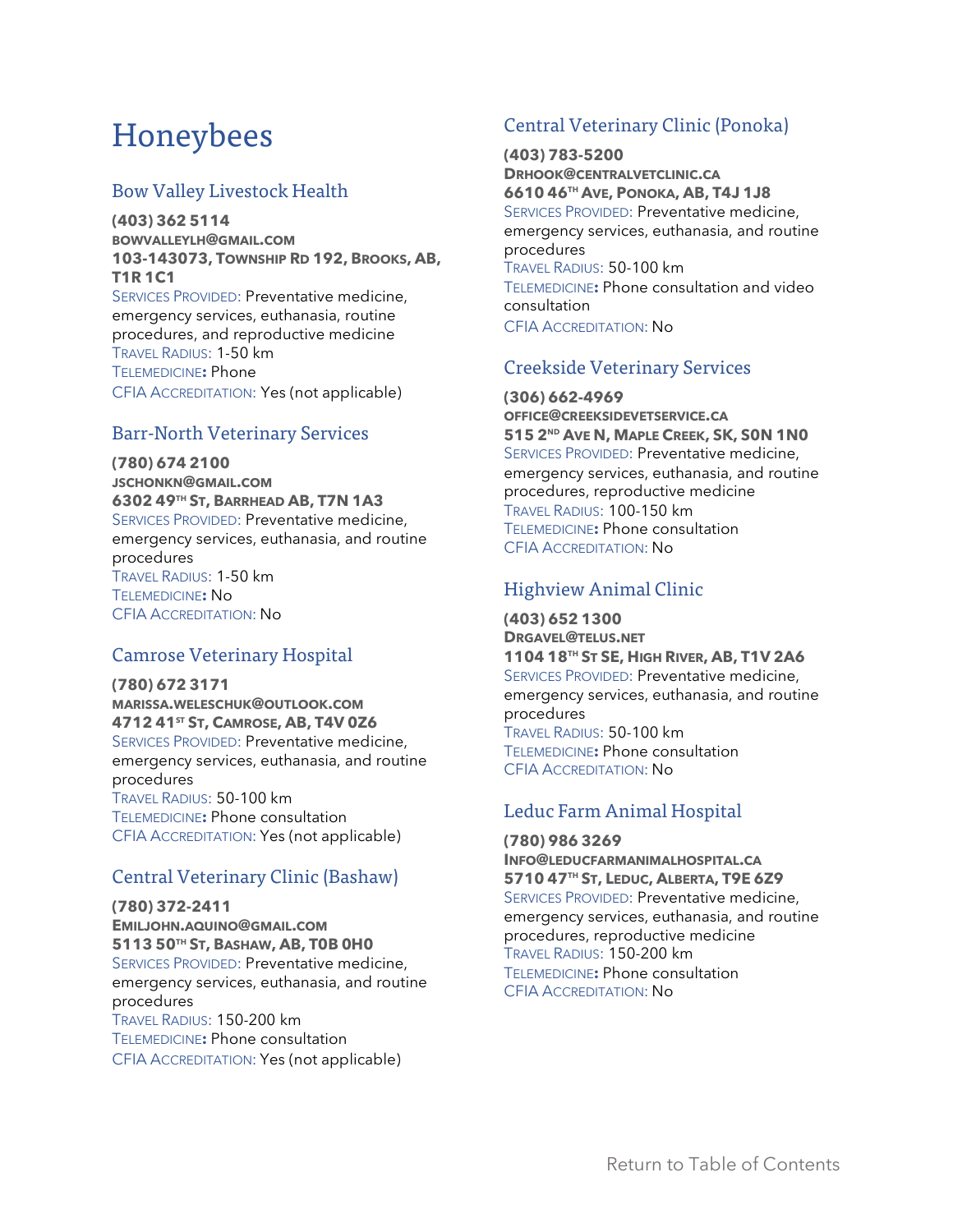# Honeybees

## Bow Valley Livestock Health

**(403) 362 5114**
**bowvalleylh@gmail.com**
**103-143073, Township Rd 192, Brooks, AB, T1R 1C1**
Services Provided: Preventative medicine, emergency services, euthanasia, routine procedures, and reproductive medicine
Travel Radius: 1-50 km
Telemedicine**:** Phone
CFIA Accreditation: Yes (not applicable)

## Barr-North Veterinary Services

**(780) 674 2100**
**jschonkn@gmail.com**
**6302 49th St, Barrhead AB, T7N 1A3**
Services Provided: Preventative medicine, emergency services, euthanasia, and routine procedures
Travel Radius: 1-50 km
Telemedicine**:** No
CFIA Accreditation: No

## Camrose Veterinary Hospital

**(780) 672 3171**
**marissa.weleschuk@outlook.com**
**4712 41st St, Camrose, AB, T4V 0Z6**
Services Provided: Preventative medicine, emergency services, euthanasia, and routine procedures
Travel Radius: 50-100 km
Telemedicine**:** Phone consultation
CFIA Accreditation: Yes (not applicable)

## Central Veterinary Clinic (Bashaw)

**(780) 372-2411**
**Emiljohn.aquino@gmail.com**
**5113 50th St, Bashaw, AB, T0B 0H0**
Services Provided: Preventative medicine, emergency services, euthanasia, and routine procedures
Travel Radius: 150-200 km
Telemedicine**:** Phone consultation
CFIA Accreditation: Yes (not applicable)

## Central Veterinary Clinic (Ponoka)

**(403) 783-5200**
**Drhook@centralvetclinic.ca**
**6610 46th Ave, Ponoka, AB, T4J 1J8**
Services Provided: Preventative medicine, emergency services, euthanasia, and routine procedures
Travel Radius: 50-100 km
Telemedicine**:** Phone consultation and video consultation
CFIA Accreditation: No

## Creekside Veterinary Services

**(306) 662-4969**
**office@creeksidevetservice.ca**
**515 2nd Ave N, Maple Creek, SK, S0N 1N0**
Services Provided: Preventative medicine, emergency services, euthanasia, and routine procedures, reproductive medicine
Travel Radius: 100-150 km
Telemedicine**:** Phone consultation
CFIA Accreditation: No

## Highview Animal Clinic

**(403) 652 1300**
**Drgavel@telus.net**
**1104 18th St SE, High River, AB, T1V 2A6**
Services Provided: Preventative medicine, emergency services, euthanasia, and routine procedures
Travel Radius: 50-100 km
Telemedicine**:** Phone consultation
CFIA Accreditation: No

## Leduc Farm Animal Hospital

**(780) 986 3269**
**Info@leducfarmanimalhospital.ca**
**5710 47th St, Leduc, Alberta, T9E 6Z9**
Services Provided: Preventative medicine, emergency services, euthanasia, and routine procedures, reproductive medicine
Travel Radius: 150-200 km
Telemedicine**:** Phone consultation
CFIA Accreditation: No

Return to Table of Contents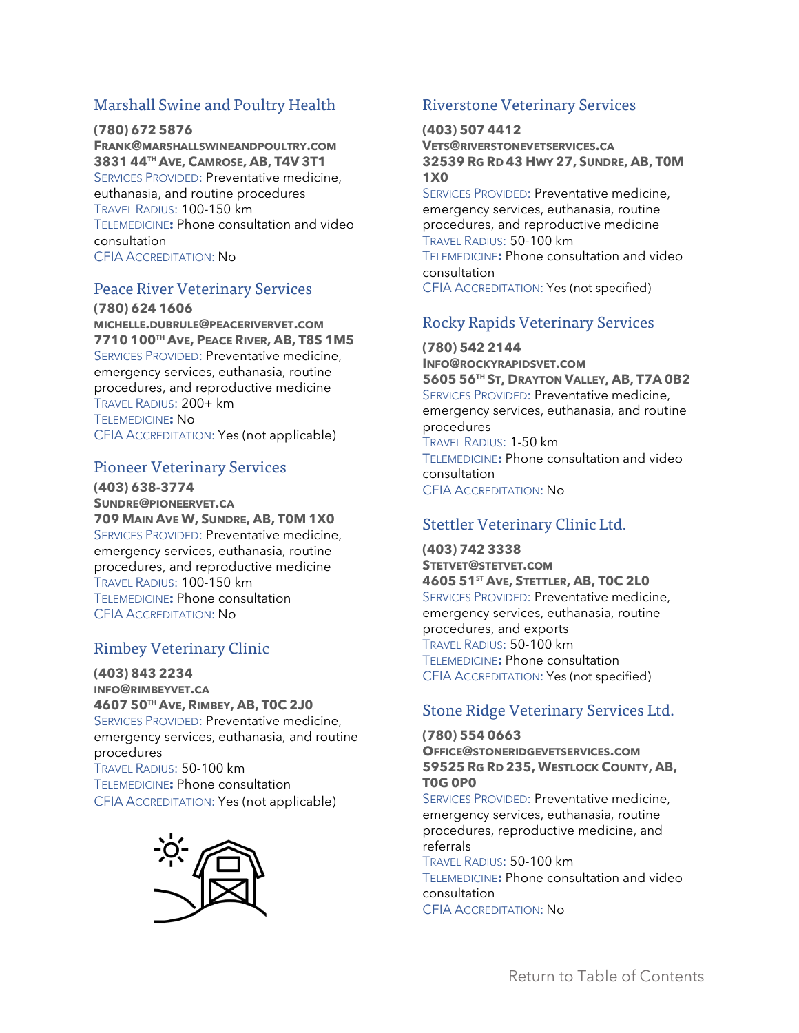## Marshall Swine and Poultry Health

**(780) 672 5876**
**FRANK@MARSHALLSWINEANDPOULTRY.COM**
**3831 44TH AVE, CAMROSE, AB, T4V 3T1**
SERVICES PROVIDED: Preventative medicine, euthanasia, and routine procedures
TRAVEL RADIUS: 100-150 km
TELEMEDICINE: Phone consultation and video consultation
CFIA ACCREDITATION: No

## Peace River Veterinary Services

**(780) 624 1606**
**MICHELLE.DUBRULE@PEACERIVERVET.COM**
**7710 100TH AVE, PEACE RIVER, AB, T8S 1M5**
SERVICES PROVIDED: Preventative medicine, emergency services, euthanasia, routine procedures, and reproductive medicine
TRAVEL RADIUS: 200+ km
TELEMEDICINE: No
CFIA ACCREDITATION: Yes (not applicable)

## Pioneer Veterinary Services

**(403) 638-3774**
**SUNDRE@PIONEERVET.CA**
**709 MAIN AVE W, SUNDRE, AB, T0M 1X0**
SERVICES PROVIDED: Preventative medicine, emergency services, euthanasia, routine procedures, and reproductive medicine
TRAVEL RADIUS: 100-150 km
TELEMEDICINE: Phone consultation
CFIA ACCREDITATION: No

## Rimbey Veterinary Clinic

**(403) 843 2234**
**INFO@RIMBEYVET.CA**
**4607 50TH AVE, RIMBEY, AB, T0C 2J0**
SERVICES PROVIDED: Preventative medicine, emergency services, euthanasia, and routine procedures
TRAVEL RADIUS: 50-100 km
TELEMEDICINE: Phone consultation
CFIA ACCREDITATION: Yes (not applicable)

## Riverstone Veterinary Services

**(403) 507 4412**
**VETS@RIVERSTONEVETSERVICES.CA**
**32539 RG RD 43 HWY 27, SUNDRE, AB, T0M 1X0**
SERVICES PROVIDED: Preventative medicine, emergency services, euthanasia, routine procedures, and reproductive medicine
TRAVEL RADIUS: 50-100 km
TELEMEDICINE: Phone consultation and video consultation
CFIA ACCREDITATION: Yes (not specified)

## Rocky Rapids Veterinary Services

**(780) 542 2144**
**INFO@ROCKYRAPIDSVET.COM**
**5605 56TH ST, DRAYTON VALLEY, AB, T7A 0B2**
SERVICES PROVIDED: Preventative medicine, emergency services, euthanasia, and routine procedures
TRAVEL RADIUS: 1-50 km
TELEMEDICINE: Phone consultation and video consultation
CFIA ACCREDITATION: No

## Stettler Veterinary Clinic Ltd.

**(403) 742 3338**
**STETVET@STETVET.COM**
**4605 51ST AVE, STETTLER, AB, T0C 2L0**
SERVICES PROVIDED: Preventative medicine, emergency services, euthanasia, routine procedures, and exports
TRAVEL RADIUS: 50-100 km
TELEMEDICINE: Phone consultation
CFIA ACCREDITATION: Yes (not specified)

## Stone Ridge Veterinary Services Ltd.

**(780) 554 0663**
**OFFICE@STONERIDGEVETSERVICES.COM**
**59525 RG RD 235, WESTLOCK COUNTY, AB, T0G 0P0**
SERVICES PROVIDED: Preventative medicine, emergency services, euthanasia, routine procedures, reproductive medicine, and referrals
TRAVEL RADIUS: 50-100 km
TELEMEDICINE: Phone consultation and video consultation
CFIA ACCREDITATION: No

Return to Table of Contents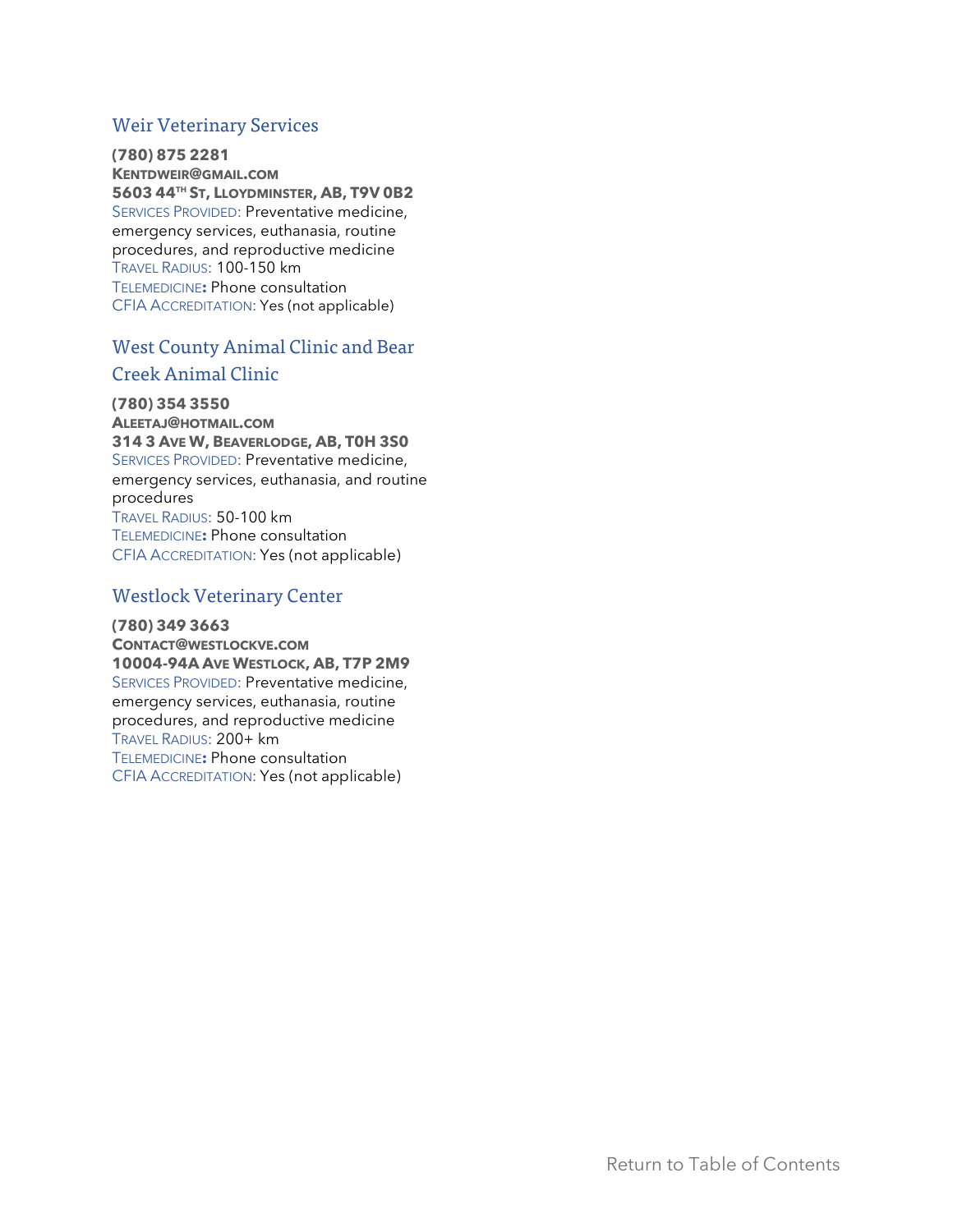## Weir Veterinary Services

**(780) 875 2281**
**KENTDWEIR@GMAIL.COM**
**5603 44TH ST, LLOYDMINSTER, AB, T9V 0B2**
SERVICES PROVIDED: Preventative medicine, emergency services, euthanasia, routine procedures, and reproductive medicine
TRAVEL RADIUS: 100-150 km
TELEMEDICINE: Phone consultation
CFIA ACCREDITATION: Yes (not applicable)

## West County Animal Clinic and Bear Creek Animal Clinic

**(780) 354 3550**
**ALEETAJ@HOTMAIL.COM**
**314 3 AVE W, BEAVERLODGE, AB, T0H 3S0**
SERVICES PROVIDED: Preventative medicine, emergency services, euthanasia, and routine procedures
TRAVEL RADIUS: 50-100 km
TELEMEDICINE: Phone consultation
CFIA ACCREDITATION: Yes (not applicable)

## Westlock Veterinary Center

**(780) 349 3663**
**CONTACT@WESTLOCKVE.COM**
**10004-94A AVE WESTLOCK, AB, T7P 2M9**
SERVICES PROVIDED: Preventative medicine, emergency services, euthanasia, routine procedures, and reproductive medicine
TRAVEL RADIUS: 200+ km
TELEMEDICINE: Phone consultation
CFIA ACCREDITATION: Yes (not applicable)

Return to Table of Contents